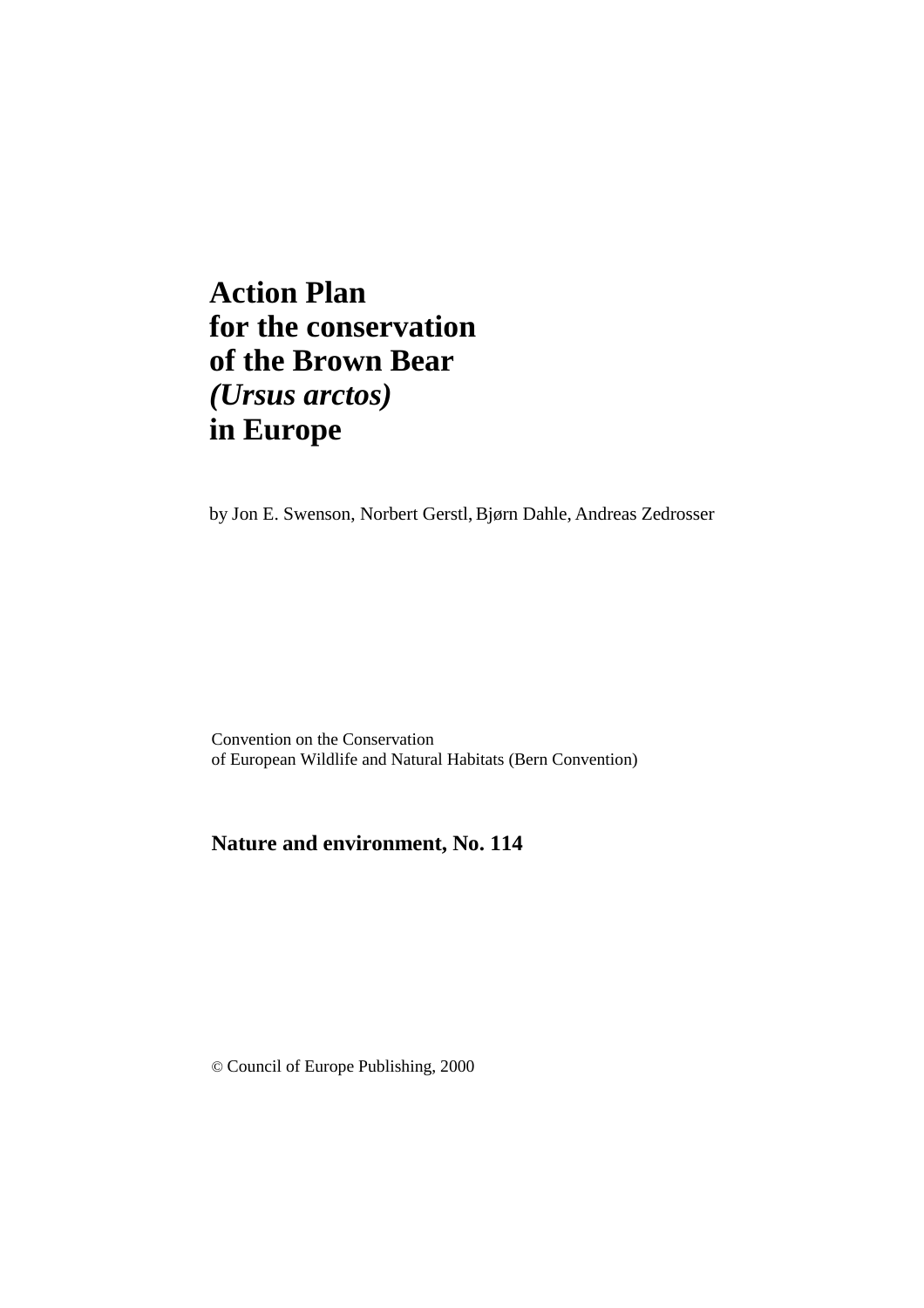# Action Plan for the conservation of the Brown Bear *(Ursus arctos)* in Europe

by Jon E. Swenson, Norbert Gerstl, Bjørn Dahle, Andreas Zedrosser

Convention on the Conservation
of European Wildlife and Natural Habitats (Bern Convention)

**Nature and environment, No. 114**

© Council of Europe Publishing, 2000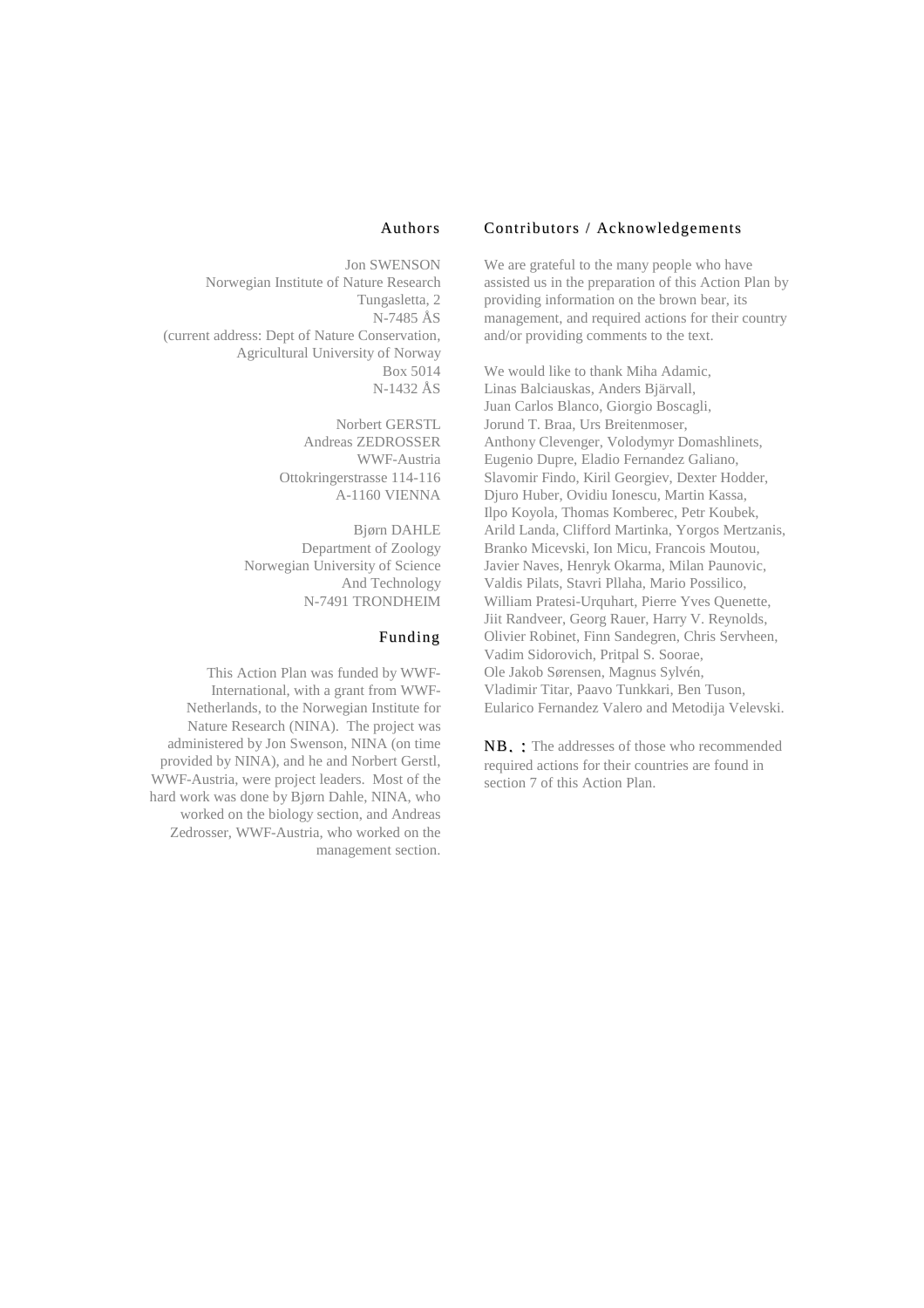## Authors

Jon SWENSON
Norwegian Institute of Nature Research
Tungasletta, 2
N-7485 ÅS
(current address: Dept of Nature Conservation,
Agricultural University of Norway
Box 5014
N-1432 ÅS

Norbert GERSTL
Andreas ZEDROSSER
WWF-Austria
Ottokringerstrasse 114-116
A-1160 VIENNA

Bjørn DAHLE
Department of Zoology
Norwegian University of Science
And Technology
N-7491 TRONDHEIM

## Funding

This Action Plan was funded by WWF-International, with a grant from WWF-Netherlands, to the Norwegian Institute for Nature Research (NINA). The project was administered by Jon Swenson, NINA (on time provided by NINA), and he and Norbert Gerstl, WWF-Austria, were project leaders. Most of the hard work was done by Bjørn Dahle, NINA, who worked on the biology section, and Andreas Zedrosser, WWF-Austria, who worked on the management section.

## Contributors / Acknowledgements

We are grateful to the many people who have assisted us in the preparation of this Action Plan by providing information on the brown bear, its management, and required actions for their country and/or providing comments to the text.

We would like to thank Miha Adamic, Linas Balciauskas, Anders Bjärvall, Juan Carlos Blanco, Giorgio Boscagli, Jorund T. Braa, Urs Breitenmoser, Anthony Clevenger, Volodymyr Domashlinets, Eugenio Dupre, Eladio Fernandez Galiano, Slavomir Findo, Kiril Georgiev, Dexter Hodder, Djuro Huber, Ovidiu Ionescu, Martin Kassa, Ilpo Koyola, Thomas Komberec, Petr Koubek, Arild Landa, Clifford Martinka, Yorgos Mertzanis, Branko Micevski, Ion Micu, Francois Moutou, Javier Naves, Henryk Okarma, Milan Paunovic, Valdis Pilats, Stavri Pllaha, Mario Possilico, William Pratesi-Urquhart, Pierre Yves Quenette, Jiit Randveer, Georg Rauer, Harry V. Reynolds, Olivier Robinet, Finn Sandegren, Chris Servheen, Vadim Sidorovich, Pritpal S. Soorae, Ole Jakob Sørensen, Magnus Sylvén, Vladimir Titar, Paavo Tunkkari, Ben Tuson, Eularico Fernandez Valero and Metodija Velevski.

NB.: The addresses of those who recommended required actions for their countries are found in section 7 of this Action Plan.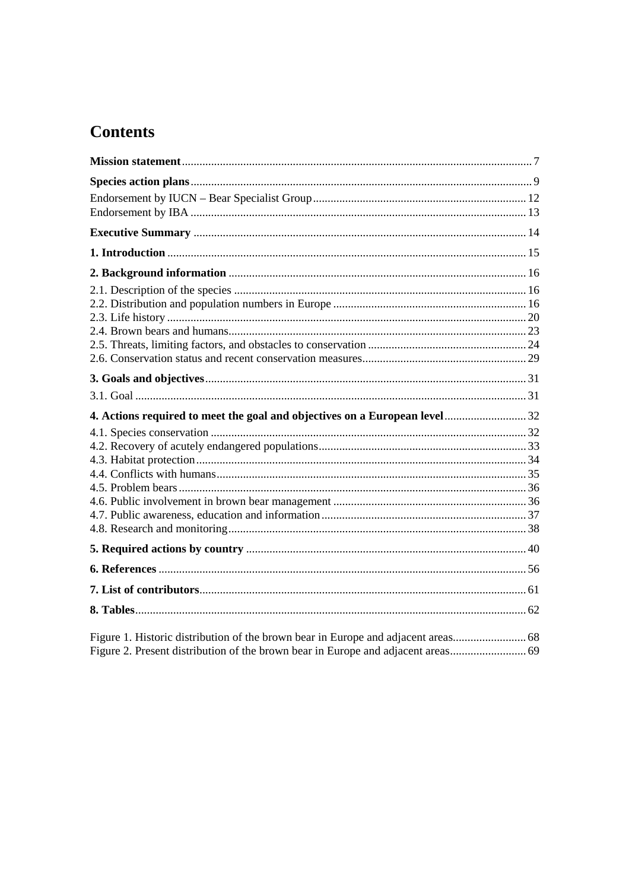# Contents

**Mission statement** ........................................................................................................ 7

**Species action plans** ..................................................................................................... 9

Endorsement by IUCN – Bear Specialist Group ........................................................... 12

Endorsement by IBA ....................................................................................................... 13

**Executive Summary** ..................................................................................................... 14

**1. Introduction** .............................................................................................................. 15

**2. Background information** ......................................................................................... 16

2.1. Description of the species ...................................................................................... 16

2.2. Distribution and population numbers in Europe ..................................................... 16

2.3. Life history .............................................................................................................. 20

2.4. Brown bears and humans ........................................................................................ 23

2.5. Threats, limiting factors, and obstacles to conservation ........................................ 24

2.6. Conservation status and recent conservation measures ......................................... 29

**3. Goals and objectives** ................................................................................................. 31

3.1. Goal ......................................................................................................................... 31

**4. Actions required to meet the goal and objectives on a European level** ................ 32

4.1. Species conservation ............................................................................................... 32

4.2. Recovery of acutely endangered populations ......................................................... 33

4.3. Habitat protection .................................................................................................... 34

4.4. Conflicts with humans ............................................................................................. 35

4.5. Problem bears .......................................................................................................... 36

4.6. Public involvement in brown bear management ..................................................... 36

4.7. Public awareness, education and information ........................................................ 37

4.8. Research and monitoring ......................................................................................... 38

**5. Required actions by country** .................................................................................... 40

**6. References** .................................................................................................................. 56

**7. List of contributors** .................................................................................................... 61

**8. Tables** ......................................................................................................................... 62

Figure 1. Historic distribution of the brown bear in Europe and adjacent areas ............. 68

Figure 2. Present distribution of the brown bear in Europe and adjacent areas .............. 69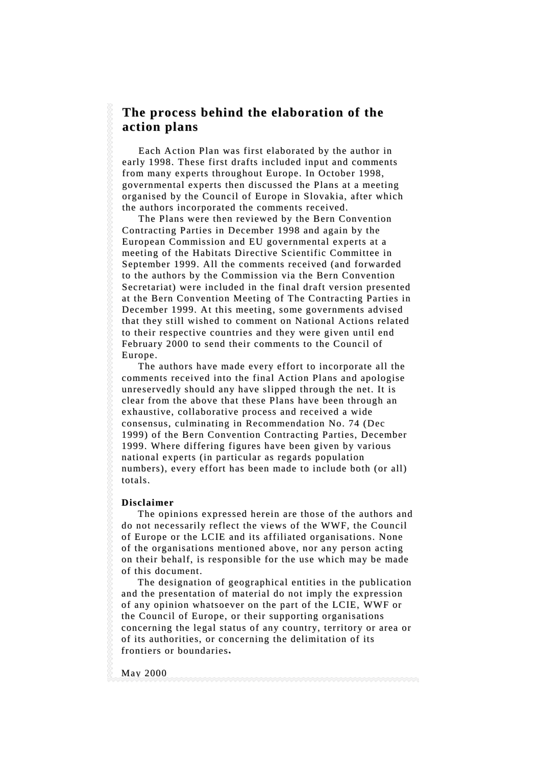# The process behind the elaboration of the action plans

Each Action Plan was first elaborated by the author in early 1998. These first drafts included input and comments from many experts throughout Europe. In October 1998, governmental experts then discussed the Plans at a meeting organised by the Council of Europe in Slovakia, after which the authors incorporated the comments received.

The Plans were then reviewed by the Bern Convention Contracting Parties in December 1998 and again by the European Commission and EU governmental experts at a meeting of the Habitats Directive Scientific Committee in September 1999. All the comments received (and forwarded to the authors by the Commission via the Bern Convention Secretariat) were included in the final draft version presented at the Bern Convention Meeting of The Contracting Parties in December 1999. At this meeting, some governments advised that they still wished to comment on National Actions related to their respective countries and they were given until end February 2000 to send their comments to the Council of Europe.

The authors have made every effort to incorporate all the comments received into the final Action Plans and apologise unreservedly should any have slipped through the net. It is clear from the above that these Plans have been through an exhaustive, collaborative process and received a wide consensus, culminating in Recommendation No. 74 (Dec 1999) of the Bern Convention Contracting Parties, December 1999. Where differing figures have been given by various national experts (in particular as regards population numbers), every effort has been made to include both (or all) totals.

**Disclaimer**

The opinions expressed herein are those of the authors and do not necessarily reflect the views of the WWF, the Council of Europe or the LCIE and its affiliated organisations. None of the organisations mentioned above, nor any person acting on their behalf, is responsible for the use which may be made of this document.

The designation of geographical entities in the publication and the presentation of material do not imply the expression of any opinion whatsoever on the part of the LCIE, WWF or the Council of Europe, or their supporting organisations concerning the legal status of any country, territory or area or of its authorities, or concerning the delimitation of its frontiers or boundaries.

May 2000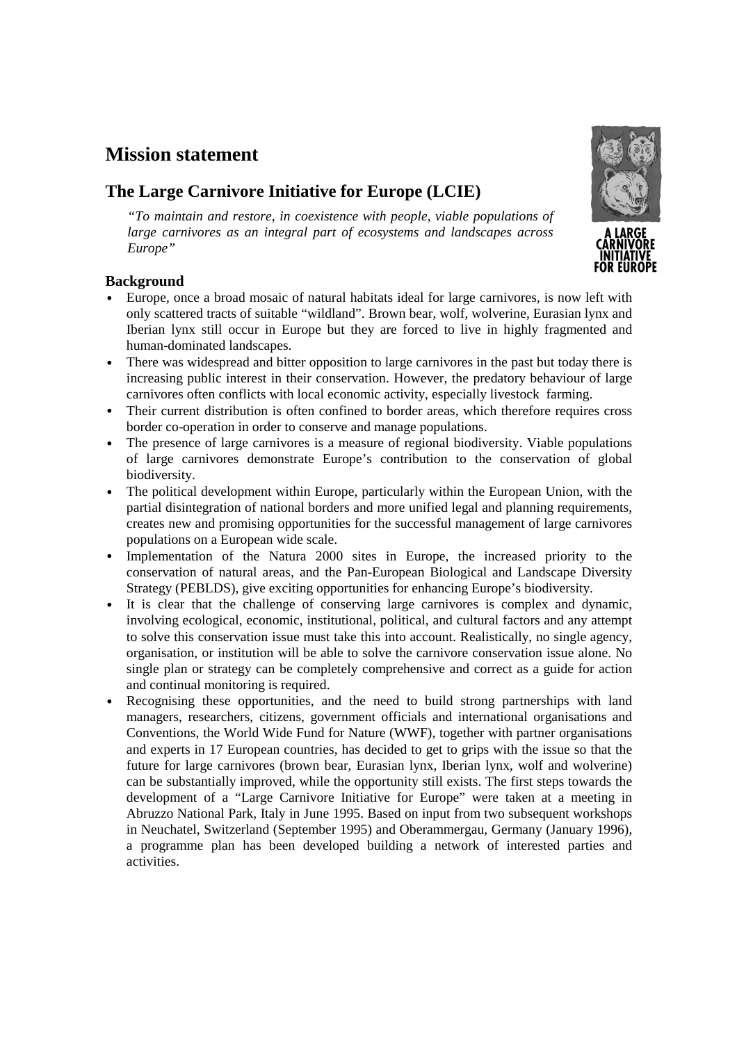# Mission statement

## The Large Carnivore Initiative for Europe (LCIE)

*"To maintain and restore, in coexistence with people, viable populations of large carnivores as an integral part of ecosystems and landscapes across Europe"*

### Background

- Europe, once a broad mosaic of natural habitats ideal for large carnivores, is now left with only scattered tracts of suitable "wildland". Brown bear, wolf, wolverine, Eurasian lynx and Iberian lynx still occur in Europe but they are forced to live in highly fragmented and human-dominated landscapes.
- There was widespread and bitter opposition to large carnivores in the past but today there is increasing public interest in their conservation. However, the predatory behaviour of large carnivores often conflicts with local economic activity, especially livestock farming.
- Their current distribution is often confined to border areas, which therefore requires cross border co-operation in order to conserve and manage populations.
- The presence of large carnivores is a measure of regional biodiversity. Viable populations of large carnivores demonstrate Europe's contribution to the conservation of global biodiversity.
- The political development within Europe, particularly within the European Union, with the partial disintegration of national borders and more unified legal and planning requirements, creates new and promising opportunities for the successful management of large carnivores populations on a European wide scale.
- Implementation of the Natura 2000 sites in Europe, the increased priority to the conservation of natural areas, and the Pan-European Biological and Landscape Diversity Strategy (PEBLDS), give exciting opportunities for enhancing Europe's biodiversity.
- It is clear that the challenge of conserving large carnivores is complex and dynamic, involving ecological, economic, institutional, political, and cultural factors and any attempt to solve this conservation issue must take this into account. Realistically, no single agency, organisation, or institution will be able to solve the carnivore conservation issue alone. No single plan or strategy can be completely comprehensive and correct as a guide for action and continual monitoring is required.
- Recognising these opportunities, and the need to build strong partnerships with land managers, researchers, citizens, government officials and international organisations and Conventions, the World Wide Fund for Nature (WWF), together with partner organisations and experts in 17 European countries, has decided to get to grips with the issue so that the future for large carnivores (brown bear, Eurasian lynx, Iberian lynx, wolf and wolverine) can be substantially improved, while the opportunity still exists. The first steps towards the development of a "Large Carnivore Initiative for Europe" were taken at a meeting in Abruzzo National Park, Italy in June 1995. Based on input from two subsequent workshops in Neuchatel, Switzerland (September 1995) and Oberammergau, Germany (January 1996), a programme plan has been developed building a network of interested parties and activities.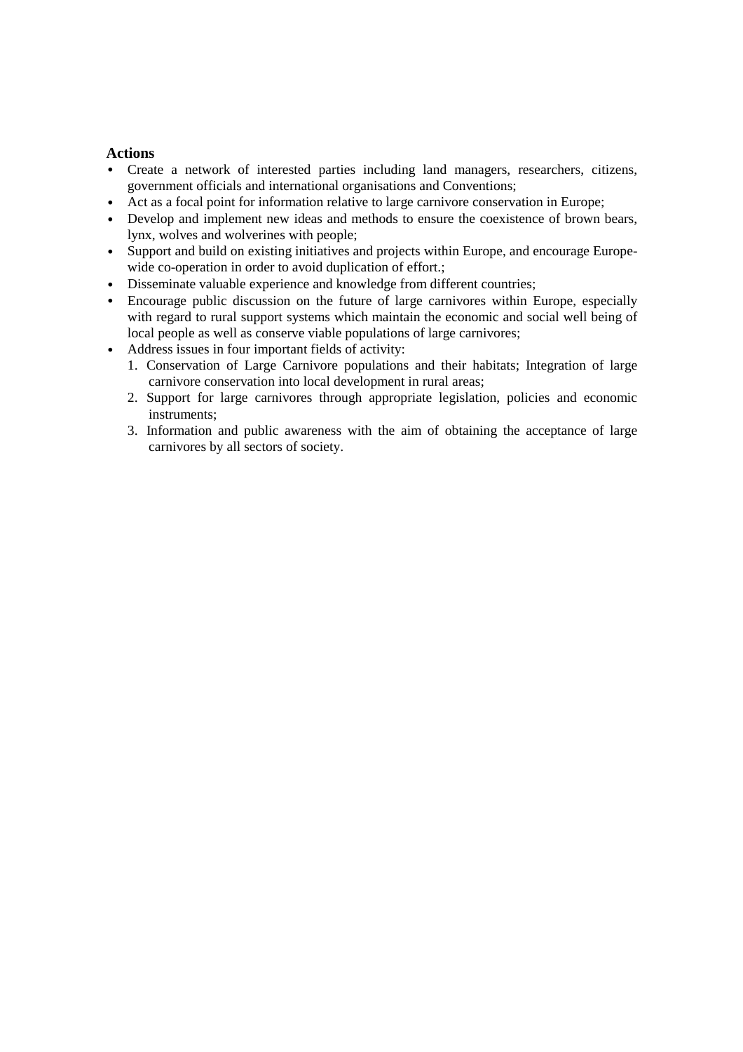**Actions**

- Create a network of interested parties including land managers, researchers, citizens, government officials and international organisations and Conventions;
- Act as a focal point for information relative to large carnivore conservation in Europe;
- Develop and implement new ideas and methods to ensure the coexistence of brown bears, lynx, wolves and wolverines with people;
- Support and build on existing initiatives and projects within Europe, and encourage Europe-wide co-operation in order to avoid duplication of effort.;
- Disseminate valuable experience and knowledge from different countries;
- Encourage public discussion on the future of large carnivores within Europe, especially with regard to rural support systems which maintain the economic and social well being of local people as well as conserve viable populations of large carnivores;
- Address issues in four important fields of activity:
  1. Conservation of Large Carnivore populations and their habitats; Integration of large carnivore conservation into local development in rural areas;
  2. Support for large carnivores through appropriate legislation, policies and economic instruments;
  3. Information and public awareness with the aim of obtaining the acceptance of large carnivores by all sectors of society.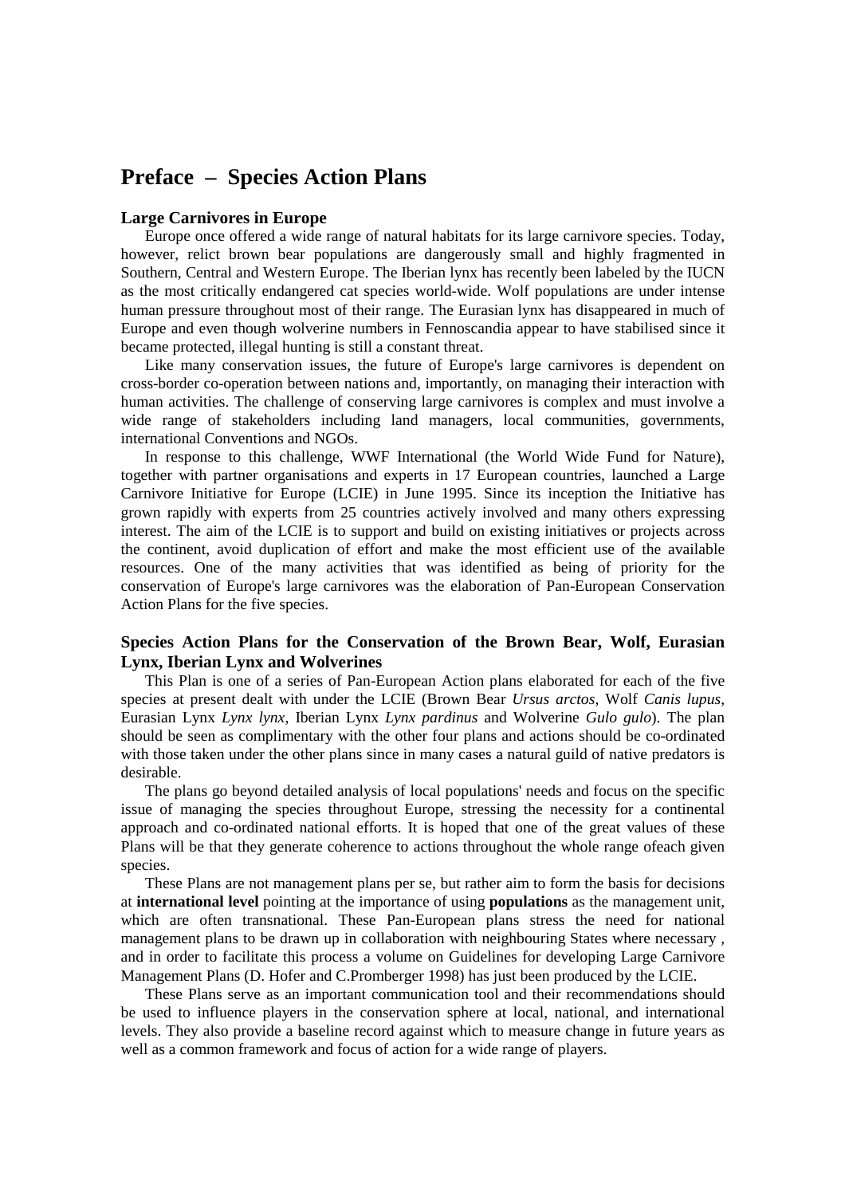# Preface – Species Action Plans

### Large Carnivores in Europe

Europe once offered a wide range of natural habitats for its large carnivore species. Today, however, relict brown bear populations are dangerously small and highly fragmented in Southern, Central and Western Europe. The Iberian lynx has recently been labeled by the IUCN as the most critically endangered cat species world-wide. Wolf populations are under intense human pressure throughout most of their range. The Eurasian lynx has disappeared in much of Europe and even though wolverine numbers in Fennoscandia appear to have stabilised since it became protected, illegal hunting is still a constant threat.

Like many conservation issues, the future of Europe's large carnivores is dependent on cross-border co-operation between nations and, importantly, on managing their interaction with human activities. The challenge of conserving large carnivores is complex and must involve a wide range of stakeholders including land managers, local communities, governments, international Conventions and NGOs.

In response to this challenge, WWF International (the World Wide Fund for Nature), together with partner organisations and experts in 17 European countries, launched a Large Carnivore Initiative for Europe (LCIE) in June 1995. Since its inception the Initiative has grown rapidly with experts from 25 countries actively involved and many others expressing interest. The aim of the LCIE is to support and build on existing initiatives or projects across the continent, avoid duplication of effort and make the most efficient use of the available resources. One of the many activities that was identified as being of priority for the conservation of Europe's large carnivores was the elaboration of Pan-European Conservation Action Plans for the five species.

### Species Action Plans for the Conservation of the Brown Bear, Wolf, Eurasian Lynx, Iberian Lynx and Wolverines

This Plan is one of a series of Pan-European Action plans elaborated for each of the five species at present dealt with under the LCIE (Brown Bear *Ursus arctos*, Wolf *Canis lupus*, Eurasian Lynx *Lynx lynx*, Iberian Lynx *Lynx pardinus* and Wolverine *Gulo gulo*). The plan should be seen as complimentary with the other four plans and actions should be co-ordinated with those taken under the other plans since in many cases a natural guild of native predators is desirable.

The plans go beyond detailed analysis of local populations' needs and focus on the specific issue of managing the species throughout Europe, stressing the necessity for a continental approach and co-ordinated national efforts. It is hoped that one of the great values of these Plans will be that they generate coherence to actions throughout the whole range ofeach given species.

These Plans are not management plans per se, but rather aim to form the basis for decisions at **international level** pointing at the importance of using **populations** as the management unit, which are often transnational. These Pan-European plans stress the need for national management plans to be drawn up in collaboration with neighbouring States where necessary , and in order to facilitate this process a volume on Guidelines for developing Large Carnivore Management Plans (D. Hofer and C.Promberger 1998) has just been produced by the LCIE.

These Plans serve as an important communication tool and their recommendations should be used to influence players in the conservation sphere at local, national, and international levels. They also provide a baseline record against which to measure change in future years as well as a common framework and focus of action for a wide range of players.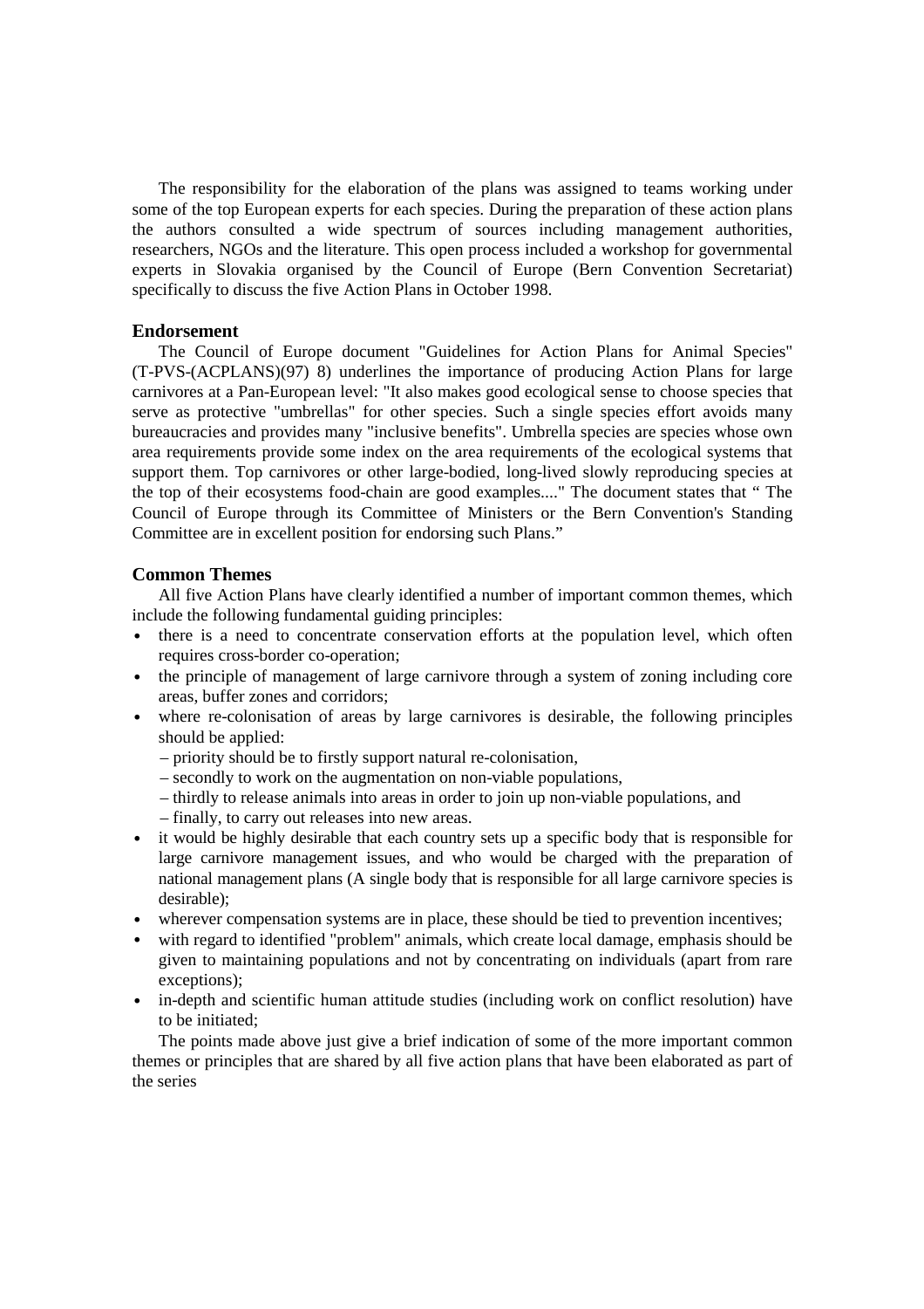The responsibility for the elaboration of the plans was assigned to teams working under some of the top European experts for each species. During the preparation of these action plans the authors consulted a wide spectrum of sources including management authorities, researchers, NGOs and the literature. This open process included a workshop for governmental experts in Slovakia organised by the Council of Europe (Bern Convention Secretariat) specifically to discuss the five Action Plans in October 1998.

### Endorsement

The Council of Europe document "Guidelines for Action Plans for Animal Species" (T-PVS-(ACPLANS)(97) 8) underlines the importance of producing Action Plans for large carnivores at a Pan-European level: "It also makes good ecological sense to choose species that serve as protective "umbrellas" for other species. Such a single species effort avoids many bureaucracies and provides many "inclusive benefits". Umbrella species are species whose own area requirements provide some index on the area requirements of the ecological systems that support them. Top carnivores or other large-bodied, long-lived slowly reproducing species at the top of their ecosystems food-chain are good examples...." The document states that " The Council of Europe through its Committee of Ministers or the Bern Convention's Standing Committee are in excellent position for endorsing such Plans."

### Common Themes

All five Action Plans have clearly identified a number of important common themes, which include the following fundamental guiding principles:

- there is a need to concentrate conservation efforts at the population level, which often requires cross-border co-operation;
- the principle of management of large carnivore through a system of zoning including core areas, buffer zones and corridors;
- where re-colonisation of areas by large carnivores is desirable, the following principles should be applied:
  – priority should be to firstly support natural re-colonisation,
  – secondly to work on the augmentation on non-viable populations,
  – thirdly to release animals into areas in order to join up non-viable populations, and
  – finally, to carry out releases into new areas.
- it would be highly desirable that each country sets up a specific body that is responsible for large carnivore management issues, and who would be charged with the preparation of national management plans (A single body that is responsible for all large carnivore species is desirable);
- wherever compensation systems are in place, these should be tied to prevention incentives;
- with regard to identified "problem" animals, which create local damage, emphasis should be given to maintaining populations and not by concentrating on individuals (apart from rare exceptions);
- in-depth and scientific human attitude studies (including work on conflict resolution) have to be initiated;

The points made above just give a brief indication of some of the more important common themes or principles that are shared by all five action plans that have been elaborated as part of the series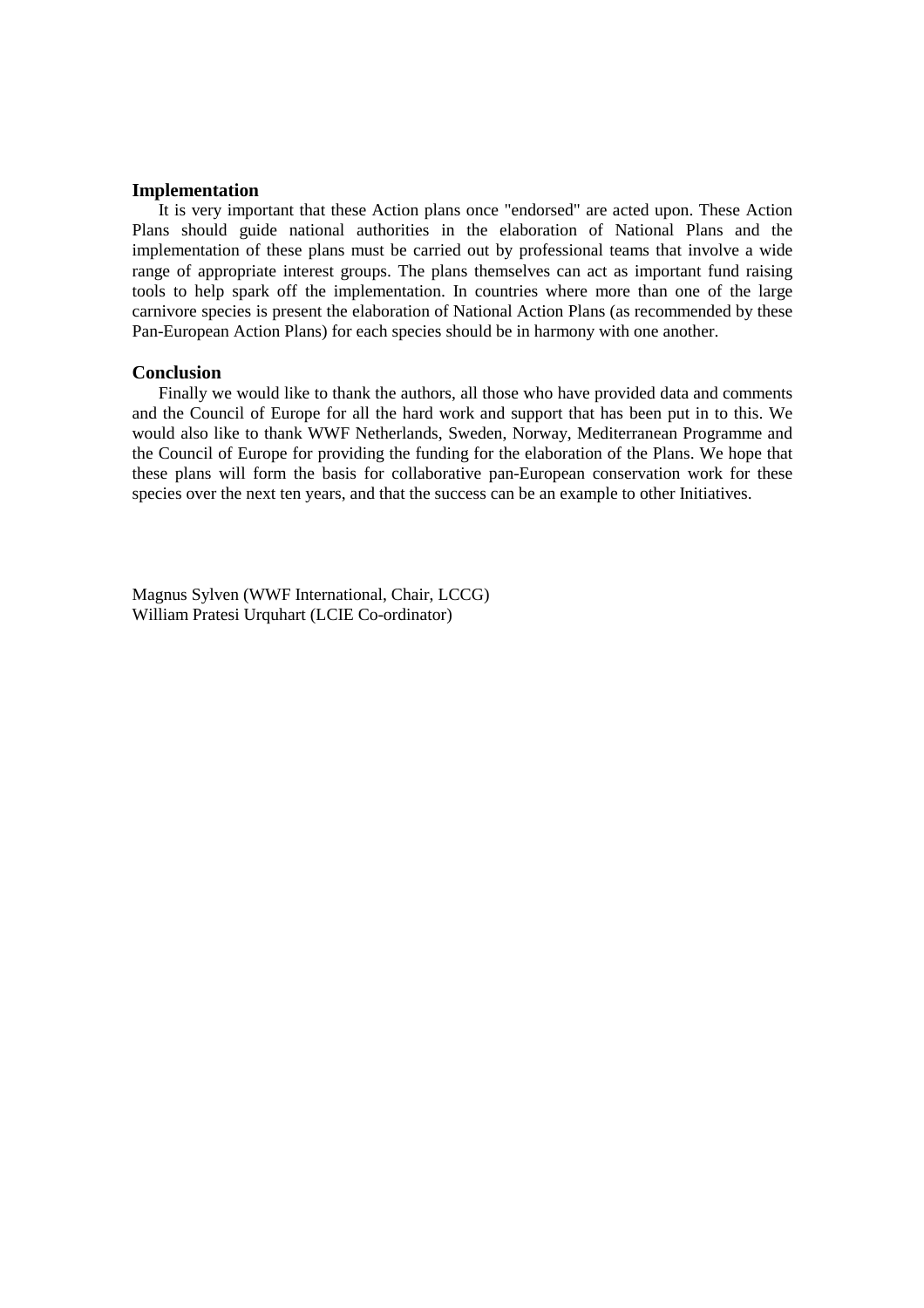## Implementation

It is very important that these Action plans once "endorsed" are acted upon. These Action Plans should guide national authorities in the elaboration of National Plans and the implementation of these plans must be carried out by professional teams that involve a wide range of appropriate interest groups. The plans themselves can act as important fund raising tools to help spark off the implementation. In countries where more than one of the large carnivore species is present the elaboration of National Action Plans (as recommended by these Pan-European Action Plans) for each species should be in harmony with one another.

## Conclusion

Finally we would like to thank the authors, all those who have provided data and comments and the Council of Europe for all the hard work and support that has been put in to this. We would also like to thank WWF Netherlands, Sweden, Norway, Mediterranean Programme and the Council of Europe for providing the funding for the elaboration of the Plans. We hope that these plans will form the basis for collaborative pan-European conservation work for these species over the next ten years, and that the success can be an example to other Initiatives.

Magnus Sylven (WWF International, Chair, LCCG)
William Pratesi Urquhart (LCIE Co-ordinator)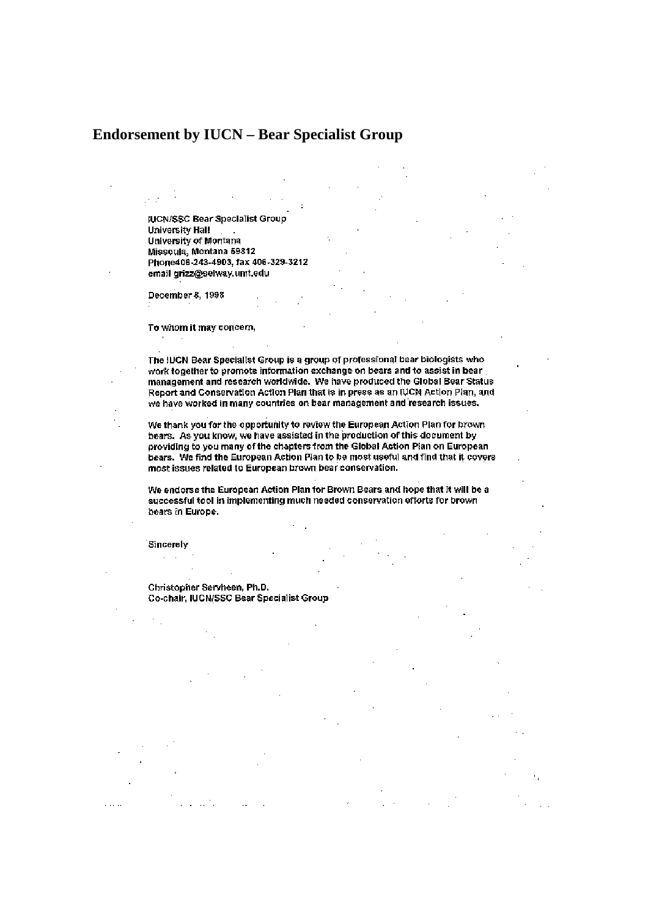## Endorsement by IUCN – Bear Specialist Group

IUCN/SSC Bear Specialist Group
University Hall
University of Montana
Missoula, Montana 59812
Phone406-243-4903, fax 406-329-3212
email grizz@selway.umt.edu

December 8, 1998

To whom it may concern,

The IUCN Bear Specialist Group is a group of professional bear biologists who work together to promote information exchange on bears and to assist in bear management and research worldwide. We have produced the Global Bear Status Report and Conservation Action Plan that is in press as an IUCN Action Plan, and we have worked in many countries on bear management and research issues.

We thank you for the opportunity to review the European Action Plan for brown bears. As you know, we have assisted in the production of this document by providing to you many of the chapters from the Global Action Plan on European bears. We find the European Action Plan to be most useful and find that it covers most issues related to European brown bear conservation.

We endorse the European Action Plan for Brown Bears and hope that it will be a successful tool in implementing much needed conservation efforts for brown bears in Europe.

Sincerely

Christopher Servheen, Ph.D.
Co-chair, IUCN/SSC Bear Specialist Group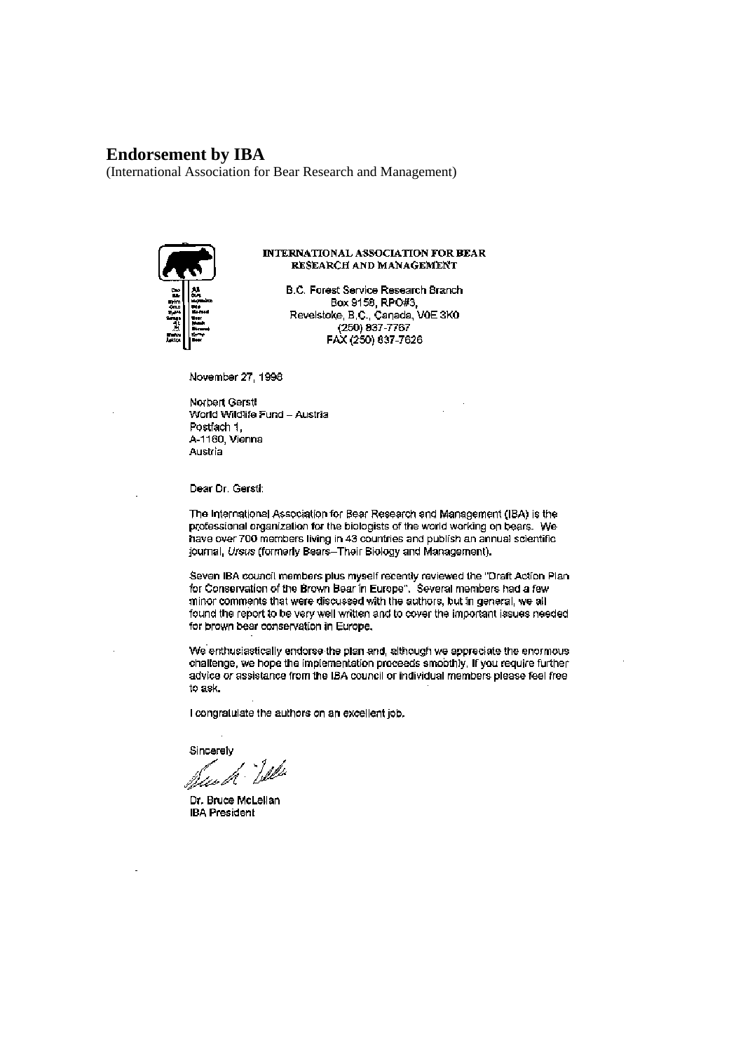## Endorsement by IBA

(International Association for Bear Research and Management)

INTERNATIONAL ASSOCIATION FOR BEAR RESEARCH AND MANAGEMENT

B.C. Forest Service Research Branch
Box 9158, RPO#3,
Revelstoke, B.C., Canada, V0E 3K0
(250) 837-7767
FAX (250) 837-7626

November 27, 1998

Norbert Gerstl
World Wildlife Fund – Austria
Postfach 1,
A-1160, Vienna
Austria

Dear Dr. Gerstl:

The International Association for Bear Research and Management (IBA) is the professional organization for the biologists of the world working on bears. We have over 700 members living in 43 countries and publish an annual scientific journal, *Ursus* (formerly Bears–Their Biology and Management).

Seven IBA council members plus myself recently reviewed the "Draft Action Plan for Conservation of the Brown Bear in Europe". Several members had a few minor comments that were discussed with the authors, but in general, we all found the report to be very well written and to cover the important issues needed for brown bear conservation in Europe.

We enthusiastically endorse the plan and, although we appreciate the enormous challenge, we hope the implementation proceeds smoothly. If you require further advice or assistance from the IBA council or individual members please feel free to ask.

I congratulate the authors on an excellent job.

Sincerely

Dr. Bruce McLellan
IBA President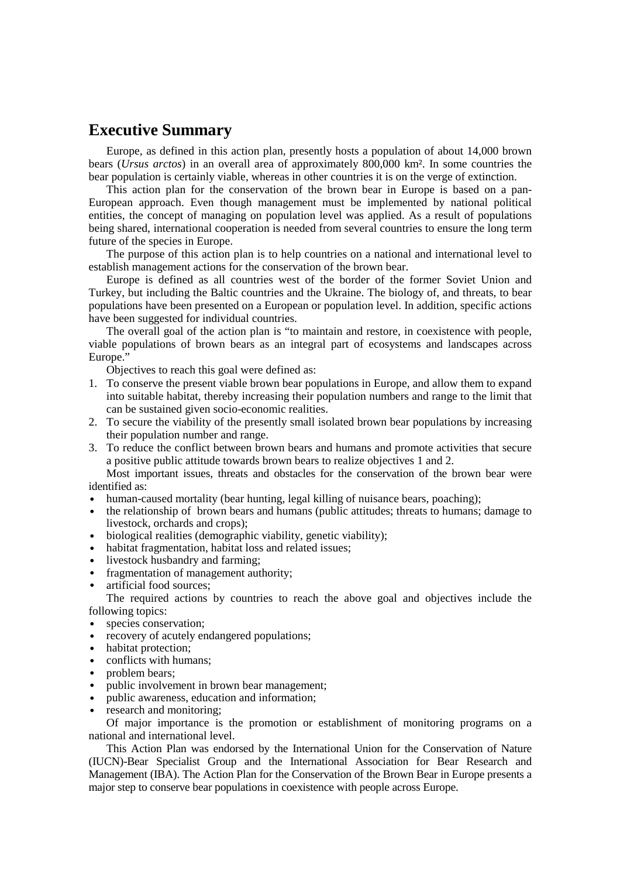# Executive Summary

Europe, as defined in this action plan, presently hosts a population of about 14,000 brown bears (*Ursus arctos*) in an overall area of approximately 800,000 km². In some countries the bear population is certainly viable, whereas in other countries it is on the verge of extinction.

This action plan for the conservation of the brown bear in Europe is based on a pan-European approach. Even though management must be implemented by national political entities, the concept of managing on population level was applied. As a result of populations being shared, international cooperation is needed from several countries to ensure the long term future of the species in Europe.

The purpose of this action plan is to help countries on a national and international level to establish management actions for the conservation of the brown bear.

Europe is defined as all countries west of the border of the former Soviet Union and Turkey, but including the Baltic countries and the Ukraine. The biology of, and threats, to bear populations have been presented on a European or population level. In addition, specific actions have been suggested for individual countries.

The overall goal of the action plan is "to maintain and restore, in coexistence with people, viable populations of brown bears as an integral part of ecosystems and landscapes across Europe."

Objectives to reach this goal were defined as:

1. To conserve the present viable brown bear populations in Europe, and allow them to expand into suitable habitat, thereby increasing their population numbers and range to the limit that can be sustained given socio-economic realities.
2. To secure the viability of the presently small isolated brown bear populations by increasing their population number and range.
3. To reduce the conflict between brown bears and humans and promote activities that secure a positive public attitude towards brown bears to realize objectives 1 and 2.

Most important issues, threats and obstacles for the conservation of the brown bear were identified as:

- human-caused mortality (bear hunting, legal killing of nuisance bears, poaching);
- the relationship of brown bears and humans (public attitudes; threats to humans; damage to livestock, orchards and crops);
- biological realities (demographic viability, genetic viability);
- habitat fragmentation, habitat loss and related issues;
- livestock husbandry and farming;
- fragmentation of management authority;
- artificial food sources;

The required actions by countries to reach the above goal and objectives include the following topics:

- species conservation;
- recovery of acutely endangered populations;
- habitat protection;
- conflicts with humans;
- problem bears;
- public involvement in brown bear management;
- public awareness, education and information;
- research and monitoring;

Of major importance is the promotion or establishment of monitoring programs on a national and international level.

This Action Plan was endorsed by the International Union for the Conservation of Nature (IUCN)-Bear Specialist Group and the International Association for Bear Research and Management (IBA). The Action Plan for the Conservation of the Brown Bear in Europe presents a major step to conserve bear populations in coexistence with people across Europe.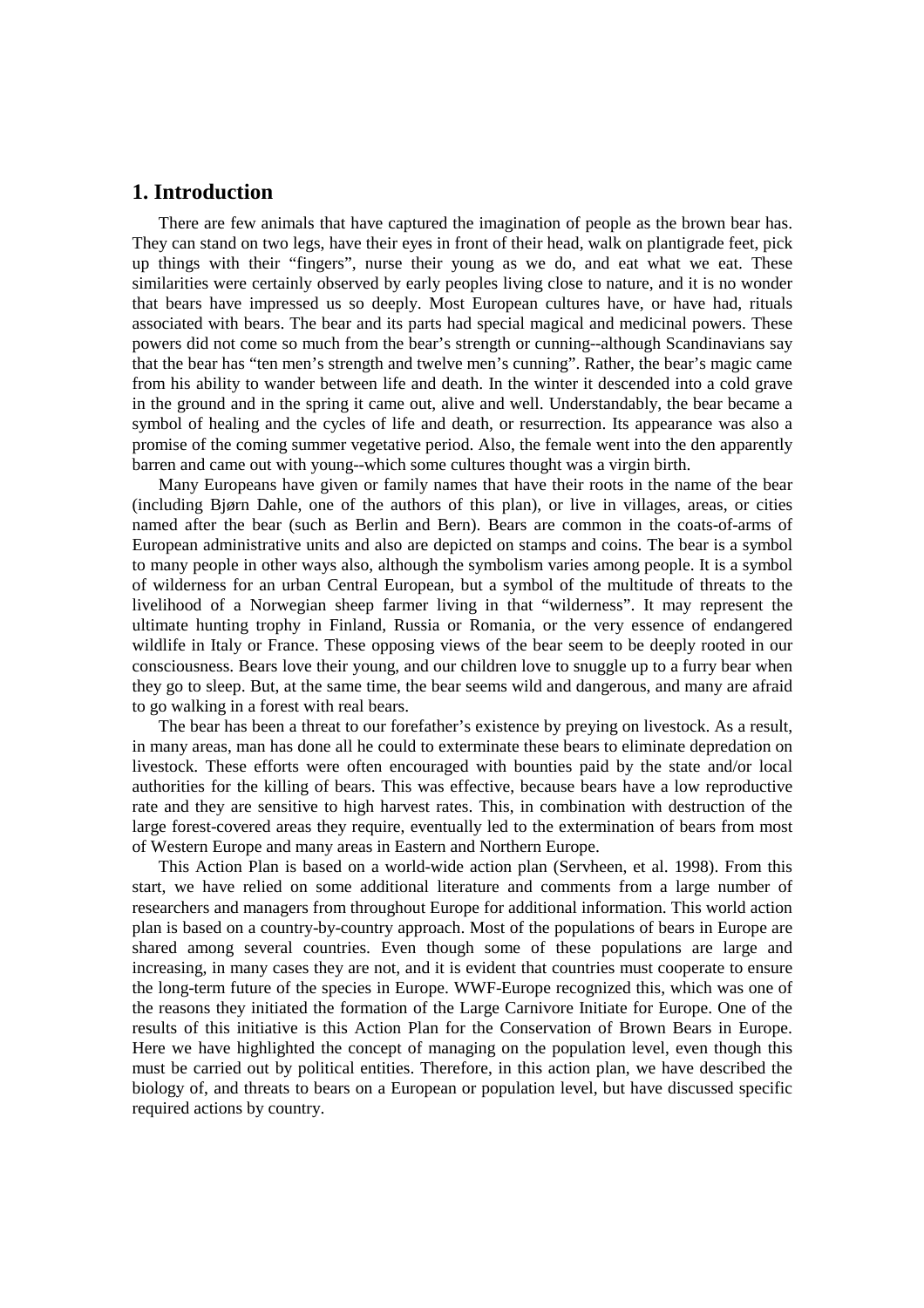## 1. Introduction

There are few animals that have captured the imagination of people as the brown bear has. They can stand on two legs, have their eyes in front of their head, walk on plantigrade feet, pick up things with their "fingers", nurse their young as we do, and eat what we eat. These similarities were certainly observed by early peoples living close to nature, and it is no wonder that bears have impressed us so deeply. Most European cultures have, or have had, rituals associated with bears. The bear and its parts had special magical and medicinal powers. These powers did not come so much from the bear's strength or cunning--although Scandinavians say that the bear has "ten men's strength and twelve men's cunning". Rather, the bear's magic came from his ability to wander between life and death. In the winter it descended into a cold grave in the ground and in the spring it came out, alive and well. Understandably, the bear became a symbol of healing and the cycles of life and death, or resurrection. Its appearance was also a promise of the coming summer vegetative period. Also, the female went into the den apparently barren and came out with young--which some cultures thought was a virgin birth.

Many Europeans have given or family names that have their roots in the name of the bear (including Bjørn Dahle, one of the authors of this plan), or live in villages, areas, or cities named after the bear (such as Berlin and Bern). Bears are common in the coats-of-arms of European administrative units and also are depicted on stamps and coins. The bear is a symbol to many people in other ways also, although the symbolism varies among people. It is a symbol of wilderness for an urban Central European, but a symbol of the multitude of threats to the livelihood of a Norwegian sheep farmer living in that "wilderness". It may represent the ultimate hunting trophy in Finland, Russia or Romania, or the very essence of endangered wildlife in Italy or France. These opposing views of the bear seem to be deeply rooted in our consciousness. Bears love their young, and our children love to snuggle up to a furry bear when they go to sleep. But, at the same time, the bear seems wild and dangerous, and many are afraid to go walking in a forest with real bears.

The bear has been a threat to our forefather's existence by preying on livestock. As a result, in many areas, man has done all he could to exterminate these bears to eliminate depredation on livestock. These efforts were often encouraged with bounties paid by the state and/or local authorities for the killing of bears. This was effective, because bears have a low reproductive rate and they are sensitive to high harvest rates. This, in combination with destruction of the large forest-covered areas they require, eventually led to the extermination of bears from most of Western Europe and many areas in Eastern and Northern Europe.

This Action Plan is based on a world-wide action plan (Servheen, et al. 1998). From this start, we have relied on some additional literature and comments from a large number of researchers and managers from throughout Europe for additional information. This world action plan is based on a country-by-country approach. Most of the populations of bears in Europe are shared among several countries. Even though some of these populations are large and increasing, in many cases they are not, and it is evident that countries must cooperate to ensure the long-term future of the species in Europe. WWF-Europe recognized this, which was one of the reasons they initiated the formation of the Large Carnivore Initiate for Europe. One of the results of this initiative is this Action Plan for the Conservation of Brown Bears in Europe. Here we have highlighted the concept of managing on the population level, even though this must be carried out by political entities. Therefore, in this action plan, we have described the biology of, and threats to bears on a European or population level, but have discussed specific required actions by country.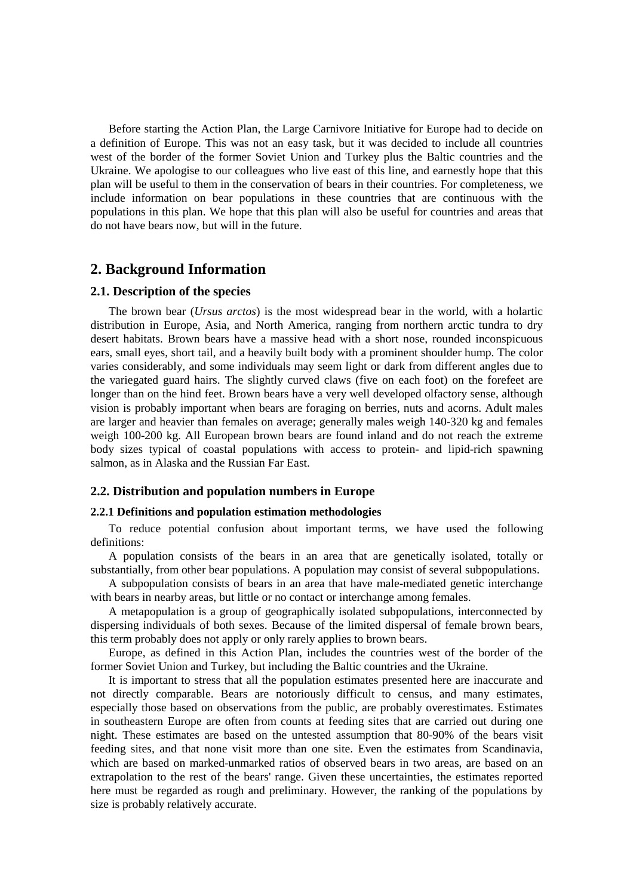Before starting the Action Plan, the Large Carnivore Initiative for Europe had to decide on a definition of Europe. This was not an easy task, but it was decided to include all countries west of the border of the former Soviet Union and Turkey plus the Baltic countries and the Ukraine. We apologise to our colleagues who live east of this line, and earnestly hope that this plan will be useful to them in the conservation of bears in their countries. For completeness, we include information on bear populations in these countries that are continuous with the populations in this plan. We hope that this plan will also be useful for countries and areas that do not have bears now, but will in the future.

## 2. Background Information

### 2.1. Description of the species

The brown bear (*Ursus arctos*) is the most widespread bear in the world, with a holartic distribution in Europe, Asia, and North America, ranging from northern arctic tundra to dry desert habitats. Brown bears have a massive head with a short nose, rounded inconspicuous ears, small eyes, short tail, and a heavily built body with a prominent shoulder hump. The color varies considerably, and some individuals may seem light or dark from different angles due to the variegated guard hairs. The slightly curved claws (five on each foot) on the forefeet are longer than on the hind feet. Brown bears have a very well developed olfactory sense, although vision is probably important when bears are foraging on berries, nuts and acorns. Adult males are larger and heavier than females on average; generally males weigh 140-320 kg and females weigh 100-200 kg. All European brown bears are found inland and do not reach the extreme body sizes typical of coastal populations with access to protein- and lipid-rich spawning salmon, as in Alaska and the Russian Far East.

### 2.2. Distribution and population numbers in Europe

#### 2.2.1 Definitions and population estimation methodologies

To reduce potential confusion about important terms, we have used the following definitions:

A population consists of the bears in an area that are genetically isolated, totally or substantially, from other bear populations. A population may consist of several subpopulations.

A subpopulation consists of bears in an area that have male-mediated genetic interchange with bears in nearby areas, but little or no contact or interchange among females.

A metapopulation is a group of geographically isolated subpopulations, interconnected by dispersing individuals of both sexes. Because of the limited dispersal of female brown bears, this term probably does not apply or only rarely applies to brown bears.

Europe, as defined in this Action Plan, includes the countries west of the border of the former Soviet Union and Turkey, but including the Baltic countries and the Ukraine.

It is important to stress that all the population estimates presented here are inaccurate and not directly comparable. Bears are notoriously difficult to census, and many estimates, especially those based on observations from the public, are probably overestimates. Estimates in southeastern Europe are often from counts at feeding sites that are carried out during one night. These estimates are based on the untested assumption that 80-90% of the bears visit feeding sites, and that none visit more than one site. Even the estimates from Scandinavia, which are based on marked-unmarked ratios of observed bears in two areas, are based on an extrapolation to the rest of the bears' range. Given these uncertainties, the estimates reported here must be regarded as rough and preliminary. However, the ranking of the populations by size is probably relatively accurate.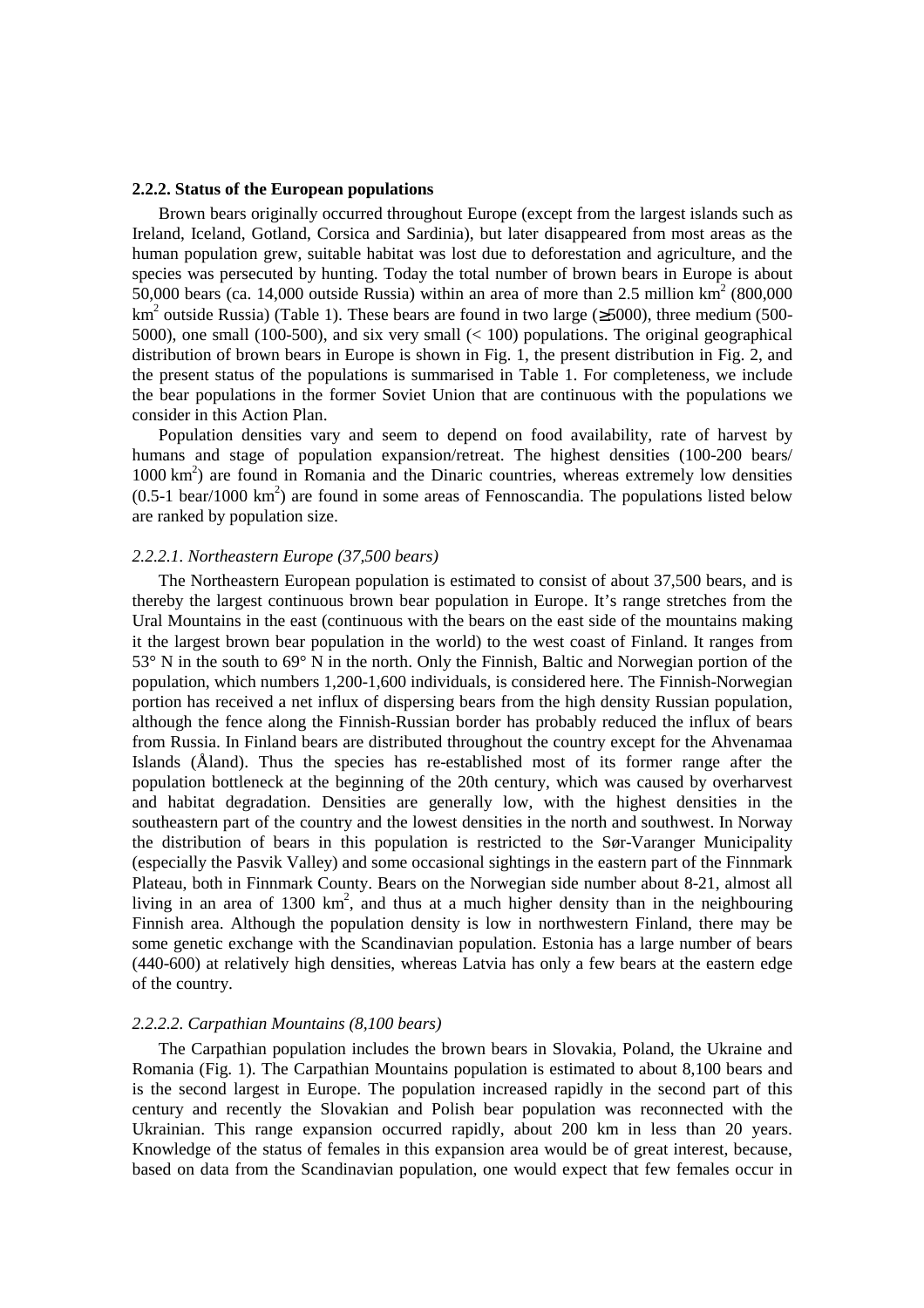### 2.2.2. Status of the European populations

Brown bears originally occurred throughout Europe (except from the largest islands such as Ireland, Iceland, Gotland, Corsica and Sardinia), but later disappeared from most areas as the human population grew, suitable habitat was lost due to deforestation and agriculture, and the species was persecuted by hunting. Today the total number of brown bears in Europe is about 50,000 bears (ca. 14,000 outside Russia) within an area of more than 2.5 million km$^2$ (800,000 km$^2$ outside Russia) (Table 1). These bears are found in two large (≥5000), three medium (500-5000), one small (100-500), and six very small (< 100) populations. The original geographical distribution of brown bears in Europe is shown in Fig. 1, the present distribution in Fig. 2, and the present status of the populations is summarised in Table 1. For completeness, we include the bear populations in the former Soviet Union that are continuous with the populations we consider in this Action Plan.

Population densities vary and seem to depend on food availability, rate of harvest by humans and stage of population expansion/retreat. The highest densities (100-200 bears/ 1000 km$^2$) are found in Romania and the Dinaric countries, whereas extremely low densities (0.5-1 bear/1000 km$^2$) are found in some areas of Fennoscandia. The populations listed below are ranked by population size.

#### *2.2.2.1. Northeastern Europe (37,500 bears)*

The Northeastern European population is estimated to consist of about 37,500 bears, and is thereby the largest continuous brown bear population in Europe. It's range stretches from the Ural Mountains in the east (continuous with the bears on the east side of the mountains making it the largest brown bear population in the world) to the west coast of Finland. It ranges from 53° N in the south to 69° N in the north. Only the Finnish, Baltic and Norwegian portion of the population, which numbers 1,200-1,600 individuals, is considered here. The Finnish-Norwegian portion has received a net influx of dispersing bears from the high density Russian population, although the fence along the Finnish-Russian border has probably reduced the influx of bears from Russia. In Finland bears are distributed throughout the country except for the Ahvenamaa Islands (Åland). Thus the species has re-established most of its former range after the population bottleneck at the beginning of the 20th century, which was caused by overharvest and habitat degradation. Densities are generally low, with the highest densities in the southeastern part of the country and the lowest densities in the north and southwest. In Norway the distribution of bears in this population is restricted to the Sør-Varanger Municipality (especially the Pasvik Valley) and some occasional sightings in the eastern part of the Finnmark Plateau, both in Finnmark County. Bears on the Norwegian side number about 8-21, almost all living in an area of 1300 km$^2$, and thus at a much higher density than in the neighbouring Finnish area. Although the population density is low in northwestern Finland, there may be some genetic exchange with the Scandinavian population. Estonia has a large number of bears (440-600) at relatively high densities, whereas Latvia has only a few bears at the eastern edge of the country.

#### *2.2.2.2. Carpathian Mountains (8,100 bears)*

The Carpathian population includes the brown bears in Slovakia, Poland, the Ukraine and Romania (Fig. 1). The Carpathian Mountains population is estimated to about 8,100 bears and is the second largest in Europe. The population increased rapidly in the second part of this century and recently the Slovakian and Polish bear population was reconnected with the Ukrainian. This range expansion occurred rapidly, about 200 km in less than 20 years. Knowledge of the status of females in this expansion area would be of great interest, because, based on data from the Scandinavian population, one would expect that few females occur in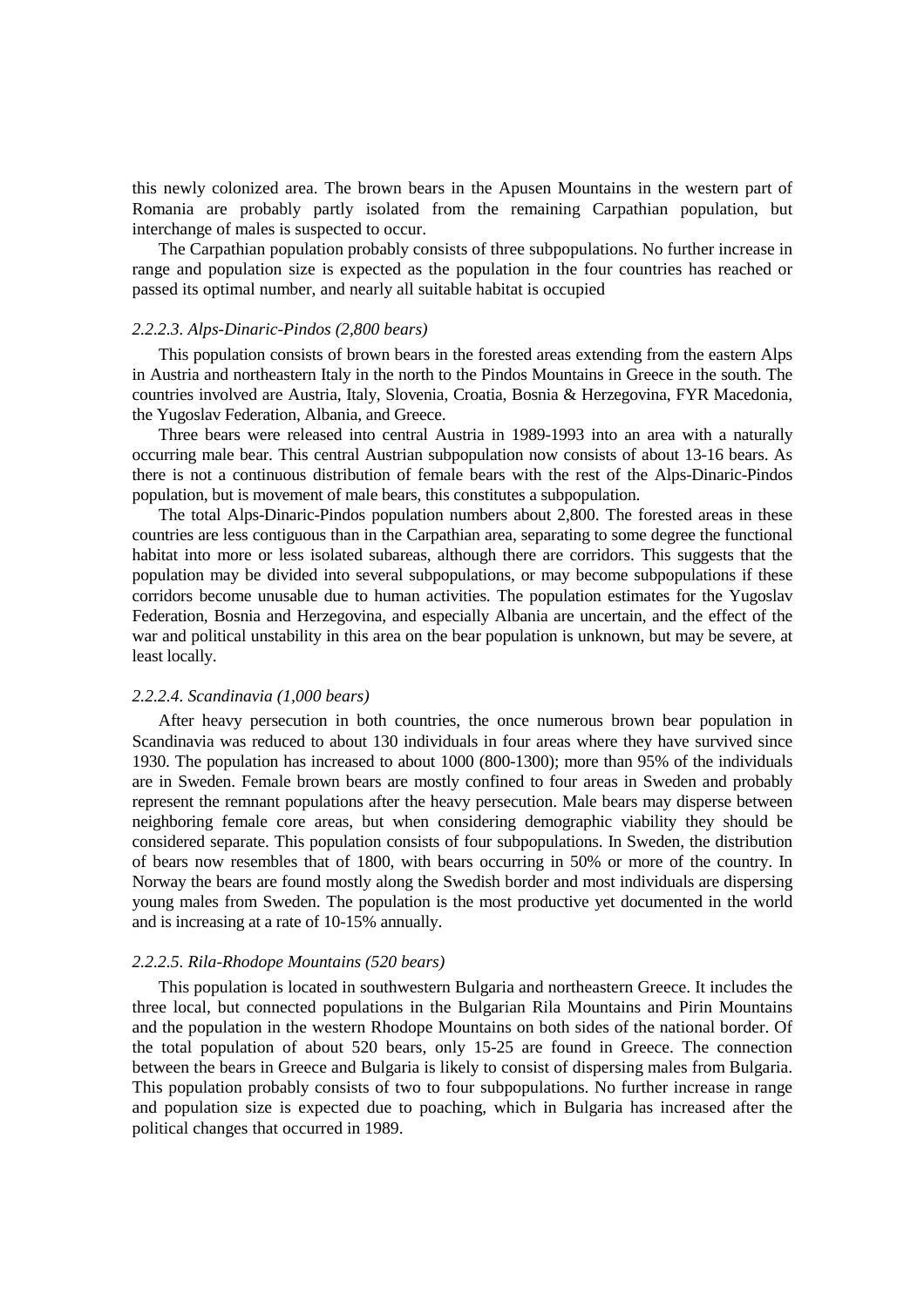this newly colonized area. The brown bears in the Apusen Mountains in the western part of Romania are probably partly isolated from the remaining Carpathian population, but interchange of males is suspected to occur.

The Carpathian population probably consists of three subpopulations. No further increase in range and population size is expected as the population in the four countries has reached or passed its optimal number, and nearly all suitable habitat is occupied

*2.2.2.3. Alps-Dinaric-Pindos (2,800 bears)*

This population consists of brown bears in the forested areas extending from the eastern Alps in Austria and northeastern Italy in the north to the Pindos Mountains in Greece in the south. The countries involved are Austria, Italy, Slovenia, Croatia, Bosnia & Herzegovina, FYR Macedonia, the Yugoslav Federation, Albania, and Greece.

Three bears were released into central Austria in 1989-1993 into an area with a naturally occurring male bear. This central Austrian subpopulation now consists of about 13-16 bears. As there is not a continuous distribution of female bears with the rest of the Alps-Dinaric-Pindos population, but is movement of male bears, this constitutes a subpopulation.

The total Alps-Dinaric-Pindos population numbers about 2,800. The forested areas in these countries are less contiguous than in the Carpathian area, separating to some degree the functional habitat into more or less isolated subareas, although there are corridors. This suggests that the population may be divided into several subpopulations, or may become subpopulations if these corridors become unusable due to human activities. The population estimates for the Yugoslav Federation, Bosnia and Herzegovina, and especially Albania are uncertain, and the effect of the war and political unstability in this area on the bear population is unknown, but may be severe, at least locally.

*2.2.2.4. Scandinavia (1,000 bears)*

After heavy persecution in both countries, the once numerous brown bear population in Scandinavia was reduced to about 130 individuals in four areas where they have survived since 1930. The population has increased to about 1000 (800-1300); more than 95% of the individuals are in Sweden. Female brown bears are mostly confined to four areas in Sweden and probably represent the remnant populations after the heavy persecution. Male bears may disperse between neighboring female core areas, but when considering demographic viability they should be considered separate. This population consists of four subpopulations. In Sweden, the distribution of bears now resembles that of 1800, with bears occurring in 50% or more of the country. In Norway the bears are found mostly along the Swedish border and most individuals are dispersing young males from Sweden. The population is the most productive yet documented in the world and is increasing at a rate of 10-15% annually.

*2.2.2.5. Rila-Rhodope Mountains (520 bears)*

This population is located in southwestern Bulgaria and northeastern Greece. It includes the three local, but connected populations in the Bulgarian Rila Mountains and Pirin Mountains and the population in the western Rhodope Mountains on both sides of the national border. Of the total population of about 520 bears, only 15-25 are found in Greece. The connection between the bears in Greece and Bulgaria is likely to consist of dispersing males from Bulgaria. This population probably consists of two to four subpopulations. No further increase in range and population size is expected due to poaching, which in Bulgaria has increased after the political changes that occurred in 1989.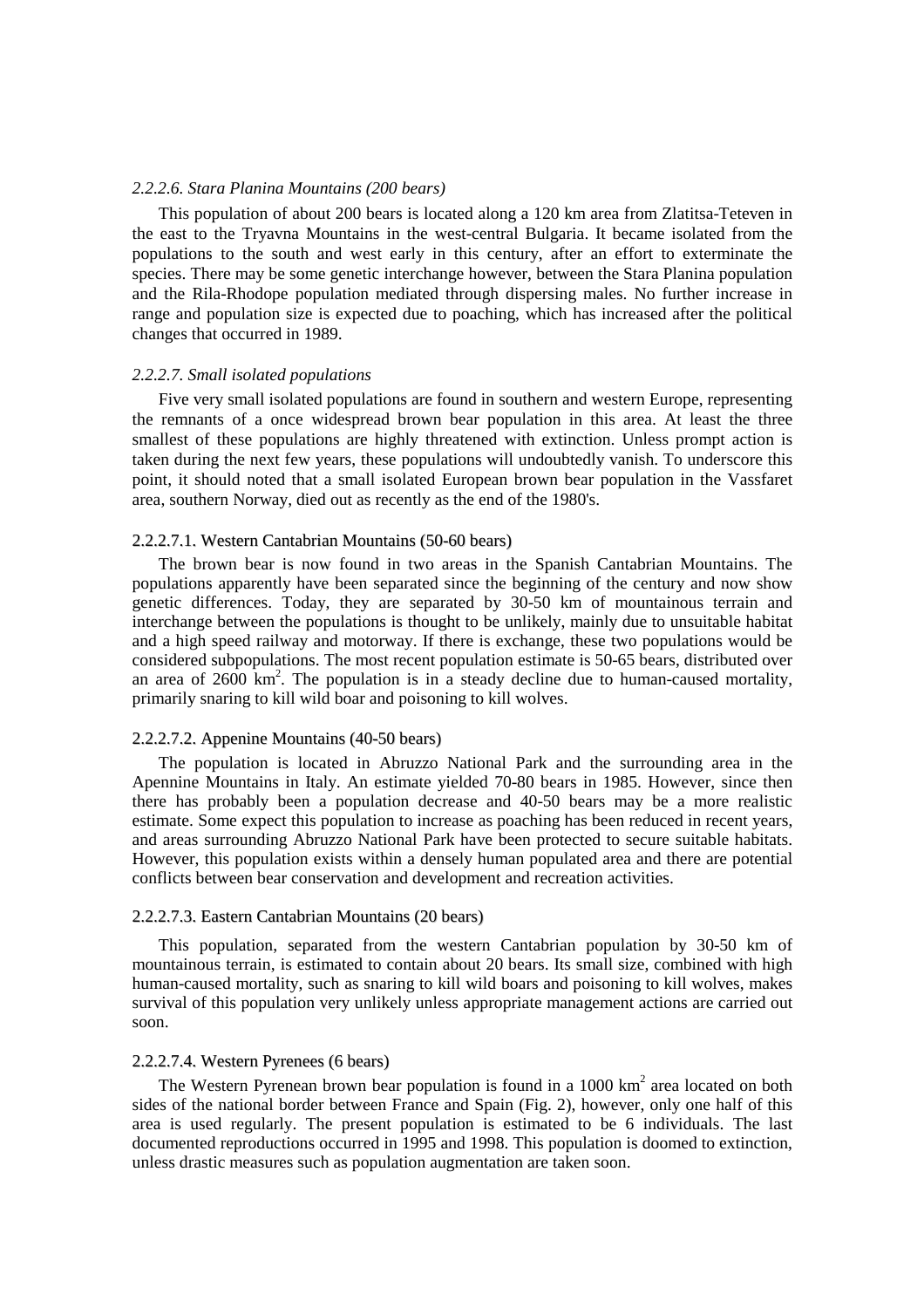#### *2.2.2.6. Stara Planina Mountains (200 bears)*

This population of about 200 bears is located along a 120 km area from Zlatitsa-Teteven in the east to the Tryavna Mountains in the west-central Bulgaria. It became isolated from the populations to the south and west early in this century, after an effort to exterminate the species. There may be some genetic interchange however, between the Stara Planina population and the Rila-Rhodope population mediated through dispersing males. No further increase in range and population size is expected due to poaching, which has increased after the political changes that occurred in 1989.

#### *2.2.2.7. Small isolated populations*

Five very small isolated populations are found in southern and western Europe, representing the remnants of a once widespread brown bear population in this area. At least the three smallest of these populations are highly threatened with extinction. Unless prompt action is taken during the next few years, these populations will undoubtedly vanish. To underscore this point, it should noted that a small isolated European brown bear population in the Vassfaret area, southern Norway, died out as recently as the end of the 1980's.

##### 2.2.2.7.1. Western Cantabrian Mountains (50-60 bears)

The brown bear is now found in two areas in the Spanish Cantabrian Mountains. The populations apparently have been separated since the beginning of the century and now show genetic differences. Today, they are separated by 30-50 km of mountainous terrain and interchange between the populations is thought to be unlikely, mainly due to unsuitable habitat and a high speed railway and motorway. If there is exchange, these two populations would be considered subpopulations. The most recent population estimate is 50-65 bears, distributed over an area of 2600 $km^2$. The population is in a steady decline due to human-caused mortality, primarily snaring to kill wild boar and poisoning to kill wolves.

##### 2.2.2.7.2. Appenine Mountains (40-50 bears)

The population is located in Abruzzo National Park and the surrounding area in the Apennine Mountains in Italy. An estimate yielded 70-80 bears in 1985. However, since then there has probably been a population decrease and 40-50 bears may be a more realistic estimate. Some expect this population to increase as poaching has been reduced in recent years, and areas surrounding Abruzzo National Park have been protected to secure suitable habitats. However, this population exists within a densely human populated area and there are potential conflicts between bear conservation and development and recreation activities.

##### 2.2.2.7.3. Eastern Cantabrian Mountains (20 bears)

This population, separated from the western Cantabrian population by 30-50 km of mountainous terrain, is estimated to contain about 20 bears. Its small size, combined with high human-caused mortality, such as snaring to kill wild boars and poisoning to kill wolves, makes survival of this population very unlikely unless appropriate management actions are carried out soon.

##### 2.2.2.7.4. Western Pyrenees (6 bears)

The Western Pyrenean brown bear population is found in a 1000 $km^2$ area located on both sides of the national border between France and Spain (Fig. 2), however, only one half of this area is used regularly. The present population is estimated to be 6 individuals. The last documented reproductions occurred in 1995 and 1998. This population is doomed to extinction, unless drastic measures such as population augmentation are taken soon.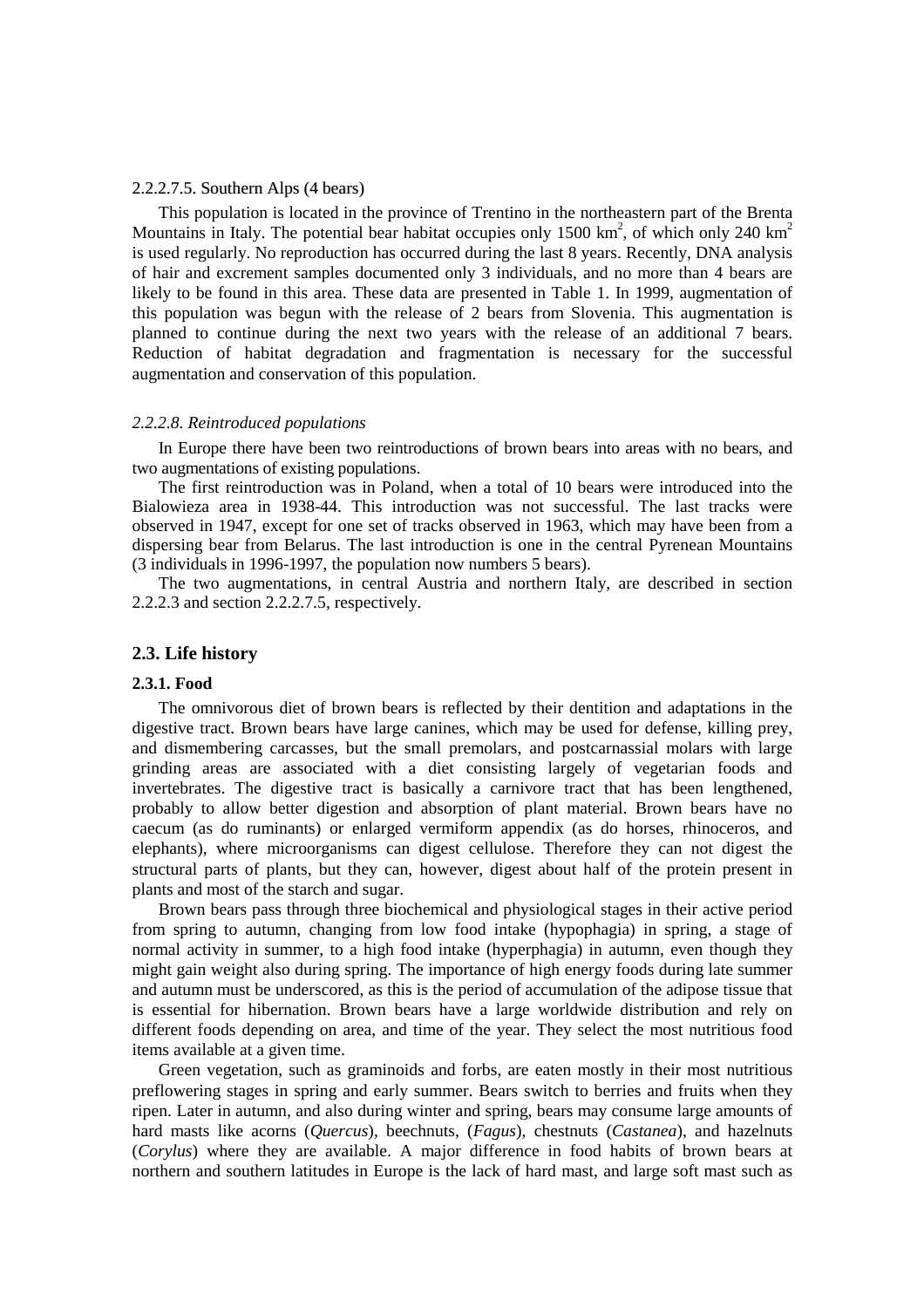2.2.2.7.5. Southern Alps (4 bears)

This population is located in the province of Trentino in the northeastern part of the Brenta Mountains in Italy. The potential bear habitat occupies only 1500 km$^2$, of which only 240 km$^2$ is used regularly. No reproduction has occurred during the last 8 years. Recently, DNA analysis of hair and excrement samples documented only 3 individuals, and no more than 4 bears are likely to be found in this area. These data are presented in Table 1. In 1999, augmentation of this population was begun with the release of 2 bears from Slovenia. This augmentation is planned to continue during the next two years with the release of an additional 7 bears. Reduction of habitat degradation and fragmentation is necessary for the successful augmentation and conservation of this population.

*2.2.2.8. Reintroduced populations*

In Europe there have been two reintroductions of brown bears into areas with no bears, and two augmentations of existing populations.

The first reintroduction was in Poland, when a total of 10 bears were introduced into the Bialowieza area in 1938-44. This introduction was not successful. The last tracks were observed in 1947, except for one set of tracks observed in 1963, which may have been from a dispersing bear from Belarus. The last introduction is one in the central Pyrenean Mountains (3 individuals in 1996-1997, the population now numbers 5 bears).

The two augmentations, in central Austria and northern Italy, are described in section 2.2.2.3 and section 2.2.2.7.5, respectively.

## 2.3. Life history

### 2.3.1. Food

The omnivorous diet of brown bears is reflected by their dentition and adaptations in the digestive tract. Brown bears have large canines, which may be used for defense, killing prey, and dismembering carcasses, but the small premolars, and postcarnassial molars with large grinding areas are associated with a diet consisting largely of vegetarian foods and invertebrates. The digestive tract is basically a carnivore tract that has been lengthened, probably to allow better digestion and absorption of plant material. Brown bears have no caecum (as do ruminants) or enlarged vermiform appendix (as do horses, rhinoceros, and elephants), where microorganisms can digest cellulose. Therefore they can not digest the structural parts of plants, but they can, however, digest about half of the protein present in plants and most of the starch and sugar.

Brown bears pass through three biochemical and physiological stages in their active period from spring to autumn, changing from low food intake (hypophagia) in spring, a stage of normal activity in summer, to a high food intake (hyperphagia) in autumn, even though they might gain weight also during spring. The importance of high energy foods during late summer and autumn must be underscored, as this is the period of accumulation of the adipose tissue that is essential for hibernation. Brown bears have a large worldwide distribution and rely on different foods depending on area, and time of the year. They select the most nutritious food items available at a given time.

Green vegetation, such as graminoids and forbs, are eaten mostly in their most nutritious preflowering stages in spring and early summer. Bears switch to berries and fruits when they ripen. Later in autumn, and also during winter and spring, bears may consume large amounts of hard masts like acorns (*Quercus*), beechnuts, (*Fagus*), chestnuts (*Castanea*), and hazelnuts (*Corylus*) where they are available. A major difference in food habits of brown bears at northern and southern latitudes in Europe is the lack of hard mast, and large soft mast such as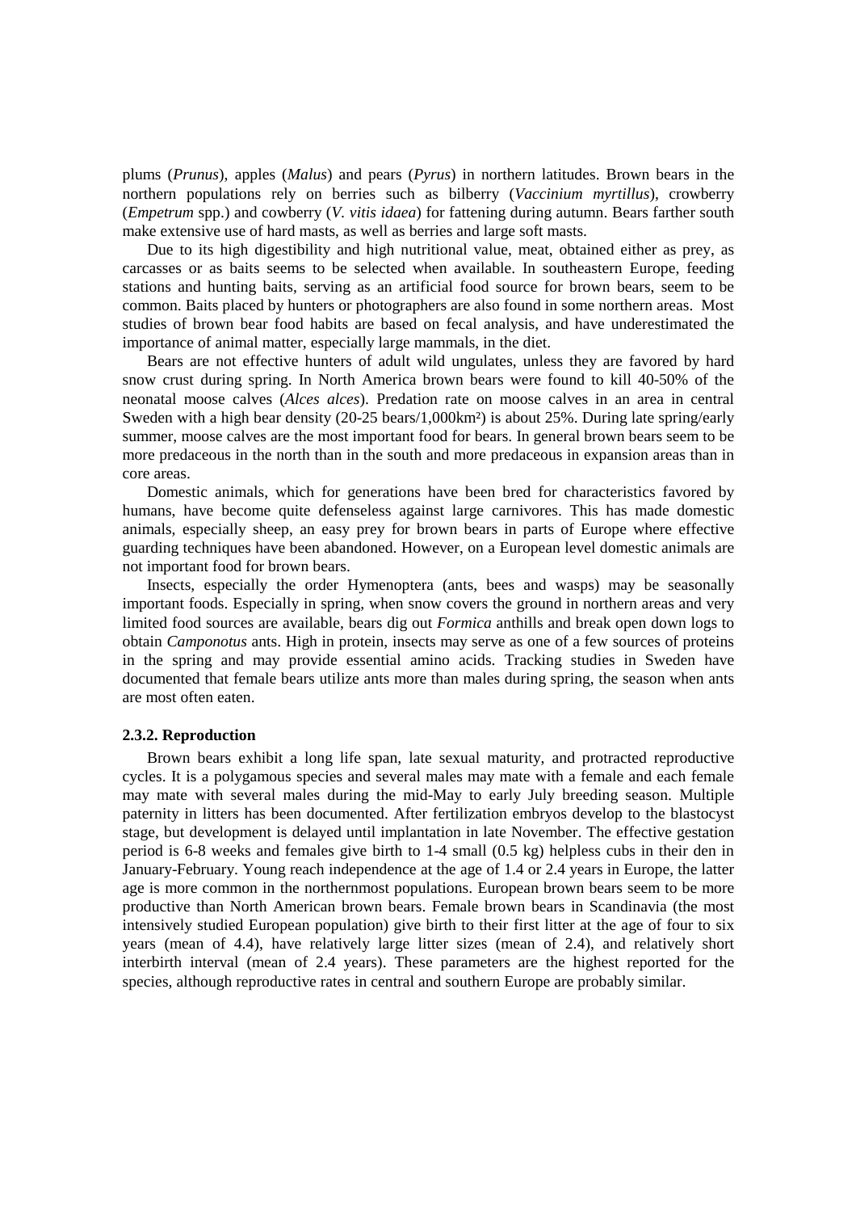plums (*Prunus*), apples (*Malus*) and pears (*Pyrus*) in northern latitudes. Brown bears in the northern populations rely on berries such as bilberry (*Vaccinium myrtillus*), crowberry (*Empetrum* spp.) and cowberry (*V. vitis idaea*) for fattening during autumn. Bears farther south make extensive use of hard masts, as well as berries and large soft masts.

Due to its high digestibility and high nutritional value, meat, obtained either as prey, as carcasses or as baits seems to be selected when available. In southeastern Europe, feeding stations and hunting baits, serving as an artificial food source for brown bears, seem to be common. Baits placed by hunters or photographers are also found in some northern areas. Most studies of brown bear food habits are based on fecal analysis, and have underestimated the importance of animal matter, especially large mammals, in the diet.

Bears are not effective hunters of adult wild ungulates, unless they are favored by hard snow crust during spring. In North America brown bears were found to kill 40-50% of the neonatal moose calves (*Alces alces*). Predation rate on moose calves in an area in central Sweden with a high bear density (20-25 bears/1,000km²) is about 25%. During late spring/early summer, moose calves are the most important food for bears. In general brown bears seem to be more predaceous in the north than in the south and more predaceous in expansion areas than in core areas.

Domestic animals, which for generations have been bred for characteristics favored by humans, have become quite defenseless against large carnivores. This has made domestic animals, especially sheep, an easy prey for brown bears in parts of Europe where effective guarding techniques have been abandoned. However, on a European level domestic animals are not important food for brown bears.

Insects, especially the order Hymenoptera (ants, bees and wasps) may be seasonally important foods. Especially in spring, when snow covers the ground in northern areas and very limited food sources are available, bears dig out *Formica* anthills and break open down logs to obtain *Camponotus* ants. High in protein, insects may serve as one of a few sources of proteins in the spring and may provide essential amino acids. Tracking studies in Sweden have documented that female bears utilize ants more than males during spring, the season when ants are most often eaten.

### 2.3.2. Reproduction

Brown bears exhibit a long life span, late sexual maturity, and protracted reproductive cycles. It is a polygamous species and several males may mate with a female and each female may mate with several males during the mid-May to early July breeding season. Multiple paternity in litters has been documented. After fertilization embryos develop to the blastocyst stage, but development is delayed until implantation in late November. The effective gestation period is 6-8 weeks and females give birth to 1-4 small (0.5 kg) helpless cubs in their den in January-February. Young reach independence at the age of 1.4 or 2.4 years in Europe, the latter age is more common in the northernmost populations. European brown bears seem to be more productive than North American brown bears. Female brown bears in Scandinavia (the most intensively studied European population) give birth to their first litter at the age of four to six years (mean of 4.4), have relatively large litter sizes (mean of 2.4), and relatively short interbirth interval (mean of 2.4 years). These parameters are the highest reported for the species, although reproductive rates in central and southern Europe are probably similar.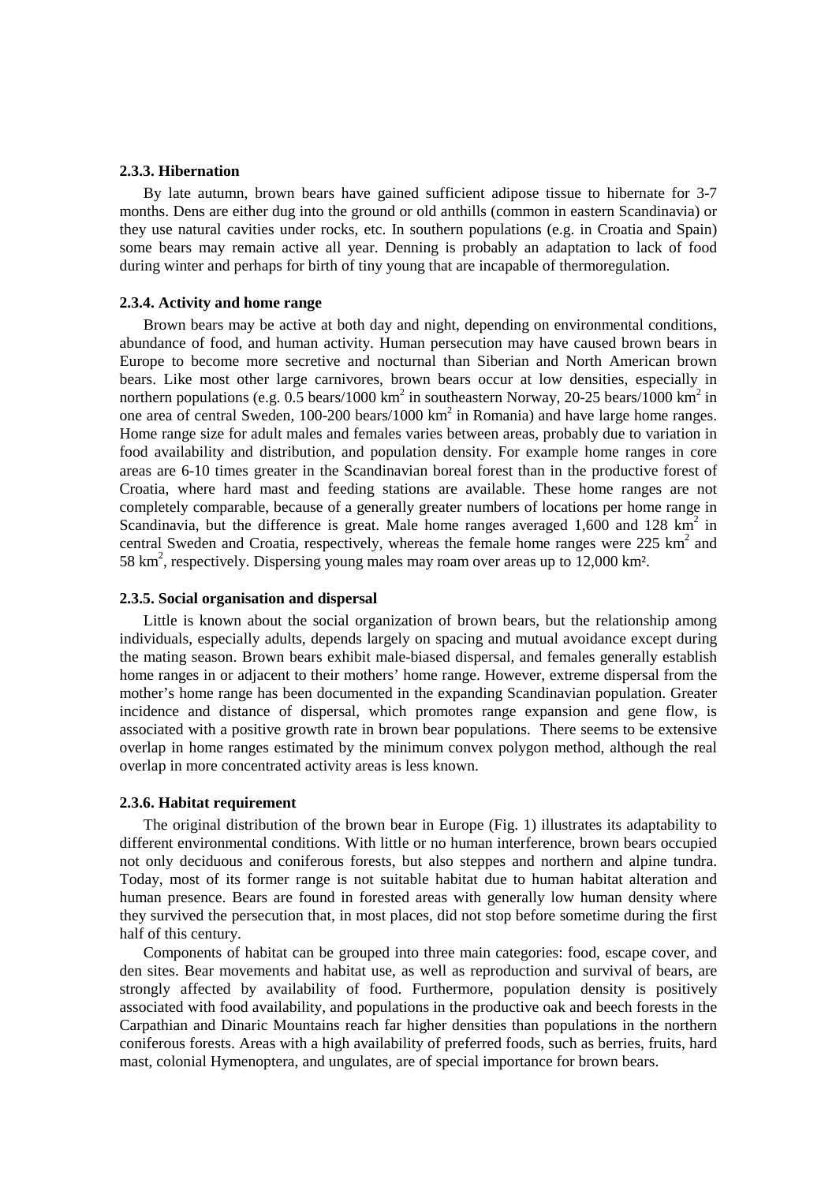### 2.3.3. Hibernation

By late autumn, brown bears have gained sufficient adipose tissue to hibernate for 3-7 months. Dens are either dug into the ground or old anthills (common in eastern Scandinavia) or they use natural cavities under rocks, etc. In southern populations (e.g. in Croatia and Spain) some bears may remain active all year. Denning is probably an adaptation to lack of food during winter and perhaps for birth of tiny young that are incapable of thermoregulation.

### 2.3.4. Activity and home range

Brown bears may be active at both day and night, depending on environmental conditions, abundance of food, and human activity. Human persecution may have caused brown bears in Europe to become more secretive and nocturnal than Siberian and North American brown bears. Like most other large carnivores, brown bears occur at low densities, especially in northern populations (e.g. 0.5 bears/1000 $km^2$ in southeastern Norway, 20-25 bears/1000 $km^2$ in one area of central Sweden, 100-200 bears/1000 $km^2$ in Romania) and have large home ranges. Home range size for adult males and females varies between areas, probably due to variation in food availability and distribution, and population density. For example home ranges in core areas are 6-10 times greater in the Scandinavian boreal forest than in the productive forest of Croatia, where hard mast and feeding stations are available. These home ranges are not completely comparable, because of a generally greater numbers of locations per home range in Scandinavia, but the difference is great. Male home ranges averaged 1,600 and 128 $km^2$ in central Sweden and Croatia, respectively, whereas the female home ranges were 225 $km^2$ and 58 $km^2$, respectively. Dispersing young males may roam over areas up to 12,000 $km^2$.

### 2.3.5. Social organisation and dispersal

Little is known about the social organization of brown bears, but the relationship among individuals, especially adults, depends largely on spacing and mutual avoidance except during the mating season. Brown bears exhibit male-biased dispersal, and females generally establish home ranges in or adjacent to their mothers' home range. However, extreme dispersal from the mother's home range has been documented in the expanding Scandinavian population. Greater incidence and distance of dispersal, which promotes range expansion and gene flow, is associated with a positive growth rate in brown bear populations. There seems to be extensive overlap in home ranges estimated by the minimum convex polygon method, although the real overlap in more concentrated activity areas is less known.

### 2.3.6. Habitat requirement

The original distribution of the brown bear in Europe (Fig. 1) illustrates its adaptability to different environmental conditions. With little or no human interference, brown bears occupied not only deciduous and coniferous forests, but also steppes and northern and alpine tundra. Today, most of its former range is not suitable habitat due to human habitat alteration and human presence. Bears are found in forested areas with generally low human density where they survived the persecution that, in most places, did not stop before sometime during the first half of this century.

Components of habitat can be grouped into three main categories: food, escape cover, and den sites. Bear movements and habitat use, as well as reproduction and survival of bears, are strongly affected by availability of food. Furthermore, population density is positively associated with food availability, and populations in the productive oak and beech forests in the Carpathian and Dinaric Mountains reach far higher densities than populations in the northern coniferous forests. Areas with a high availability of preferred foods, such as berries, fruits, hard mast, colonial Hymenoptera, and ungulates, are of special importance for brown bears.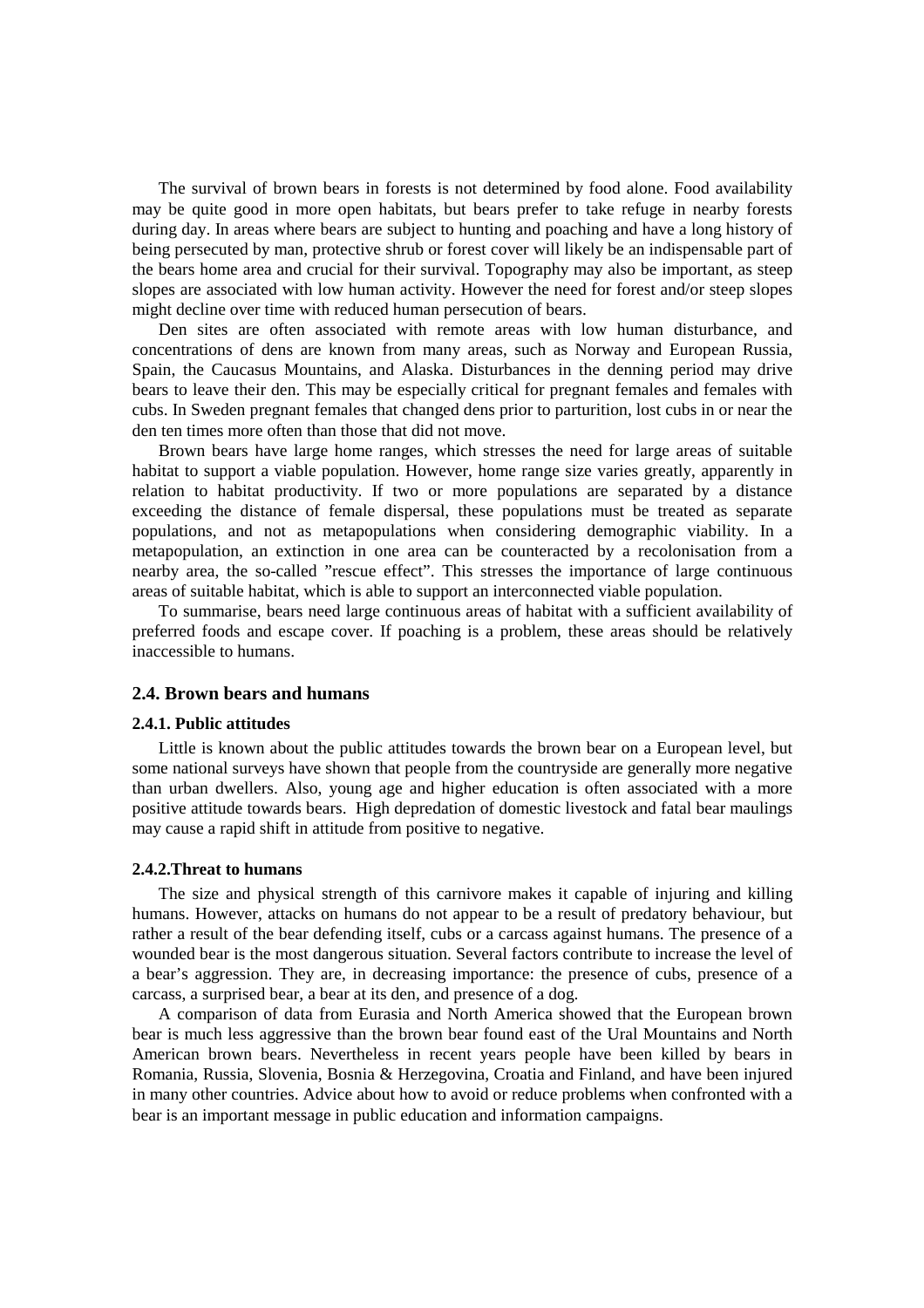The survival of brown bears in forests is not determined by food alone. Food availability may be quite good in more open habitats, but bears prefer to take refuge in nearby forests during day. In areas where bears are subject to hunting and poaching and have a long history of being persecuted by man, protective shrub or forest cover will likely be an indispensable part of the bears home area and crucial for their survival. Topography may also be important, as steep slopes are associated with low human activity. However the need for forest and/or steep slopes might decline over time with reduced human persecution of bears.

Den sites are often associated with remote areas with low human disturbance, and concentrations of dens are known from many areas, such as Norway and European Russia, Spain, the Caucasus Mountains, and Alaska. Disturbances in the denning period may drive bears to leave their den. This may be especially critical for pregnant females and females with cubs. In Sweden pregnant females that changed dens prior to parturition, lost cubs in or near the den ten times more often than those that did not move.

Brown bears have large home ranges, which stresses the need for large areas of suitable habitat to support a viable population. However, home range size varies greatly, apparently in relation to habitat productivity. If two or more populations are separated by a distance exceeding the distance of female dispersal, these populations must be treated as separate populations, and not as metapopulations when considering demographic viability. In a metapopulation, an extinction in one area can be counteracted by a recolonisation from a nearby area, the so-called ”rescue effect”. This stresses the importance of large continuous areas of suitable habitat, which is able to support an interconnected viable population.

To summarise, bears need large continuous areas of habitat with a sufficient availability of preferred foods and escape cover. If poaching is a problem, these areas should be relatively inaccessible to humans.

## 2.4. Brown bears and humans

### 2.4.1. Public attitudes

Little is known about the public attitudes towards the brown bear on a European level, but some national surveys have shown that people from the countryside are generally more negative than urban dwellers. Also, young age and higher education is often associated with a more positive attitude towards bears. High depredation of domestic livestock and fatal bear maulings may cause a rapid shift in attitude from positive to negative.

### 2.4.2.Threat to humans

The size and physical strength of this carnivore makes it capable of injuring and killing humans. However, attacks on humans do not appear to be a result of predatory behaviour, but rather a result of the bear defending itself, cubs or a carcass against humans. The presence of a wounded bear is the most dangerous situation. Several factors contribute to increase the level of a bear’s aggression. They are, in decreasing importance: the presence of cubs, presence of a carcass, a surprised bear, a bear at its den, and presence of a dog.

A comparison of data from Eurasia and North America showed that the European brown bear is much less aggressive than the brown bear found east of the Ural Mountains and North American brown bears. Nevertheless in recent years people have been killed by bears in Romania, Russia, Slovenia, Bosnia & Herzegovina, Croatia and Finland, and have been injured in many other countries. Advice about how to avoid or reduce problems when confronted with a bear is an important message in public education and information campaigns.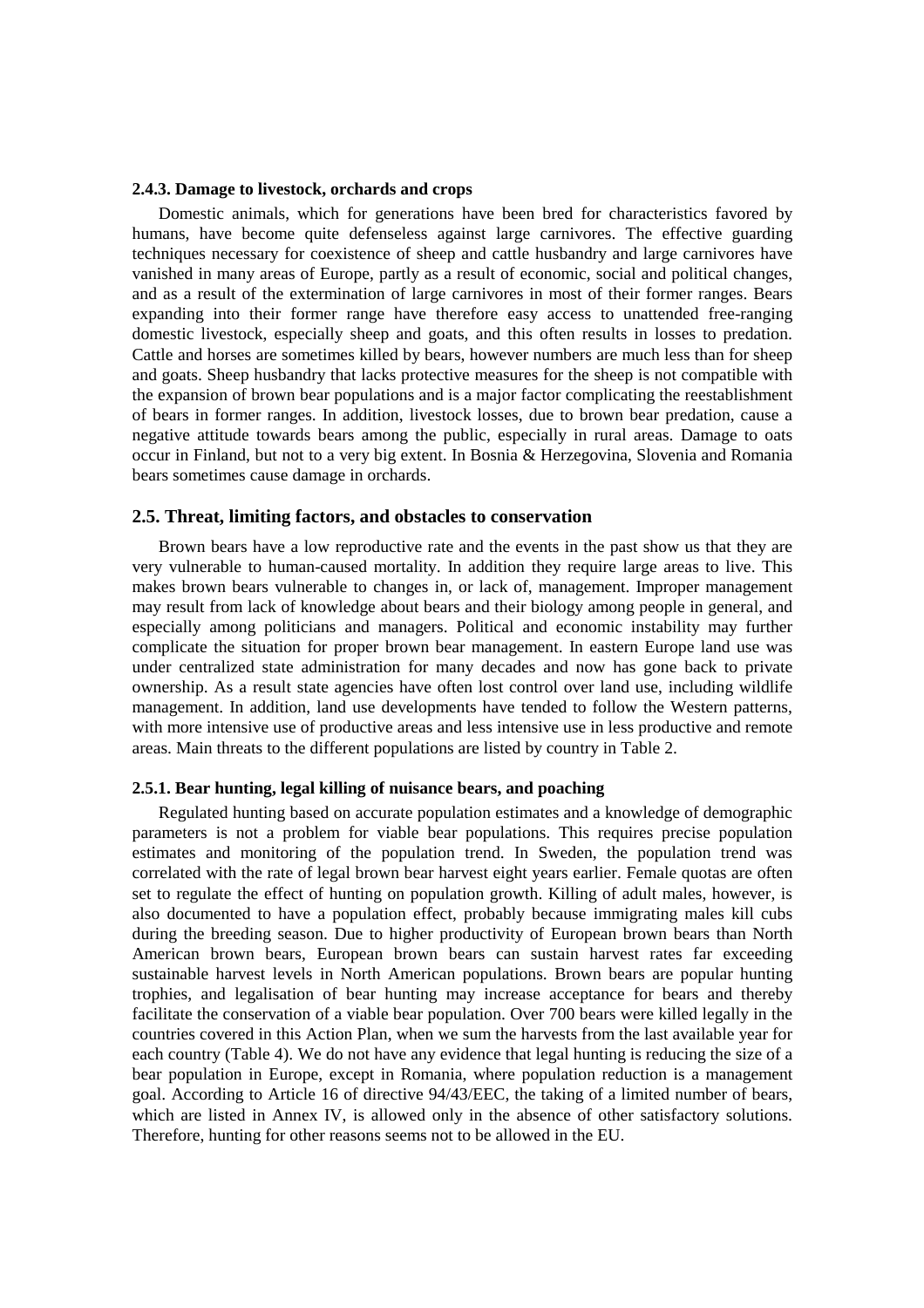#### 2.4.3. Damage to livestock, orchards and crops

Domestic animals, which for generations have been bred for characteristics favored by humans, have become quite defenseless against large carnivores. The effective guarding techniques necessary for coexistence of sheep and cattle husbandry and large carnivores have vanished in many areas of Europe, partly as a result of economic, social and political changes, and as a result of the extermination of large carnivores in most of their former ranges. Bears expanding into their former range have therefore easy access to unattended free-ranging domestic livestock, especially sheep and goats, and this often results in losses to predation. Cattle and horses are sometimes killed by bears, however numbers are much less than for sheep and goats. Sheep husbandry that lacks protective measures for the sheep is not compatible with the expansion of brown bear populations and is a major factor complicating the reestablishment of bears in former ranges. In addition, livestock losses, due to brown bear predation, cause a negative attitude towards bears among the public, especially in rural areas. Damage to oats occur in Finland, but not to a very big extent. In Bosnia & Herzegovina, Slovenia and Romania bears sometimes cause damage in orchards.

### 2.5. Threat, limiting factors, and obstacles to conservation

Brown bears have a low reproductive rate and the events in the past show us that they are very vulnerable to human-caused mortality. In addition they require large areas to live. This makes brown bears vulnerable to changes in, or lack of, management. Improper management may result from lack of knowledge about bears and their biology among people in general, and especially among politicians and managers. Political and economic instability may further complicate the situation for proper brown bear management. In eastern Europe land use was under centralized state administration for many decades and now has gone back to private ownership. As a result state agencies have often lost control over land use, including wildlife management. In addition, land use developments have tended to follow the Western patterns, with more intensive use of productive areas and less intensive use in less productive and remote areas. Main threats to the different populations are listed by country in Table 2.

#### 2.5.1. Bear hunting, legal killing of nuisance bears, and poaching

Regulated hunting based on accurate population estimates and a knowledge of demographic parameters is not a problem for viable bear populations. This requires precise population estimates and monitoring of the population trend. In Sweden, the population trend was correlated with the rate of legal brown bear harvest eight years earlier. Female quotas are often set to regulate the effect of hunting on population growth. Killing of adult males, however, is also documented to have a population effect, probably because immigrating males kill cubs during the breeding season. Due to higher productivity of European brown bears than North American brown bears, European brown bears can sustain harvest rates far exceeding sustainable harvest levels in North American populations. Brown bears are popular hunting trophies, and legalisation of bear hunting may increase acceptance for bears and thereby facilitate the conservation of a viable bear population. Over 700 bears were killed legally in the countries covered in this Action Plan, when we sum the harvests from the last available year for each country (Table 4). We do not have any evidence that legal hunting is reducing the size of a bear population in Europe, except in Romania, where population reduction is a management goal. According to Article 16 of directive 94/43/EEC, the taking of a limited number of bears, which are listed in Annex IV, is allowed only in the absence of other satisfactory solutions. Therefore, hunting for other reasons seems not to be allowed in the EU.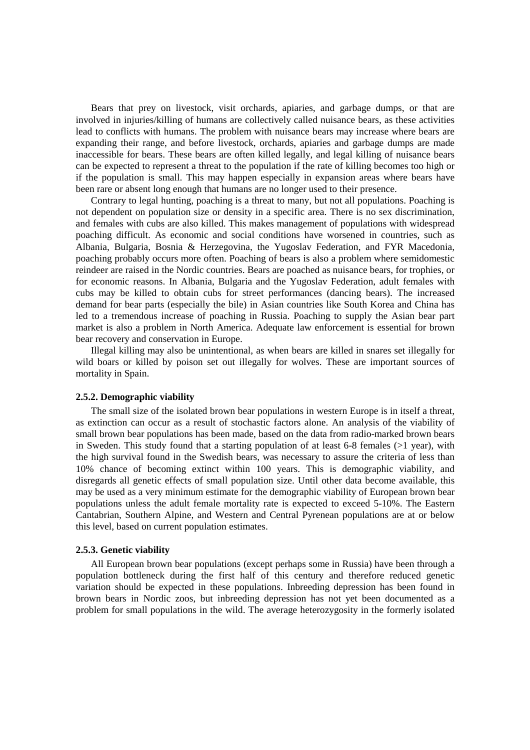Bears that prey on livestock, visit orchards, apiaries, and garbage dumps, or that are involved in injuries/killing of humans are collectively called nuisance bears, as these activities lead to conflicts with humans. The problem with nuisance bears may increase where bears are expanding their range, and before livestock, orchards, apiaries and garbage dumps are made inaccessible for bears. These bears are often killed legally, and legal killing of nuisance bears can be expected to represent a threat to the population if the rate of killing becomes too high or if the population is small. This may happen especially in expansion areas where bears have been rare or absent long enough that humans are no longer used to their presence.

Contrary to legal hunting, poaching is a threat to many, but not all populations. Poaching is not dependent on population size or density in a specific area. There is no sex discrimination, and females with cubs are also killed. This makes management of populations with widespread poaching difficult. As economic and social conditions have worsened in countries, such as Albania, Bulgaria, Bosnia & Herzegovina, the Yugoslav Federation, and FYR Macedonia, poaching probably occurs more often. Poaching of bears is also a problem where semidomestic reindeer are raised in the Nordic countries. Bears are poached as nuisance bears, for trophies, or for economic reasons. In Albania, Bulgaria and the Yugoslav Federation, adult females with cubs may be killed to obtain cubs for street performances (dancing bears). The increased demand for bear parts (especially the bile) in Asian countries like South Korea and China has led to a tremendous increase of poaching in Russia. Poaching to supply the Asian bear part market is also a problem in North America. Adequate law enforcement is essential for brown bear recovery and conservation in Europe.

Illegal killing may also be unintentional, as when bears are killed in snares set illegally for wild boars or killed by poison set out illegally for wolves. These are important sources of mortality in Spain.

#### 2.5.2. Demographic viability

The small size of the isolated brown bear populations in western Europe is in itself a threat, as extinction can occur as a result of stochastic factors alone. An analysis of the viability of small brown bear populations has been made, based on the data from radio-marked brown bears in Sweden. This study found that a starting population of at least 6-8 females (>1 year), with the high survival found in the Swedish bears, was necessary to assure the criteria of less than 10% chance of becoming extinct within 100 years. This is demographic viability, and disregards all genetic effects of small population size. Until other data become available, this may be used as a very minimum estimate for the demographic viability of European brown bear populations unless the adult female mortality rate is expected to exceed 5-10%. The Eastern Cantabrian, Southern Alpine, and Western and Central Pyrenean populations are at or below this level, based on current population estimates.

#### 2.5.3. Genetic viability

All European brown bear populations (except perhaps some in Russia) have been through a population bottleneck during the first half of this century and therefore reduced genetic variation should be expected in these populations. Inbreeding depression has been found in brown bears in Nordic zoos, but inbreeding depression has not yet been documented as a problem for small populations in the wild. The average heterozygosity in the formerly isolated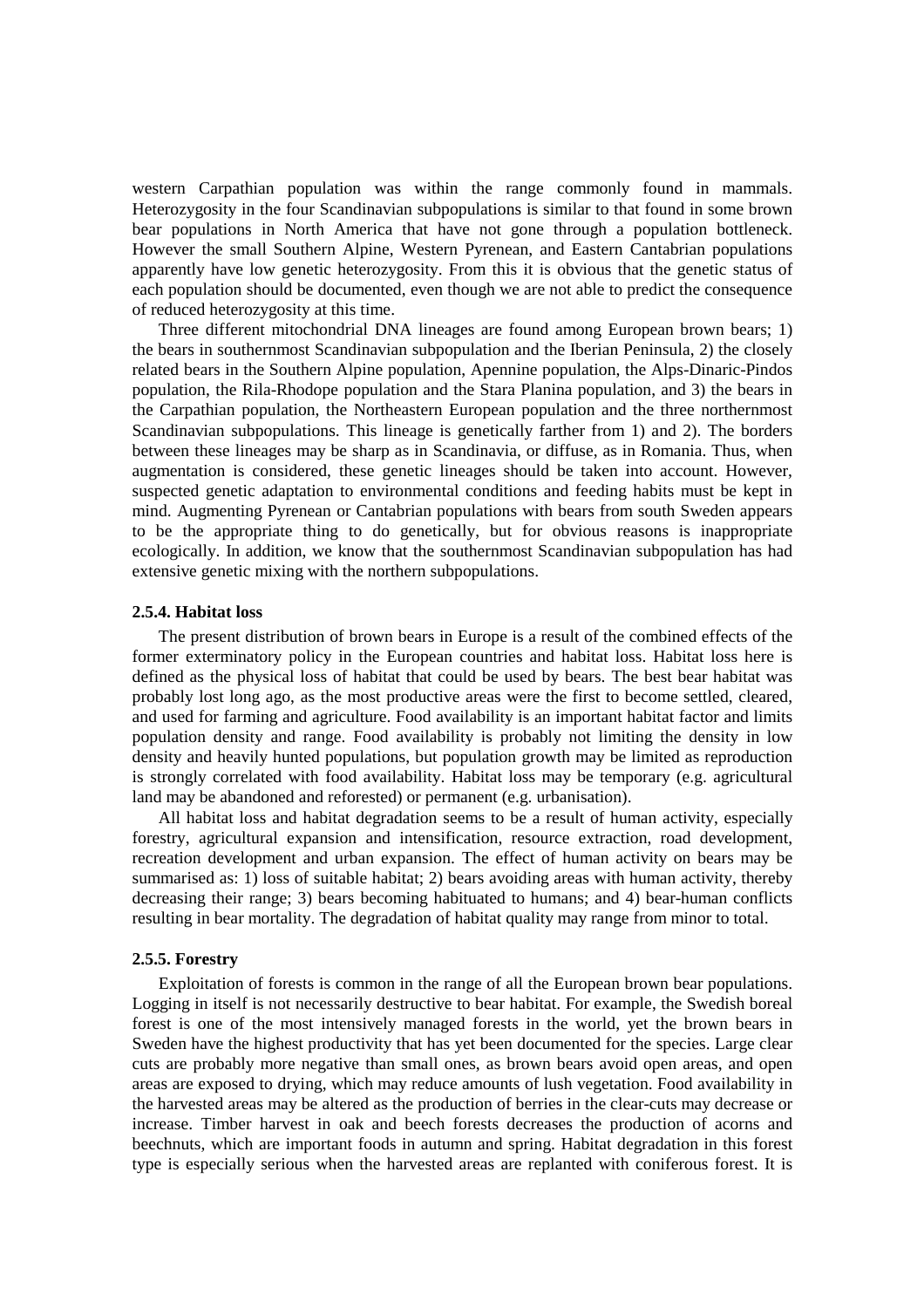western Carpathian population was within the range commonly found in mammals. Heterozygosity in the four Scandinavian subpopulations is similar to that found in some brown bear populations in North America that have not gone through a population bottleneck. However the small Southern Alpine, Western Pyrenean, and Eastern Cantabrian populations apparently have low genetic heterozygosity. From this it is obvious that the genetic status of each population should be documented, even though we are not able to predict the consequence of reduced heterozygosity at this time.

Three different mitochondrial DNA lineages are found among European brown bears; 1) the bears in southernmost Scandinavian subpopulation and the Iberian Peninsula, 2) the closely related bears in the Southern Alpine population, Apennine population, the Alps-Dinaric-Pindos population, the Rila-Rhodope population and the Stara Planina population, and 3) the bears in the Carpathian population, the Northeastern European population and the three northernmost Scandinavian subpopulations. This lineage is genetically farther from 1) and 2). The borders between these lineages may be sharp as in Scandinavia, or diffuse, as in Romania. Thus, when augmentation is considered, these genetic lineages should be taken into account. However, suspected genetic adaptation to environmental conditions and feeding habits must be kept in mind. Augmenting Pyrenean or Cantabrian populations with bears from south Sweden appears to be the appropriate thing to do genetically, but for obvious reasons is inappropriate ecologically. In addition, we know that the southernmost Scandinavian subpopulation has had extensive genetic mixing with the northern subpopulations.

### 2.5.4. Habitat loss

The present distribution of brown bears in Europe is a result of the combined effects of the former exterminatory policy in the European countries and habitat loss. Habitat loss here is defined as the physical loss of habitat that could be used by bears. The best bear habitat was probably lost long ago, as the most productive areas were the first to become settled, cleared, and used for farming and agriculture. Food availability is an important habitat factor and limits population density and range. Food availability is probably not limiting the density in low density and heavily hunted populations, but population growth may be limited as reproduction is strongly correlated with food availability. Habitat loss may be temporary (e.g. agricultural land may be abandoned and reforested) or permanent (e.g. urbanisation).

All habitat loss and habitat degradation seems to be a result of human activity, especially forestry, agricultural expansion and intensification, resource extraction, road development, recreation development and urban expansion. The effect of human activity on bears may be summarised as: 1) loss of suitable habitat; 2) bears avoiding areas with human activity, thereby decreasing their range; 3) bears becoming habituated to humans; and 4) bear-human conflicts resulting in bear mortality. The degradation of habitat quality may range from minor to total.

### 2.5.5. Forestry

Exploitation of forests is common in the range of all the European brown bear populations. Logging in itself is not necessarily destructive to bear habitat. For example, the Swedish boreal forest is one of the most intensively managed forests in the world, yet the brown bears in Sweden have the highest productivity that has yet been documented for the species. Large clear cuts are probably more negative than small ones, as brown bears avoid open areas, and open areas are exposed to drying, which may reduce amounts of lush vegetation. Food availability in the harvested areas may be altered as the production of berries in the clear-cuts may decrease or increase. Timber harvest in oak and beech forests decreases the production of acorns and beechnuts, which are important foods in autumn and spring. Habitat degradation in this forest type is especially serious when the harvested areas are replanted with coniferous forest. It is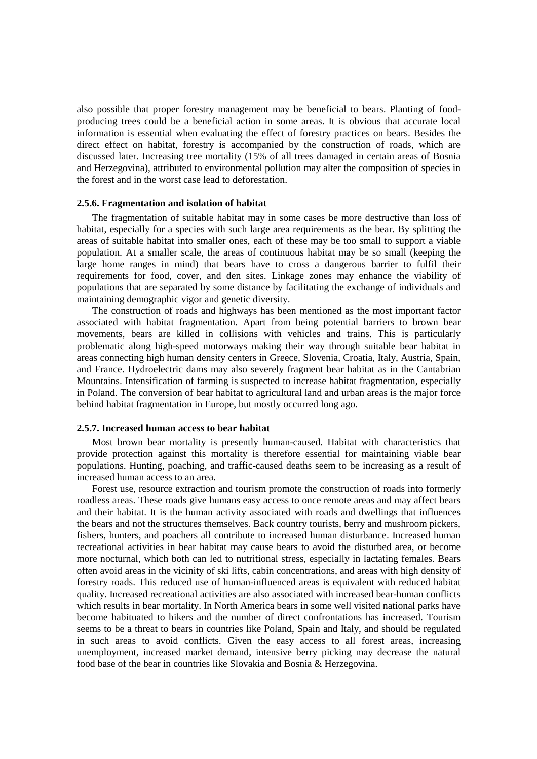also possible that proper forestry management may be beneficial to bears. Planting of food-producing trees could be a beneficial action in some areas. It is obvious that accurate local information is essential when evaluating the effect of forestry practices on bears. Besides the direct effect on habitat, forestry is accompanied by the construction of roads, which are discussed later. Increasing tree mortality (15% of all trees damaged in certain areas of Bosnia and Herzegovina), attributed to environmental pollution may alter the composition of species in the forest and in the worst case lead to deforestation.

### 2.5.6. Fragmentation and isolation of habitat

The fragmentation of suitable habitat may in some cases be more destructive than loss of habitat, especially for a species with such large area requirements as the bear. By splitting the areas of suitable habitat into smaller ones, each of these may be too small to support a viable population. At a smaller scale, the areas of continuous habitat may be so small (keeping the large home ranges in mind) that bears have to cross a dangerous barrier to fulfil their requirements for food, cover, and den sites. Linkage zones may enhance the viability of populations that are separated by some distance by facilitating the exchange of individuals and maintaining demographic vigor and genetic diversity.

The construction of roads and highways has been mentioned as the most important factor associated with habitat fragmentation. Apart from being potential barriers to brown bear movements, bears are killed in collisions with vehicles and trains. This is particularly problematic along high-speed motorways making their way through suitable bear habitat in areas connecting high human density centers in Greece, Slovenia, Croatia, Italy, Austria, Spain, and France. Hydroelectric dams may also severely fragment bear habitat as in the Cantabrian Mountains. Intensification of farming is suspected to increase habitat fragmentation, especially in Poland. The conversion of bear habitat to agricultural land and urban areas is the major force behind habitat fragmentation in Europe, but mostly occurred long ago.

### 2.5.7. Increased human access to bear habitat

Most brown bear mortality is presently human-caused. Habitat with characteristics that provide protection against this mortality is therefore essential for maintaining viable bear populations. Hunting, poaching, and traffic-caused deaths seem to be increasing as a result of increased human access to an area.

Forest use, resource extraction and tourism promote the construction of roads into formerly roadless areas. These roads give humans easy access to once remote areas and may affect bears and their habitat. It is the human activity associated with roads and dwellings that influences the bears and not the structures themselves. Back country tourists, berry and mushroom pickers, fishers, hunters, and poachers all contribute to increased human disturbance. Increased human recreational activities in bear habitat may cause bears to avoid the disturbed area, or become more nocturnal, which both can led to nutritional stress, especially in lactating females. Bears often avoid areas in the vicinity of ski lifts, cabin concentrations, and areas with high density of forestry roads. This reduced use of human-influenced areas is equivalent with reduced habitat quality. Increased recreational activities are also associated with increased bear-human conflicts which results in bear mortality. In North America bears in some well visited national parks have become habituated to hikers and the number of direct confrontations has increased. Tourism seems to be a threat to bears in countries like Poland, Spain and Italy, and should be regulated in such areas to avoid conflicts. Given the easy access to all forest areas, increasing unemployment, increased market demand, intensive berry picking may decrease the natural food base of the bear in countries like Slovakia and Bosnia & Herzegovina.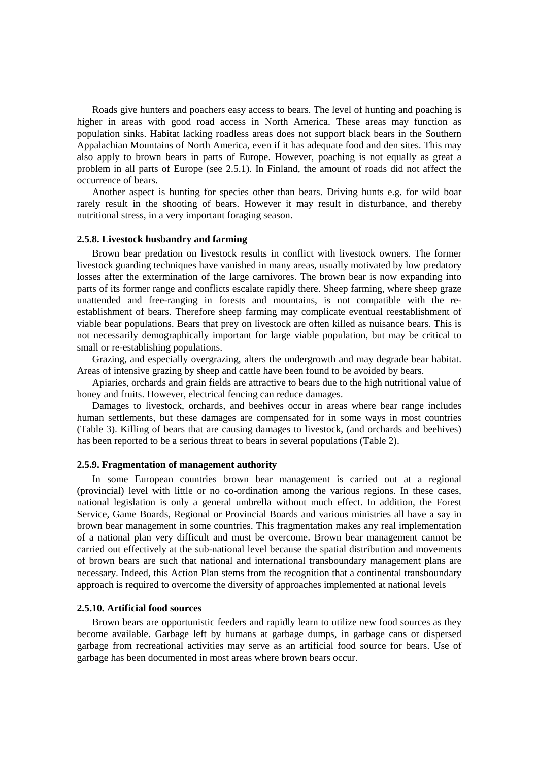Roads give hunters and poachers easy access to bears. The level of hunting and poaching is higher in areas with good road access in North America. These areas may function as population sinks. Habitat lacking roadless areas does not support black bears in the Southern Appalachian Mountains of North America, even if it has adequate food and den sites. This may also apply to brown bears in parts of Europe. However, poaching is not equally as great a problem in all parts of Europe (see 2.5.1). In Finland, the amount of roads did not affect the occurrence of bears.

Another aspect is hunting for species other than bears. Driving hunts e.g. for wild boar rarely result in the shooting of bears. However it may result in disturbance, and thereby nutritional stress, in a very important foraging season.

### 2.5.8. Livestock husbandry and farming

Brown bear predation on livestock results in conflict with livestock owners. The former livestock guarding techniques have vanished in many areas, usually motivated by low predatory losses after the extermination of the large carnivores. The brown bear is now expanding into parts of its former range and conflicts escalate rapidly there. Sheep farming, where sheep graze unattended and free-ranging in forests and mountains, is not compatible with the re-establishment of bears. Therefore sheep farming may complicate eventual reestablishment of viable bear populations. Bears that prey on livestock are often killed as nuisance bears. This is not necessarily demographically important for large viable population, but may be critical to small or re-establishing populations.

Grazing, and especially overgrazing, alters the undergrowth and may degrade bear habitat. Areas of intensive grazing by sheep and cattle have been found to be avoided by bears.

Apiaries, orchards and grain fields are attractive to bears due to the high nutritional value of honey and fruits. However, electrical fencing can reduce damages.

Damages to livestock, orchards, and beehives occur in areas where bear range includes human settlements, but these damages are compensated for in some ways in most countries (Table 3). Killing of bears that are causing damages to livestock, (and orchards and beehives) has been reported to be a serious threat to bears in several populations (Table 2).

### 2.5.9. Fragmentation of management authority

In some European countries brown bear management is carried out at a regional (provincial) level with little or no co-ordination among the various regions. In these cases, national legislation is only a general umbrella without much effect. In addition, the Forest Service, Game Boards, Regional or Provincial Boards and various ministries all have a say in brown bear management in some countries. This fragmentation makes any real implementation of a national plan very difficult and must be overcome. Brown bear management cannot be carried out effectively at the sub-national level because the spatial distribution and movements of brown bears are such that national and international transboundary management plans are necessary. Indeed, this Action Plan stems from the recognition that a continental transboundary approach is required to overcome the diversity of approaches implemented at national levels

### 2.5.10. Artificial food sources

Brown bears are opportunistic feeders and rapidly learn to utilize new food sources as they become available. Garbage left by humans at garbage dumps, in garbage cans or dispersed garbage from recreational activities may serve as an artificial food source for bears. Use of garbage has been documented in most areas where brown bears occur.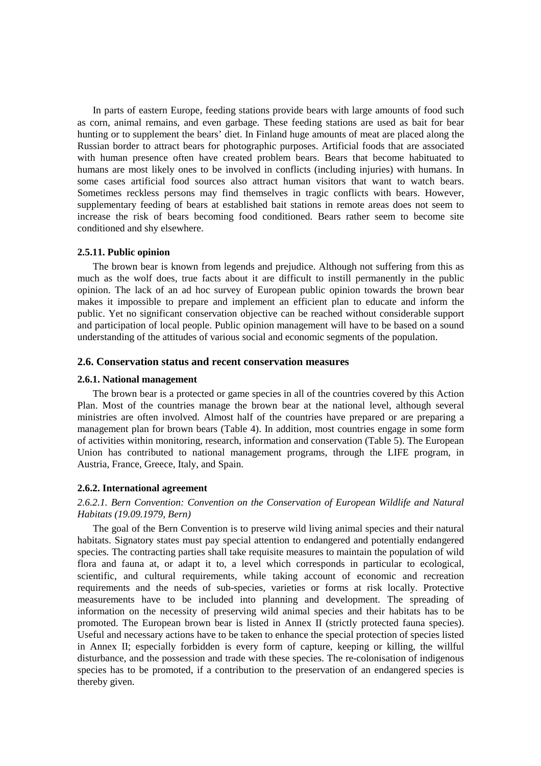In parts of eastern Europe, feeding stations provide bears with large amounts of food such as corn, animal remains, and even garbage. These feeding stations are used as bait for bear hunting or to supplement the bears' diet. In Finland huge amounts of meat are placed along the Russian border to attract bears for photographic purposes. Artificial foods that are associated with human presence often have created problem bears. Bears that become habituated to humans are most likely ones to be involved in conflicts (including injuries) with humans. In some cases artificial food sources also attract human visitors that want to watch bears. Sometimes reckless persons may find themselves in tragic conflicts with bears. However, supplementary feeding of bears at established bait stations in remote areas does not seem to increase the risk of bears becoming food conditioned. Bears rather seem to become site conditioned and shy elsewhere.

#### 2.5.11. Public opinion

The brown bear is known from legends and prejudice. Although not suffering from this as much as the wolf does, true facts about it are difficult to instill permanently in the public opinion. The lack of an ad hoc survey of European public opinion towards the brown bear makes it impossible to prepare and implement an efficient plan to educate and inform the public. Yet no significant conservation objective can be reached without considerable support and participation of local people. Public opinion management will have to be based on a sound understanding of the attitudes of various social and economic segments of the population.

### 2.6. Conservation status and recent conservation measures

#### 2.6.1. National management

The brown bear is a protected or game species in all of the countries covered by this Action Plan. Most of the countries manage the brown bear at the national level, although several ministries are often involved. Almost half of the countries have prepared or are preparing a management plan for brown bears (Table 4). In addition, most countries engage in some form of activities within monitoring, research, information and conservation (Table 5). The European Union has contributed to national management programs, through the LIFE program, in Austria, France, Greece, Italy, and Spain.

#### 2.6.2. International agreement

*2.6.2.1. Bern Convention: Convention on the Conservation of European Wildlife and Natural Habitats (19.09.1979, Bern)*

The goal of the Bern Convention is to preserve wild living animal species and their natural habitats. Signatory states must pay special attention to endangered and potentially endangered species. The contracting parties shall take requisite measures to maintain the population of wild flora and fauna at, or adapt it to, a level which corresponds in particular to ecological, scientific, and cultural requirements, while taking account of economic and recreation requirements and the needs of sub-species, varieties or forms at risk locally. Protective measurements have to be included into planning and development. The spreading of information on the necessity of preserving wild animal species and their habitats has to be promoted. The European brown bear is listed in Annex II (strictly protected fauna species). Useful and necessary actions have to be taken to enhance the special protection of species listed in Annex II; especially forbidden is every form of capture, keeping or killing, the willful disturbance, and the possession and trade with these species. The re-colonisation of indigenous species has to be promoted, if a contribution to the preservation of an endangered species is thereby given.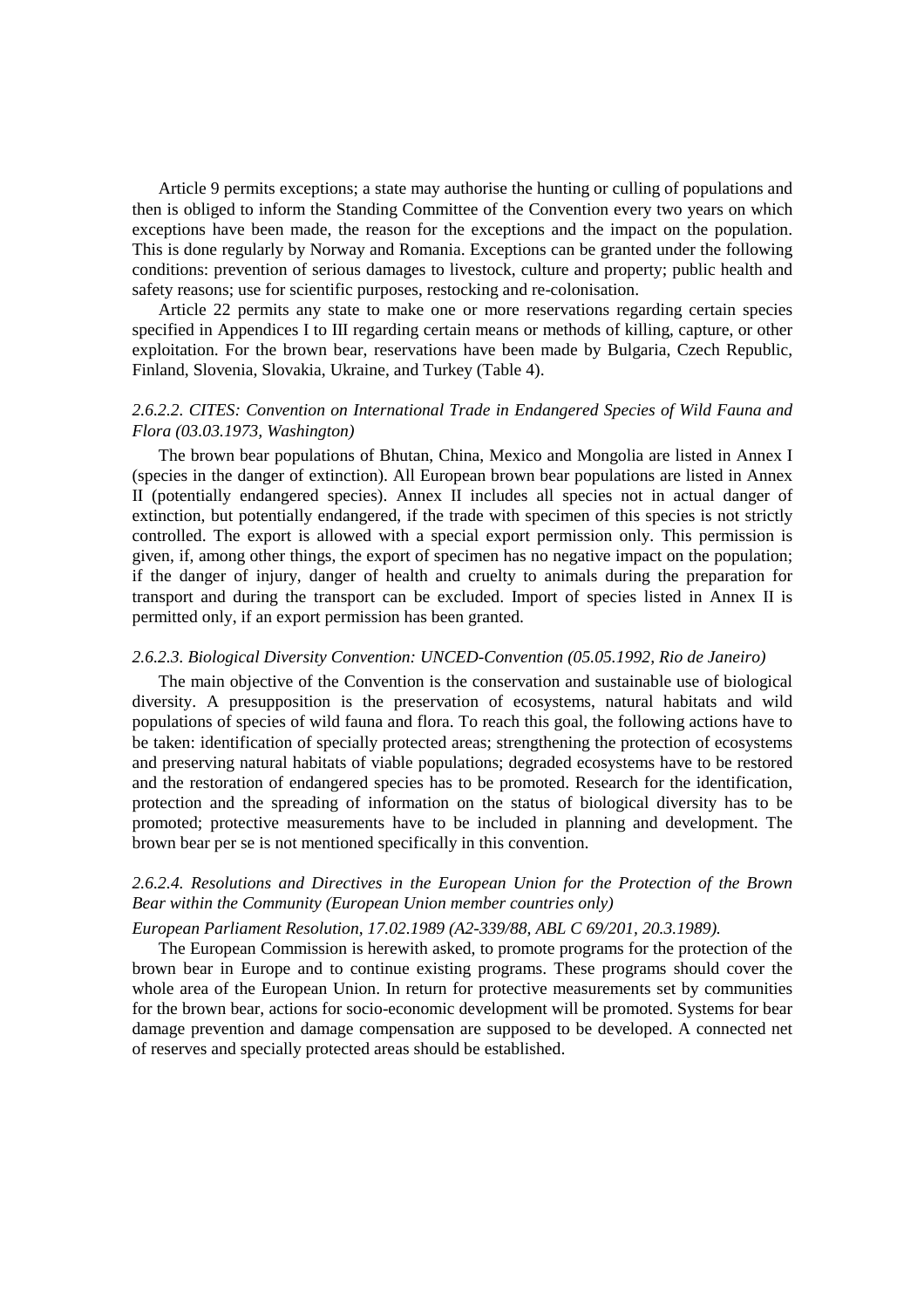Article 9 permits exceptions; a state may authorise the hunting or culling of populations and then is obliged to inform the Standing Committee of the Convention every two years on which exceptions have been made, the reason for the exceptions and the impact on the population. This is done regularly by Norway and Romania. Exceptions can be granted under the following conditions: prevention of serious damages to livestock, culture and property; public health and safety reasons; use for scientific purposes, restocking and re-colonisation.

Article 22 permits any state to make one or more reservations regarding certain species specified in Appendices I to III regarding certain means or methods of killing, capture, or other exploitation. For the brown bear, reservations have been made by Bulgaria, Czech Republic, Finland, Slovenia, Slovakia, Ukraine, and Turkey (Table 4).

#### *2.6.2.2. CITES: Convention on International Trade in Endangered Species of Wild Fauna and Flora (03.03.1973, Washington)*

The brown bear populations of Bhutan, China, Mexico and Mongolia are listed in Annex I (species in the danger of extinction). All European brown bear populations are listed in Annex II (potentially endangered species). Annex II includes all species not in actual danger of extinction, but potentially endangered, if the trade with specimen of this species is not strictly controlled. The export is allowed with a special export permission only. This permission is given, if, among other things, the export of specimen has no negative impact on the population; if the danger of injury, danger of health and cruelty to animals during the preparation for transport and during the transport can be excluded. Import of species listed in Annex II is permitted only, if an export permission has been granted.

#### *2.6.2.3. Biological Diversity Convention: UNCED-Convention (05.05.1992, Rio de Janeiro)*

The main objective of the Convention is the conservation and sustainable use of biological diversity. A presupposition is the preservation of ecosystems, natural habitats and wild populations of species of wild fauna and flora. To reach this goal, the following actions have to be taken: identification of specially protected areas; strengthening the protection of ecosystems and preserving natural habitats of viable populations; degraded ecosystems have to be restored and the restoration of endangered species has to be promoted. Research for the identification, protection and the spreading of information on the status of biological diversity has to be promoted; protective measurements have to be included in planning and development. The brown bear per se is not mentioned specifically in this convention.

#### *2.6.2.4. Resolutions and Directives in the European Union for the Protection of the Brown Bear within the Community (European Union member countries only)*

*European Parliament Resolution, 17.02.1989 (A2-339/88, ABL C 69/201, 20.3.1989).*

The European Commission is herewith asked, to promote programs for the protection of the brown bear in Europe and to continue existing programs. These programs should cover the whole area of the European Union. In return for protective measurements set by communities for the brown bear, actions for socio-economic development will be promoted. Systems for bear damage prevention and damage compensation are supposed to be developed. A connected net of reserves and specially protected areas should be established.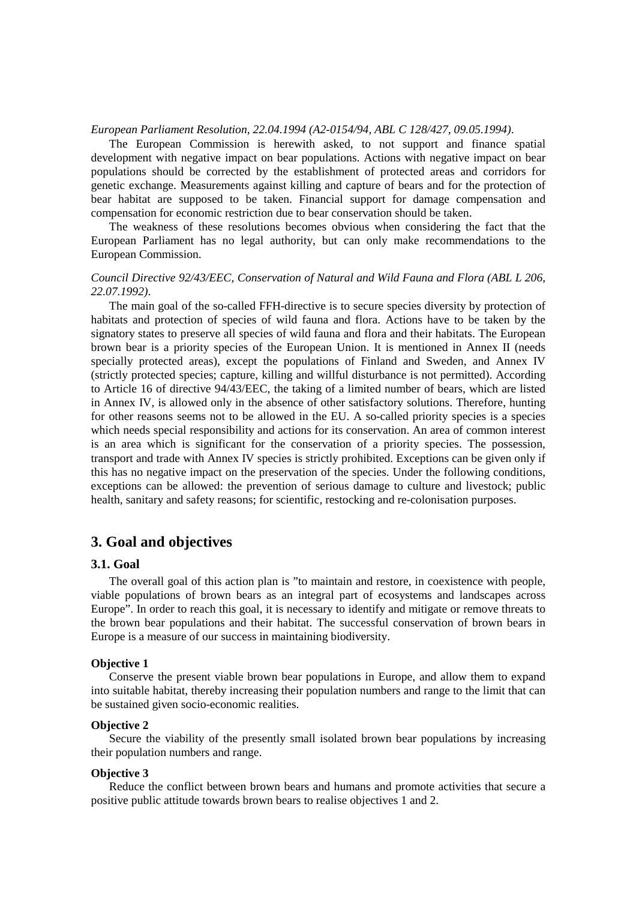*European Parliament Resolution, 22.04.1994 (A2-0154/94, ABL C 128/427, 09.05.1994).*

The European Commission is herewith asked, to not support and finance spatial development with negative impact on bear populations. Actions with negative impact on bear populations should be corrected by the establishment of protected areas and corridors for genetic exchange. Measurements against killing and capture of bears and for the protection of bear habitat are supposed to be taken. Financial support for damage compensation and compensation for economic restriction due to bear conservation should be taken.

The weakness of these resolutions becomes obvious when considering the fact that the European Parliament has no legal authority, but can only make recommendations to the European Commission.

*Council Directive 92/43/EEC, Conservation of Natural and Wild Fauna and Flora (ABL L 206, 22.07.1992).*

The main goal of the so-called FFH-directive is to secure species diversity by protection of habitats and protection of species of wild fauna and flora. Actions have to be taken by the signatory states to preserve all species of wild fauna and flora and their habitats. The European brown bear is a priority species of the European Union. It is mentioned in Annex II (needs specially protected areas), except the populations of Finland and Sweden, and Annex IV (strictly protected species; capture, killing and willful disturbance is not permitted). According to Article 16 of directive 94/43/EEC, the taking of a limited number of bears, which are listed in Annex IV, is allowed only in the absence of other satisfactory solutions. Therefore, hunting for other reasons seems not to be allowed in the EU. A so-called priority species is a species which needs special responsibility and actions for its conservation. An area of common interest is an area which is significant for the conservation of a priority species. The possession, transport and trade with Annex IV species is strictly prohibited. Exceptions can be given only if this has no negative impact on the preservation of the species. Under the following conditions, exceptions can be allowed: the prevention of serious damage to culture and livestock; public health, sanitary and safety reasons; for scientific, restocking and re-colonisation purposes.

## 3. Goal and objectives

### 3.1. Goal

The overall goal of this action plan is "to maintain and restore, in coexistence with people, viable populations of brown bears as an integral part of ecosystems and landscapes across Europe". In order to reach this goal, it is necessary to identify and mitigate or remove threats to the brown bear populations and their habitat. The successful conservation of brown bears in Europe is a measure of our success in maintaining biodiversity.

**Objective 1**

Conserve the present viable brown bear populations in Europe, and allow them to expand into suitable habitat, thereby increasing their population numbers and range to the limit that can be sustained given socio-economic realities.

**Objective 2**

Secure the viability of the presently small isolated brown bear populations by increasing their population numbers and range.

**Objective 3**

Reduce the conflict between brown bears and humans and promote activities that secure a positive public attitude towards brown bears to realise objectives 1 and 2.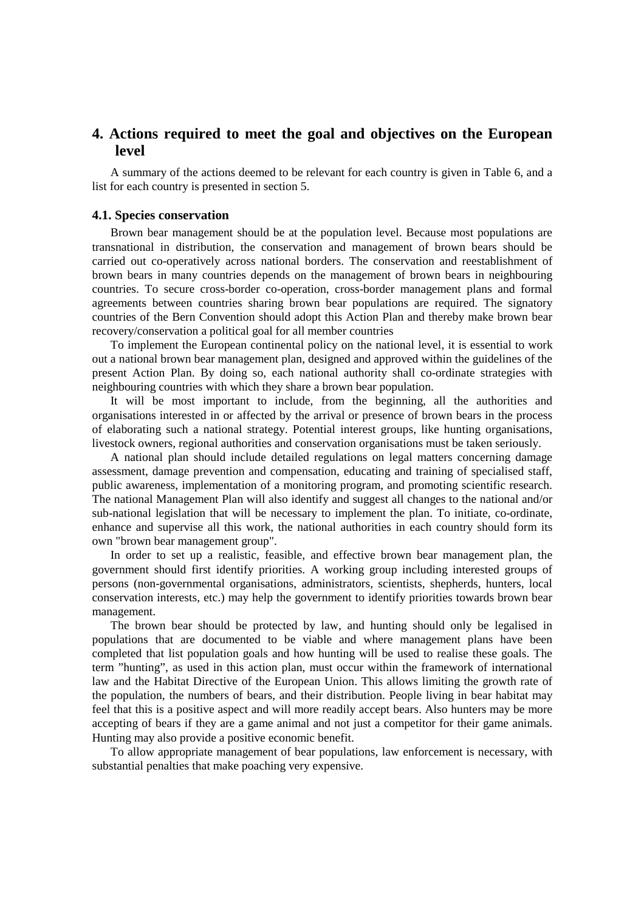# 4. Actions required to meet the goal and objectives on the European level

A summary of the actions deemed to be relevant for each country is given in Table 6, and a list for each country is presented in section 5.

## 4.1. Species conservation

Brown bear management should be at the population level. Because most populations are transnational in distribution, the conservation and management of brown bears should be carried out co-operatively across national borders. The conservation and reestablishment of brown bears in many countries depends on the management of brown bears in neighbouring countries. To secure cross-border co-operation, cross-border management plans and formal agreements between countries sharing brown bear populations are required. The signatory countries of the Bern Convention should adopt this Action Plan and thereby make brown bear recovery/conservation a political goal for all member countries

To implement the European continental policy on the national level, it is essential to work out a national brown bear management plan, designed and approved within the guidelines of the present Action Plan. By doing so, each national authority shall co-ordinate strategies with neighbouring countries with which they share a brown bear population.

It will be most important to include, from the beginning, all the authorities and organisations interested in or affected by the arrival or presence of brown bears in the process of elaborating such a national strategy. Potential interest groups, like hunting organisations, livestock owners, regional authorities and conservation organisations must be taken seriously.

A national plan should include detailed regulations on legal matters concerning damage assessment, damage prevention and compensation, educating and training of specialised staff, public awareness, implementation of a monitoring program, and promoting scientific research. The national Management Plan will also identify and suggest all changes to the national and/or sub-national legislation that will be necessary to implement the plan. To initiate, co-ordinate, enhance and supervise all this work, the national authorities in each country should form its own "brown bear management group".

In order to set up a realistic, feasible, and effective brown bear management plan, the government should first identify priorities. A working group including interested groups of persons (non-governmental organisations, administrators, scientists, shepherds, hunters, local conservation interests, etc.) may help the government to identify priorities towards brown bear management.

The brown bear should be protected by law, and hunting should only be legalised in populations that are documented to be viable and where management plans have been completed that list population goals and how hunting will be used to realise these goals. The term "hunting", as used in this action plan, must occur within the framework of international law and the Habitat Directive of the European Union. This allows limiting the growth rate of the population, the numbers of bears, and their distribution. People living in bear habitat may feel that this is a positive aspect and will more readily accept bears. Also hunters may be more accepting of bears if they are a game animal and not just a competitor for their game animals. Hunting may also provide a positive economic benefit.

To allow appropriate management of bear populations, law enforcement is necessary, with substantial penalties that make poaching very expensive.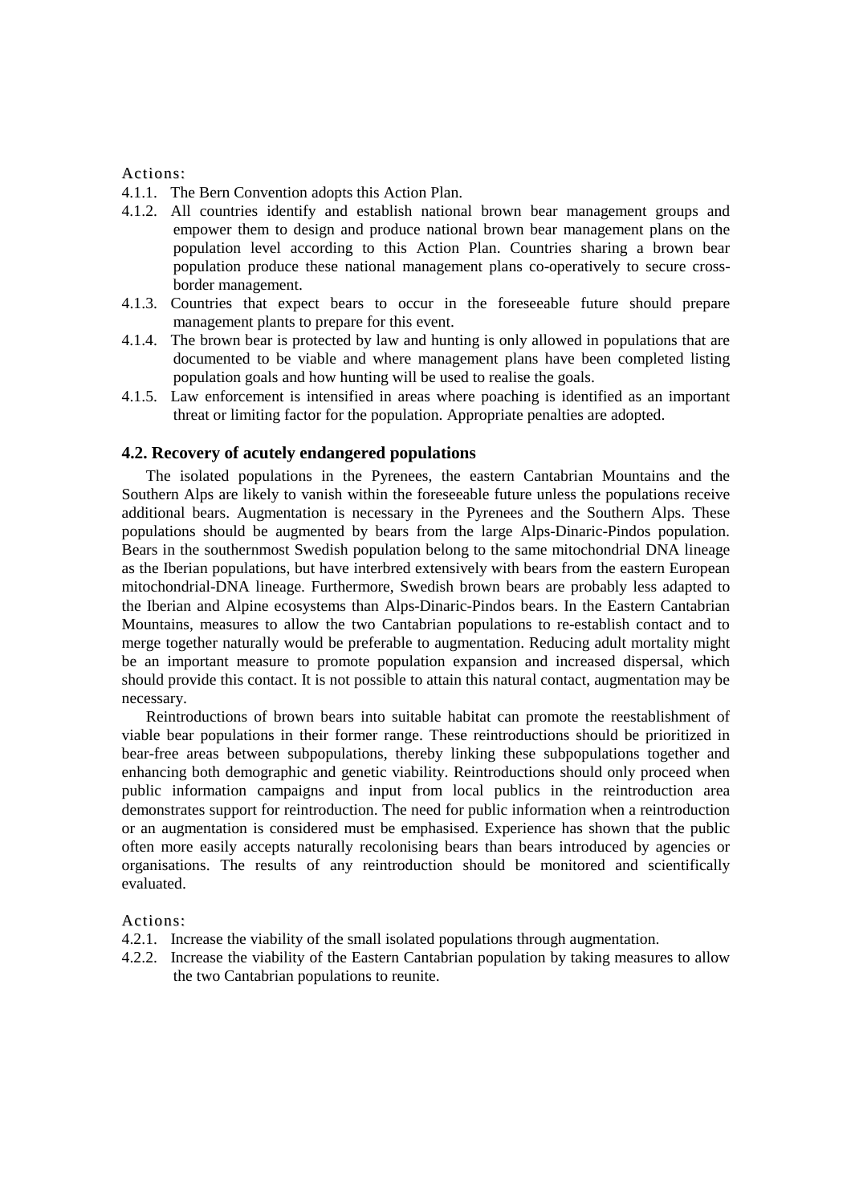Actions:

4.1.1. The Bern Convention adopts this Action Plan.

4.1.2. All countries identify and establish national brown bear management groups and empower them to design and produce national brown bear management plans on the population level according to this Action Plan. Countries sharing a brown bear population produce these national management plans co-operatively to secure cross-border management.

4.1.3. Countries that expect bears to occur in the foreseeable future should prepare management plants to prepare for this event.

4.1.4. The brown bear is protected by law and hunting is only allowed in populations that are documented to be viable and where management plans have been completed listing population goals and how hunting will be used to realise the goals.

4.1.5. Law enforcement is intensified in areas where poaching is identified as an important threat or limiting factor for the population. Appropriate penalties are adopted.

### 4.2. Recovery of acutely endangered populations

The isolated populations in the Pyrenees, the eastern Cantabrian Mountains and the Southern Alps are likely to vanish within the foreseeable future unless the populations receive additional bears. Augmentation is necessary in the Pyrenees and the Southern Alps. These populations should be augmented by bears from the large Alps-Dinaric-Pindos population. Bears in the southernmost Swedish population belong to the same mitochondrial DNA lineage as the Iberian populations, but have interbred extensively with bears from the eastern European mitochondrial-DNA lineage. Furthermore, Swedish brown bears are probably less adapted to the Iberian and Alpine ecosystems than Alps-Dinaric-Pindos bears. In the Eastern Cantabrian Mountains, measures to allow the two Cantabrian populations to re-establish contact and to merge together naturally would be preferable to augmentation. Reducing adult mortality might be an important measure to promote population expansion and increased dispersal, which should provide this contact. It is not possible to attain this natural contact, augmentation may be necessary.

Reintroductions of brown bears into suitable habitat can promote the reestablishment of viable bear populations in their former range. These reintroductions should be prioritized in bear-free areas between subpopulations, thereby linking these subpopulations together and enhancing both demographic and genetic viability. Reintroductions should only proceed when public information campaigns and input from local publics in the reintroduction area demonstrates support for reintroduction. The need for public information when a reintroduction or an augmentation is considered must be emphasised. Experience has shown that the public often more easily accepts naturally recolonising bears than bears introduced by agencies or organisations. The results of any reintroduction should be monitored and scientifically evaluated.

Actions:

4.2.1. Increase the viability of the small isolated populations through augmentation.

4.2.2. Increase the viability of the Eastern Cantabrian population by taking measures to allow the two Cantabrian populations to reunite.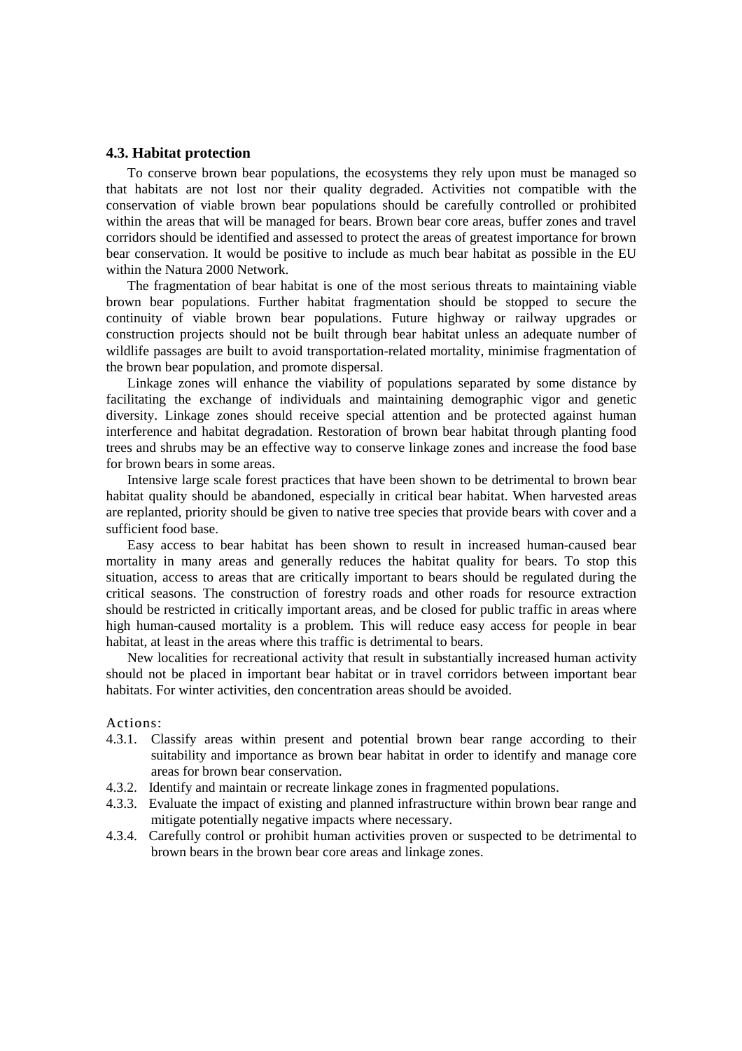### 4.3. Habitat protection

To conserve brown bear populations, the ecosystems they rely upon must be managed so that habitats are not lost nor their quality degraded. Activities not compatible with the conservation of viable brown bear populations should be carefully controlled or prohibited within the areas that will be managed for bears. Brown bear core areas, buffer zones and travel corridors should be identified and assessed to protect the areas of greatest importance for brown bear conservation. It would be positive to include as much bear habitat as possible in the EU within the Natura 2000 Network.

The fragmentation of bear habitat is one of the most serious threats to maintaining viable brown bear populations. Further habitat fragmentation should be stopped to secure the continuity of viable brown bear populations. Future highway or railway upgrades or construction projects should not be built through bear habitat unless an adequate number of wildlife passages are built to avoid transportation-related mortality, minimise fragmentation of the brown bear population, and promote dispersal.

Linkage zones will enhance the viability of populations separated by some distance by facilitating the exchange of individuals and maintaining demographic vigor and genetic diversity. Linkage zones should receive special attention and be protected against human interference and habitat degradation. Restoration of brown bear habitat through planting food trees and shrubs may be an effective way to conserve linkage zones and increase the food base for brown bears in some areas.

Intensive large scale forest practices that have been shown to be detrimental to brown bear habitat quality should be abandoned, especially in critical bear habitat. When harvested areas are replanted, priority should be given to native tree species that provide bears with cover and a sufficient food base.

Easy access to bear habitat has been shown to result in increased human-caused bear mortality in many areas and generally reduces the habitat quality for bears. To stop this situation, access to areas that are critically important to bears should be regulated during the critical seasons. The construction of forestry roads and other roads for resource extraction should be restricted in critically important areas, and be closed for public traffic in areas where high human-caused mortality is a problem. This will reduce easy access for people in bear habitat, at least in the areas where this traffic is detrimental to bears.

New localities for recreational activity that result in substantially increased human activity should not be placed in important bear habitat or in travel corridors between important bear habitats. For winter activities, den concentration areas should be avoided.

Actions:

- 4.3.1. Classify areas within present and potential brown bear range according to their suitability and importance as brown bear habitat in order to identify and manage core areas for brown bear conservation.
- 4.3.2. Identify and maintain or recreate linkage zones in fragmented populations.
- 4.3.3. Evaluate the impact of existing and planned infrastructure within brown bear range and mitigate potentially negative impacts where necessary.
- 4.3.4. Carefully control or prohibit human activities proven or suspected to be detrimental to brown bears in the brown bear core areas and linkage zones.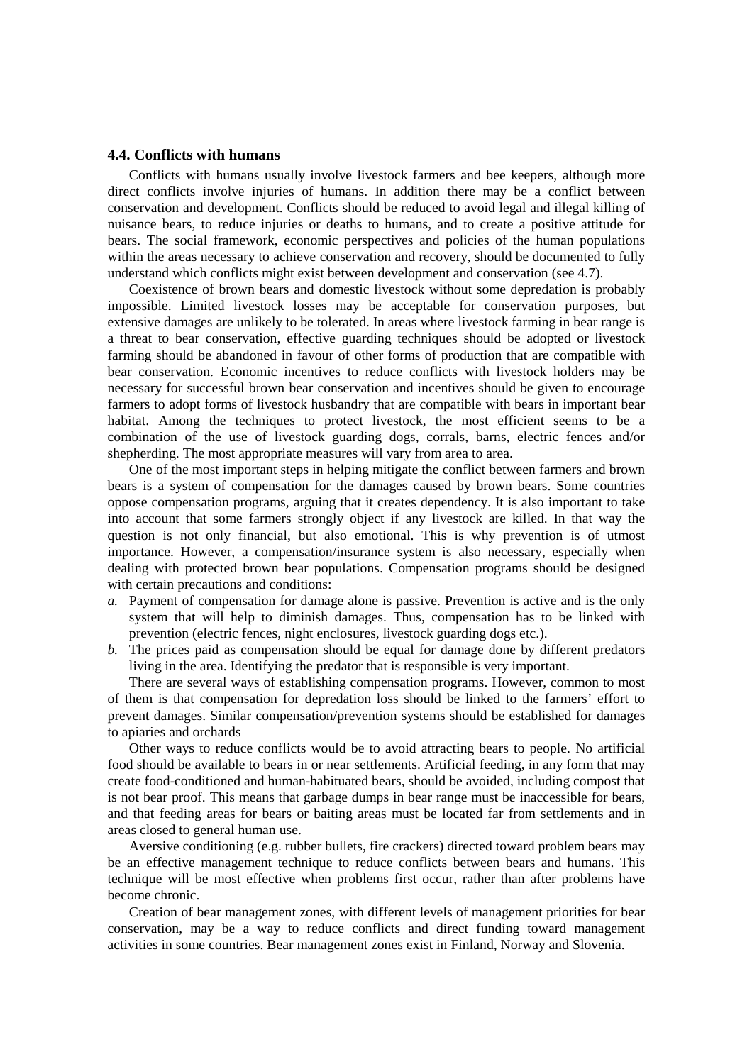### 4.4. Conflicts with humans

Conflicts with humans usually involve livestock farmers and bee keepers, although more direct conflicts involve injuries of humans. In addition there may be a conflict between conservation and development. Conflicts should be reduced to avoid legal and illegal killing of nuisance bears, to reduce injuries or deaths to humans, and to create a positive attitude for bears. The social framework, economic perspectives and policies of the human populations within the areas necessary to achieve conservation and recovery, should be documented to fully understand which conflicts might exist between development and conservation (see 4.7).

Coexistence of brown bears and domestic livestock without some depredation is probably impossible. Limited livestock losses may be acceptable for conservation purposes, but extensive damages are unlikely to be tolerated. In areas where livestock farming in bear range is a threat to bear conservation, effective guarding techniques should be adopted or livestock farming should be abandoned in favour of other forms of production that are compatible with bear conservation. Economic incentives to reduce conflicts with livestock holders may be necessary for successful brown bear conservation and incentives should be given to encourage farmers to adopt forms of livestock husbandry that are compatible with bears in important bear habitat. Among the techniques to protect livestock, the most efficient seems to be a combination of the use of livestock guarding dogs, corrals, barns, electric fences and/or shepherding. The most appropriate measures will vary from area to area.

One of the most important steps in helping mitigate the conflict between farmers and brown bears is a system of compensation for the damages caused by brown bears. Some countries oppose compensation programs, arguing that it creates dependency. It is also important to take into account that some farmers strongly object if any livestock are killed. In that way the question is not only financial, but also emotional. This is why prevention is of utmost importance. However, a compensation/insurance system is also necessary, especially when dealing with protected brown bear populations. Compensation programs should be designed with certain precautions and conditions:

*a.* Payment of compensation for damage alone is passive. Prevention is active and is the only system that will help to diminish damages. Thus, compensation has to be linked with prevention (electric fences, night enclosures, livestock guarding dogs etc.).

*b.* The prices paid as compensation should be equal for damage done by different predators living in the area. Identifying the predator that is responsible is very important.

There are several ways of establishing compensation programs. However, common to most of them is that compensation for depredation loss should be linked to the farmers' effort to prevent damages. Similar compensation/prevention systems should be established for damages to apiaries and orchards

Other ways to reduce conflicts would be to avoid attracting bears to people. No artificial food should be available to bears in or near settlements. Artificial feeding, in any form that may create food-conditioned and human-habituated bears, should be avoided, including compost that is not bear proof. This means that garbage dumps in bear range must be inaccessible for bears, and that feeding areas for bears or baiting areas must be located far from settlements and in areas closed to general human use.

Aversive conditioning (e.g. rubber bullets, fire crackers) directed toward problem bears may be an effective management technique to reduce conflicts between bears and humans. This technique will be most effective when problems first occur, rather than after problems have become chronic.

Creation of bear management zones, with different levels of management priorities for bear conservation, may be a way to reduce conflicts and direct funding toward management activities in some countries. Bear management zones exist in Finland, Norway and Slovenia.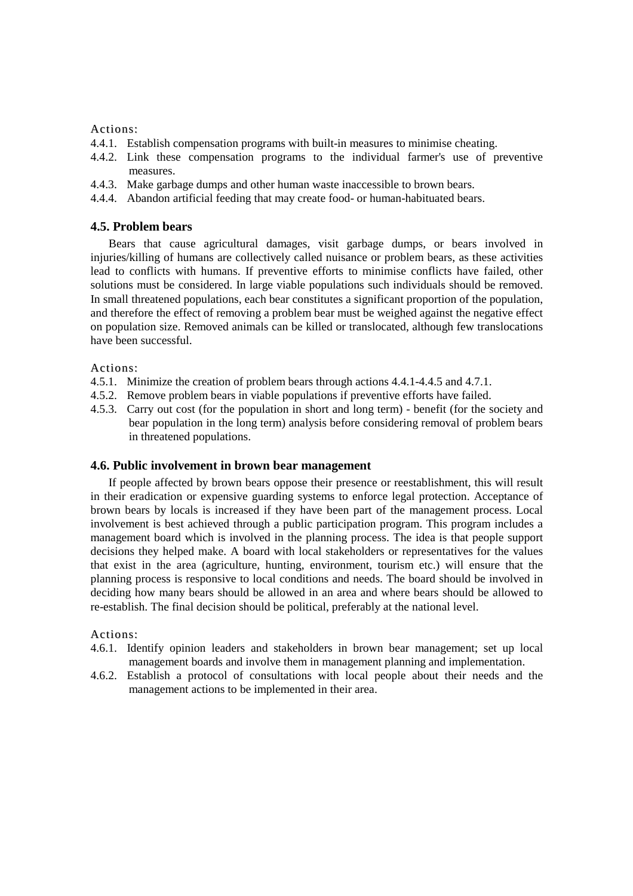Actions:

4.4.1. Establish compensation programs with built-in measures to minimise cheating.

4.4.2. Link these compensation programs to the individual farmer's use of preventive measures.

4.4.3. Make garbage dumps and other human waste inaccessible to brown bears.

4.4.4. Abandon artificial feeding that may create food- or human-habituated bears.

### 4.5. Problem bears

Bears that cause agricultural damages, visit garbage dumps, or bears involved in injuries/killing of humans are collectively called nuisance or problem bears, as these activities lead to conflicts with humans. If preventive efforts to minimise conflicts have failed, other solutions must be considered. In large viable populations such individuals should be removed. In small threatened populations, each bear constitutes a significant proportion of the population, and therefore the effect of removing a problem bear must be weighed against the negative effect on population size. Removed animals can be killed or translocated, although few translocations have been successful.

Actions:

4.5.1. Minimize the creation of problem bears through actions 4.4.1-4.4.5 and 4.7.1.

4.5.2. Remove problem bears in viable populations if preventive efforts have failed.

4.5.3. Carry out cost (for the population in short and long term) - benefit (for the society and bear population in the long term) analysis before considering removal of problem bears in threatened populations.

### 4.6. Public involvement in brown bear management

If people affected by brown bears oppose their presence or reestablishment, this will result in their eradication or expensive guarding systems to enforce legal protection. Acceptance of brown bears by locals is increased if they have been part of the management process. Local involvement is best achieved through a public participation program. This program includes a management board which is involved in the planning process. The idea is that people support decisions they helped make. A board with local stakeholders or representatives for the values that exist in the area (agriculture, hunting, environment, tourism etc.) will ensure that the planning process is responsive to local conditions and needs. The board should be involved in deciding how many bears should be allowed in an area and where bears should be allowed to re-establish. The final decision should be political, preferably at the national level.

Actions:

4.6.1. Identify opinion leaders and stakeholders in brown bear management; set up local management boards and involve them in management planning and implementation.

4.6.2. Establish a protocol of consultations with local people about their needs and the management actions to be implemented in their area.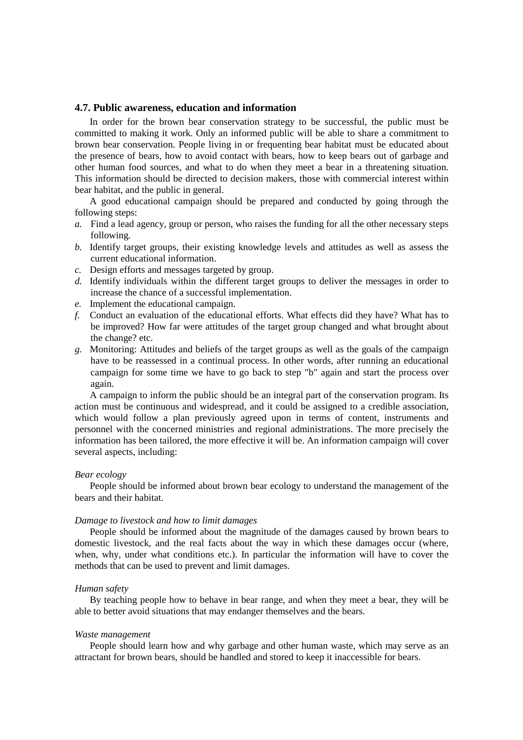## 4.7. Public awareness, education and information

In order for the brown bear conservation strategy to be successful, the public must be committed to making it work. Only an informed public will be able to share a commitment to brown bear conservation. People living in or frequenting bear habitat must be educated about the presence of bears, how to avoid contact with bears, how to keep bears out of garbage and other human food sources, and what to do when they meet a bear in a threatening situation. This information should be directed to decision makers, those with commercial interest within bear habitat, and the public in general.

A good educational campaign should be prepared and conducted by going through the following steps:

*a.* Find a lead agency, group or person, who raises the funding for all the other necessary steps following.

*b.* Identify target groups, their existing knowledge levels and attitudes as well as assess the current educational information.

*c.* Design efforts and messages targeted by group.

*d.* Identify individuals within the different target groups to deliver the messages in order to increase the chance of a successful implementation.

*e.* Implement the educational campaign.

*f.* Conduct an evaluation of the educational efforts. What effects did they have? What has to be improved? How far were attitudes of the target group changed and what brought about the change? etc.

*g.* Monitoring: Attitudes and beliefs of the target groups as well as the goals of the campaign have to be reassessed in a continual process. In other words, after running an educational campaign for some time we have to go back to step "b" again and start the process over again.

A campaign to inform the public should be an integral part of the conservation program. Its action must be continuous and widespread, and it could be assigned to a credible association, which would follow a plan previously agreed upon in terms of content, instruments and personnel with the concerned ministries and regional administrations. The more precisely the information has been tailored, the more effective it will be. An information campaign will cover several aspects, including:

*Bear ecology*

People should be informed about brown bear ecology to understand the management of the bears and their habitat.

*Damage to livestock and how to limit damages*

People should be informed about the magnitude of the damages caused by brown bears to domestic livestock, and the real facts about the way in which these damages occur (where, when, why, under what conditions etc.). In particular the information will have to cover the methods that can be used to prevent and limit damages.

*Human safety*

By teaching people how to behave in bear range, and when they meet a bear, they will be able to better avoid situations that may endanger themselves and the bears.

*Waste management*

People should learn how and why garbage and other human waste, which may serve as an attractant for brown bears, should be handled and stored to keep it inaccessible for bears.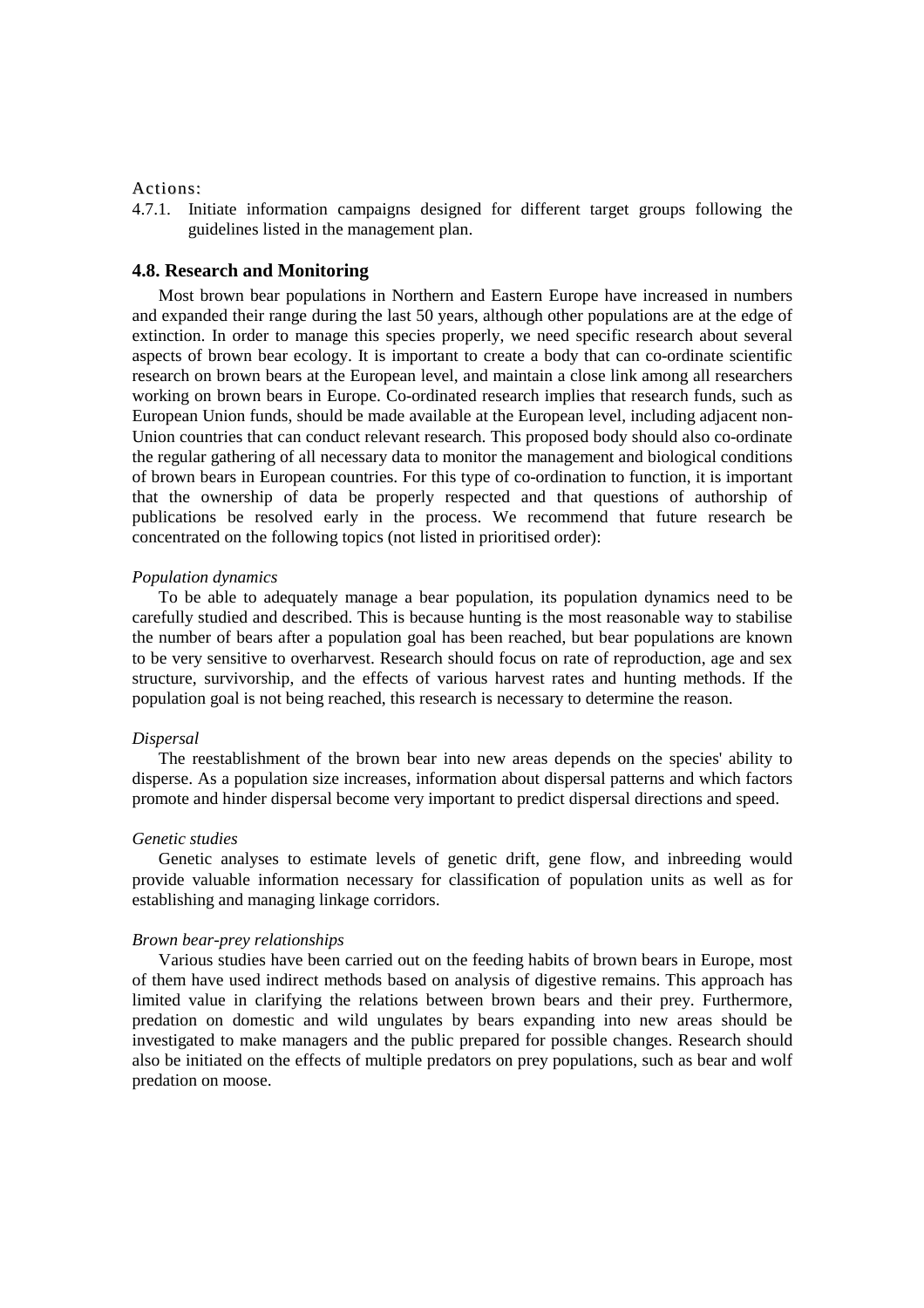Actions:

4.7.1. Initiate information campaigns designed for different target groups following the guidelines listed in the management plan.

### 4.8. Research and Monitoring

Most brown bear populations in Northern and Eastern Europe have increased in numbers and expanded their range during the last 50 years, although other populations are at the edge of extinction. In order to manage this species properly, we need specific research about several aspects of brown bear ecology. It is important to create a body that can co-ordinate scientific research on brown bears at the European level, and maintain a close link among all researchers working on brown bears in Europe. Co-ordinated research implies that research funds, such as European Union funds, should be made available at the European level, including adjacent non-Union countries that can conduct relevant research. This proposed body should also co-ordinate the regular gathering of all necessary data to monitor the management and biological conditions of brown bears in European countries. For this type of co-ordination to function, it is important that the ownership of data be properly respected and that questions of authorship of publications be resolved early in the process. We recommend that future research be concentrated on the following topics (not listed in prioritised order):

*Population dynamics*

To be able to adequately manage a bear population, its population dynamics need to be carefully studied and described. This is because hunting is the most reasonable way to stabilise the number of bears after a population goal has been reached, but bear populations are known to be very sensitive to overharvest. Research should focus on rate of reproduction, age and sex structure, survivorship, and the effects of various harvest rates and hunting methods. If the population goal is not being reached, this research is necessary to determine the reason.

*Dispersal*

The reestablishment of the brown bear into new areas depends on the species' ability to disperse. As a population size increases, information about dispersal patterns and which factors promote and hinder dispersal become very important to predict dispersal directions and speed.

*Genetic studies*

Genetic analyses to estimate levels of genetic drift, gene flow, and inbreeding would provide valuable information necessary for classification of population units as well as for establishing and managing linkage corridors.

*Brown bear-prey relationships*

Various studies have been carried out on the feeding habits of brown bears in Europe, most of them have used indirect methods based on analysis of digestive remains. This approach has limited value in clarifying the relations between brown bears and their prey. Furthermore, predation on domestic and wild ungulates by bears expanding into new areas should be investigated to make managers and the public prepared for possible changes. Research should also be initiated on the effects of multiple predators on prey populations, such as bear and wolf predation on moose.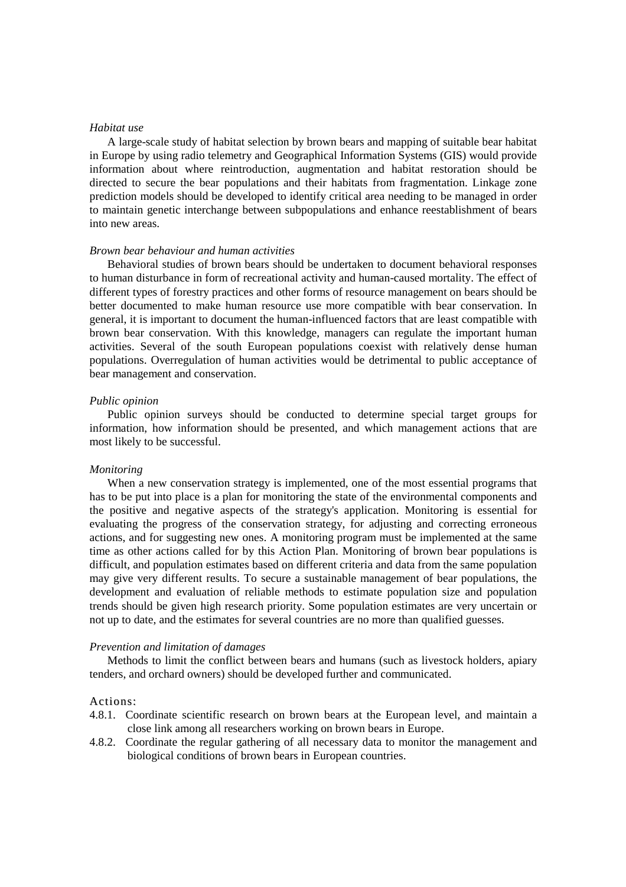*Habitat use*

A large-scale study of habitat selection by brown bears and mapping of suitable bear habitat in Europe by using radio telemetry and Geographical Information Systems (GIS) would provide information about where reintroduction, augmentation and habitat restoration should be directed to secure the bear populations and their habitats from fragmentation. Linkage zone prediction models should be developed to identify critical area needing to be managed in order to maintain genetic interchange between subpopulations and enhance reestablishment of bears into new areas.

*Brown bear behaviour and human activities*

Behavioral studies of brown bears should be undertaken to document behavioral responses to human disturbance in form of recreational activity and human-caused mortality. The effect of different types of forestry practices and other forms of resource management on bears should be better documented to make human resource use more compatible with bear conservation. In general, it is important to document the human-influenced factors that are least compatible with brown bear conservation. With this knowledge, managers can regulate the important human activities. Several of the south European populations coexist with relatively dense human populations. Overregulation of human activities would be detrimental to public acceptance of bear management and conservation.

*Public opinion*

Public opinion surveys should be conducted to determine special target groups for information, how information should be presented, and which management actions that are most likely to be successful.

*Monitoring*

When a new conservation strategy is implemented, one of the most essential programs that has to be put into place is a plan for monitoring the state of the environmental components and the positive and negative aspects of the strategy's application. Monitoring is essential for evaluating the progress of the conservation strategy, for adjusting and correcting erroneous actions, and for suggesting new ones. A monitoring program must be implemented at the same time as other actions called for by this Action Plan. Monitoring of brown bear populations is difficult, and population estimates based on different criteria and data from the same population may give very different results. To secure a sustainable management of bear populations, the development and evaluation of reliable methods to estimate population size and population trends should be given high research priority. Some population estimates are very uncertain or not up to date, and the estimates for several countries are no more than qualified guesses.

*Prevention and limitation of damages*

Methods to limit the conflict between bears and humans (such as livestock holders, apiary tenders, and orchard owners) should be developed further and communicated.

Actions:

4.8.1. Coordinate scientific research on brown bears at the European level, and maintain a close link among all researchers working on brown bears in Europe.

4.8.2. Coordinate the regular gathering of all necessary data to monitor the management and biological conditions of brown bears in European countries.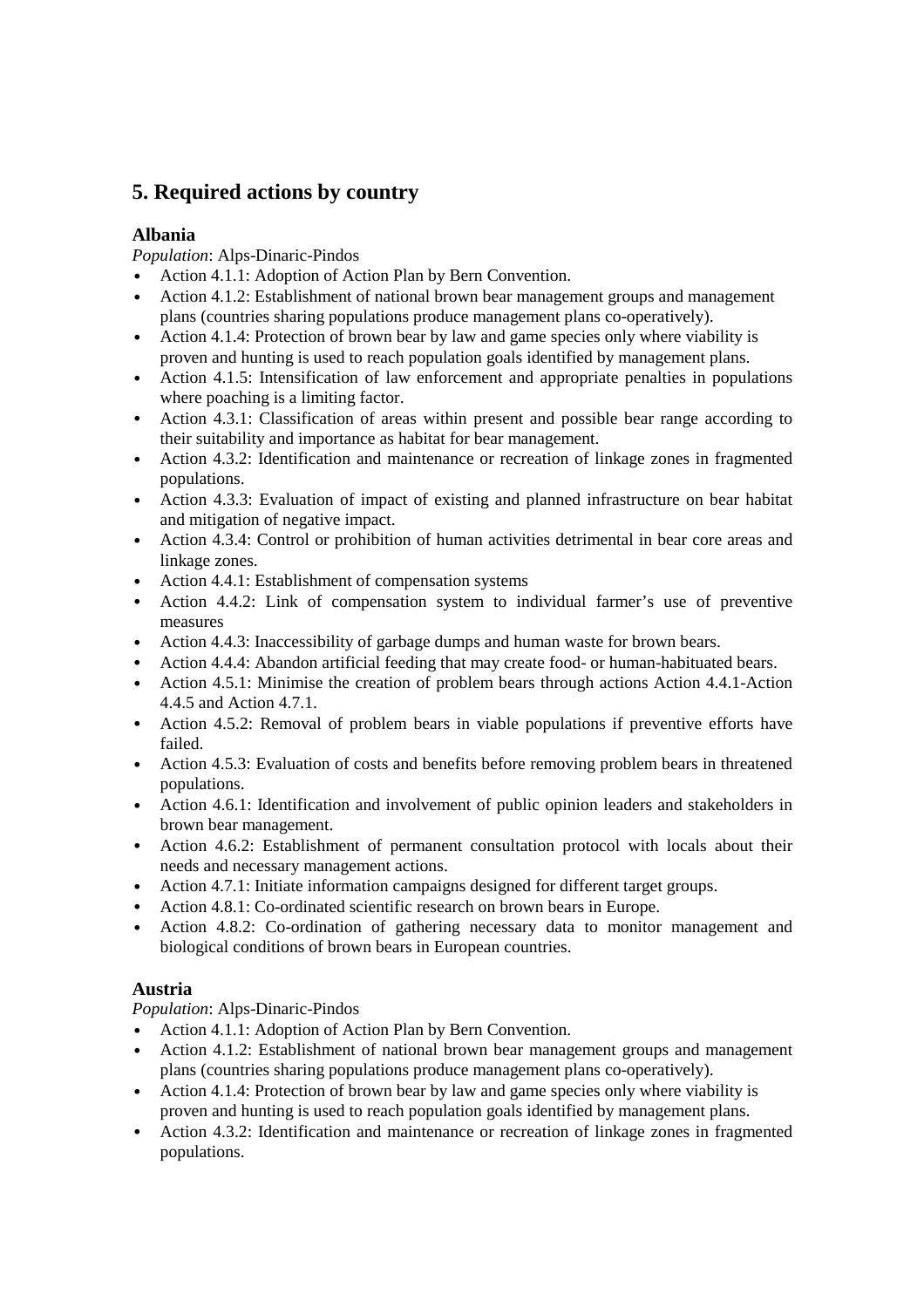## 5. Required actions by country

### Albania

*Population*: Alps-Dinaric-Pindos

- Action 4.1.1: Adoption of Action Plan by Bern Convention.
- Action 4.1.2: Establishment of national brown bear management groups and management plans (countries sharing populations produce management plans co-operatively).
- Action 4.1.4: Protection of brown bear by law and game species only where viability is proven and hunting is used to reach population goals identified by management plans.
- Action 4.1.5: Intensification of law enforcement and appropriate penalties in populations where poaching is a limiting factor.
- Action 4.3.1: Classification of areas within present and possible bear range according to their suitability and importance as habitat for bear management.
- Action 4.3.2: Identification and maintenance or recreation of linkage zones in fragmented populations.
- Action 4.3.3: Evaluation of impact of existing and planned infrastructure on bear habitat and mitigation of negative impact.
- Action 4.3.4: Control or prohibition of human activities detrimental in bear core areas and linkage zones.
- Action 4.4.1: Establishment of compensation systems
- Action 4.4.2: Link of compensation system to individual farmer's use of preventive measures
- Action 4.4.3: Inaccessibility of garbage dumps and human waste for brown bears.
- Action 4.4.4: Abandon artificial feeding that may create food- or human-habituated bears.
- Action 4.5.1: Minimise the creation of problem bears through actions Action 4.4.1-Action 4.4.5 and Action 4.7.1.
- Action 4.5.2: Removal of problem bears in viable populations if preventive efforts have failed.
- Action 4.5.3: Evaluation of costs and benefits before removing problem bears in threatened populations.
- Action 4.6.1: Identification and involvement of public opinion leaders and stakeholders in brown bear management.
- Action 4.6.2: Establishment of permanent consultation protocol with locals about their needs and necessary management actions.
- Action 4.7.1: Initiate information campaigns designed for different target groups.
- Action 4.8.1: Co-ordinated scientific research on brown bears in Europe.
- Action 4.8.2: Co-ordination of gathering necessary data to monitor management and biological conditions of brown bears in European countries.

### Austria

*Population*: Alps-Dinaric-Pindos

- Action 4.1.1: Adoption of Action Plan by Bern Convention.
- Action 4.1.2: Establishment of national brown bear management groups and management plans (countries sharing populations produce management plans co-operatively).
- Action 4.1.4: Protection of brown bear by law and game species only where viability is proven and hunting is used to reach population goals identified by management plans.
- Action 4.3.2: Identification and maintenance or recreation of linkage zones in fragmented populations.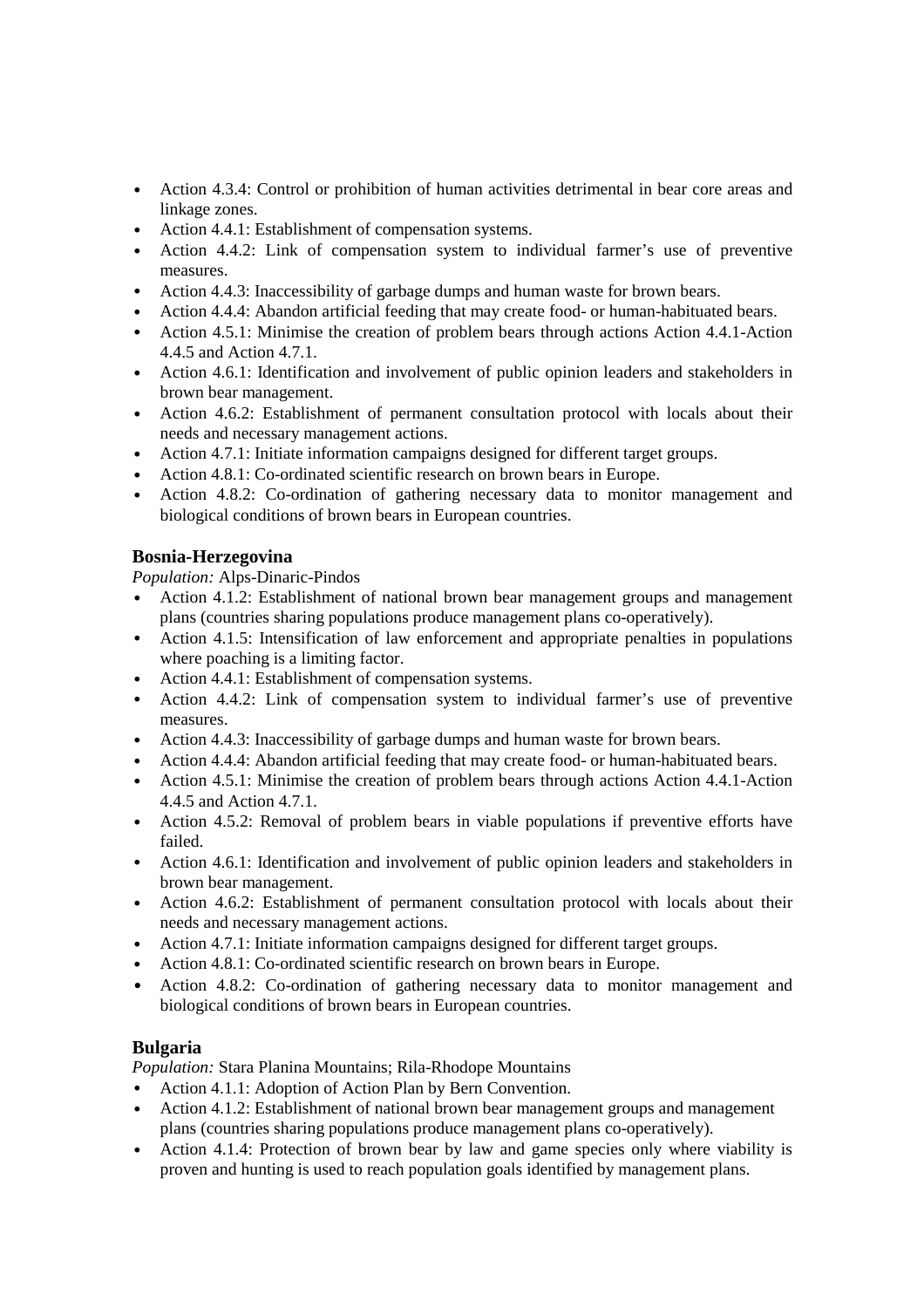- Action 4.3.4: Control or prohibition of human activities detrimental in bear core areas and linkage zones.
- Action 4.4.1: Establishment of compensation systems.
- Action 4.4.2: Link of compensation system to individual farmer's use of preventive measures.
- Action 4.4.3: Inaccessibility of garbage dumps and human waste for brown bears.
- Action 4.4.4: Abandon artificial feeding that may create food- or human-habituated bears.
- Action 4.5.1: Minimise the creation of problem bears through actions Action 4.4.1-Action 4.4.5 and Action 4.7.1.
- Action 4.6.1: Identification and involvement of public opinion leaders and stakeholders in brown bear management.
- Action 4.6.2: Establishment of permanent consultation protocol with locals about their needs and necessary management actions.
- Action 4.7.1: Initiate information campaigns designed for different target groups.
- Action 4.8.1: Co-ordinated scientific research on brown bears in Europe.
- Action 4.8.2: Co-ordination of gathering necessary data to monitor management and biological conditions of brown bears in European countries.

### Bosnia-Herzegovina

*Population:* Alps-Dinaric-Pindos

- Action 4.1.2: Establishment of national brown bear management groups and management plans (countries sharing populations produce management plans co-operatively).
- Action 4.1.5: Intensification of law enforcement and appropriate penalties in populations where poaching is a limiting factor.
- Action 4.4.1: Establishment of compensation systems.
- Action 4.4.2: Link of compensation system to individual farmer's use of preventive measures.
- Action 4.4.3: Inaccessibility of garbage dumps and human waste for brown bears.
- Action 4.4.4: Abandon artificial feeding that may create food- or human-habituated bears.
- Action 4.5.1: Minimise the creation of problem bears through actions Action 4.4.1-Action 4.4.5 and Action 4.7.1.
- Action 4.5.2: Removal of problem bears in viable populations if preventive efforts have failed.
- Action 4.6.1: Identification and involvement of public opinion leaders and stakeholders in brown bear management.
- Action 4.6.2: Establishment of permanent consultation protocol with locals about their needs and necessary management actions.
- Action 4.7.1: Initiate information campaigns designed for different target groups.
- Action 4.8.1: Co-ordinated scientific research on brown bears in Europe.
- Action 4.8.2: Co-ordination of gathering necessary data to monitor management and biological conditions of brown bears in European countries.

### Bulgaria

*Population:* Stara Planina Mountains; Rila-Rhodope Mountains

- Action 4.1.1: Adoption of Action Plan by Bern Convention.
- Action 4.1.2: Establishment of national brown bear management groups and management plans (countries sharing populations produce management plans co-operatively).
- Action 4.1.4: Protection of brown bear by law and game species only where viability is proven and hunting is used to reach population goals identified by management plans.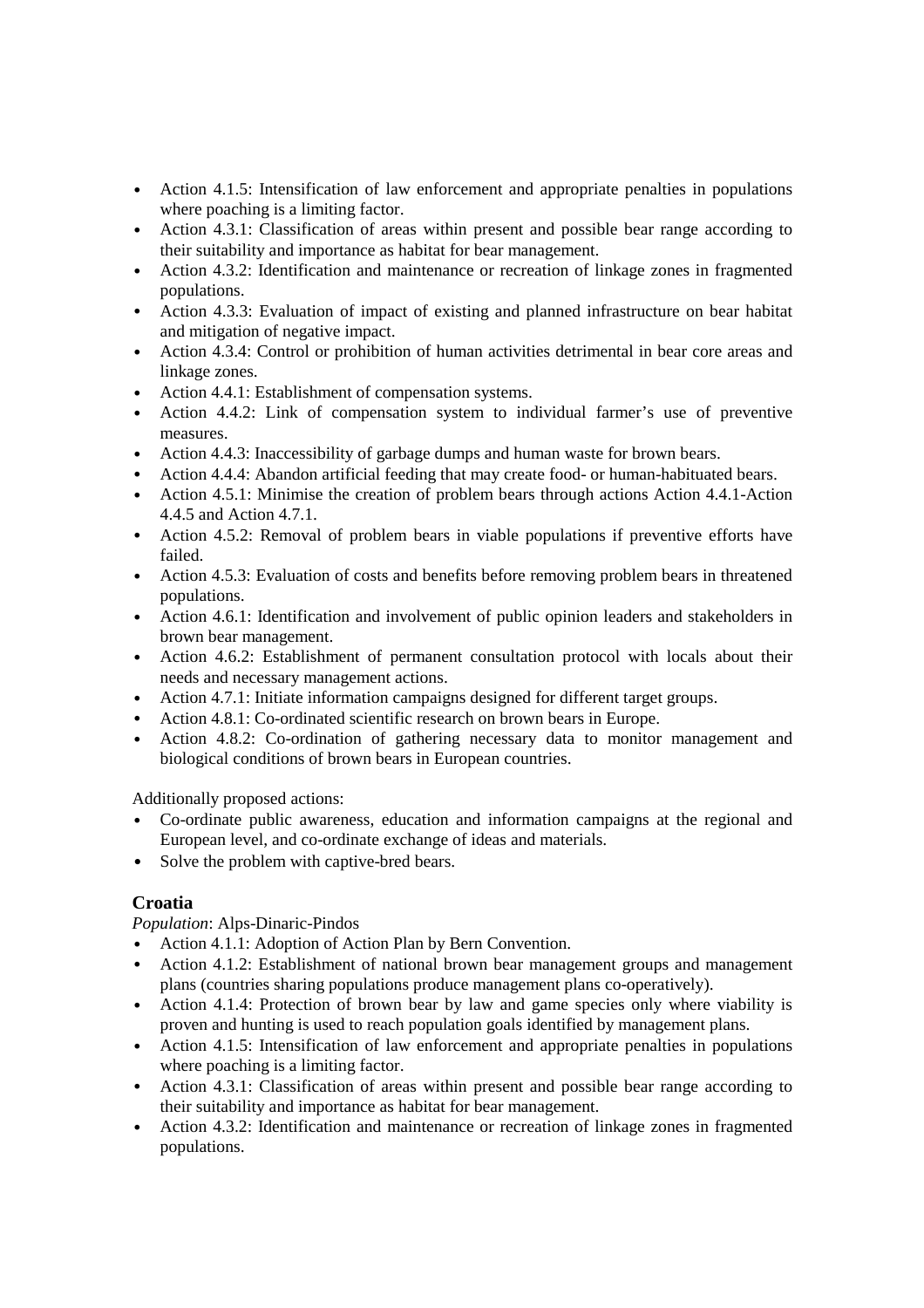- Action 4.1.5: Intensification of law enforcement and appropriate penalties in populations where poaching is a limiting factor.
- Action 4.3.1: Classification of areas within present and possible bear range according to their suitability and importance as habitat for bear management.
- Action 4.3.2: Identification and maintenance or recreation of linkage zones in fragmented populations.
- Action 4.3.3: Evaluation of impact of existing and planned infrastructure on bear habitat and mitigation of negative impact.
- Action 4.3.4: Control or prohibition of human activities detrimental in bear core areas and linkage zones.
- Action 4.4.1: Establishment of compensation systems.
- Action 4.4.2: Link of compensation system to individual farmer's use of preventive measures.
- Action 4.4.3: Inaccessibility of garbage dumps and human waste for brown bears.
- Action 4.4.4: Abandon artificial feeding that may create food- or human-habituated bears.
- Action 4.5.1: Minimise the creation of problem bears through actions Action 4.4.1-Action 4.4.5 and Action 4.7.1.
- Action 4.5.2: Removal of problem bears in viable populations if preventive efforts have failed.
- Action 4.5.3: Evaluation of costs and benefits before removing problem bears in threatened populations.
- Action 4.6.1: Identification and involvement of public opinion leaders and stakeholders in brown bear management.
- Action 4.6.2: Establishment of permanent consultation protocol with locals about their needs and necessary management actions.
- Action 4.7.1: Initiate information campaigns designed for different target groups.
- Action 4.8.1: Co-ordinated scientific research on brown bears in Europe.
- Action 4.8.2: Co-ordination of gathering necessary data to monitor management and biological conditions of brown bears in European countries.

Additionally proposed actions:

- Co-ordinate public awareness, education and information campaigns at the regional and European level, and co-ordinate exchange of ideas and materials.
- Solve the problem with captive-bred bears.

### Croatia

*Population*: Alps-Dinaric-Pindos

- Action 4.1.1: Adoption of Action Plan by Bern Convention.
- Action 4.1.2: Establishment of national brown bear management groups and management plans (countries sharing populations produce management plans co-operatively).
- Action 4.1.4: Protection of brown bear by law and game species only where viability is proven and hunting is used to reach population goals identified by management plans.
- Action 4.1.5: Intensification of law enforcement and appropriate penalties in populations where poaching is a limiting factor.
- Action 4.3.1: Classification of areas within present and possible bear range according to their suitability and importance as habitat for bear management.
- Action 4.3.2: Identification and maintenance or recreation of linkage zones in fragmented populations.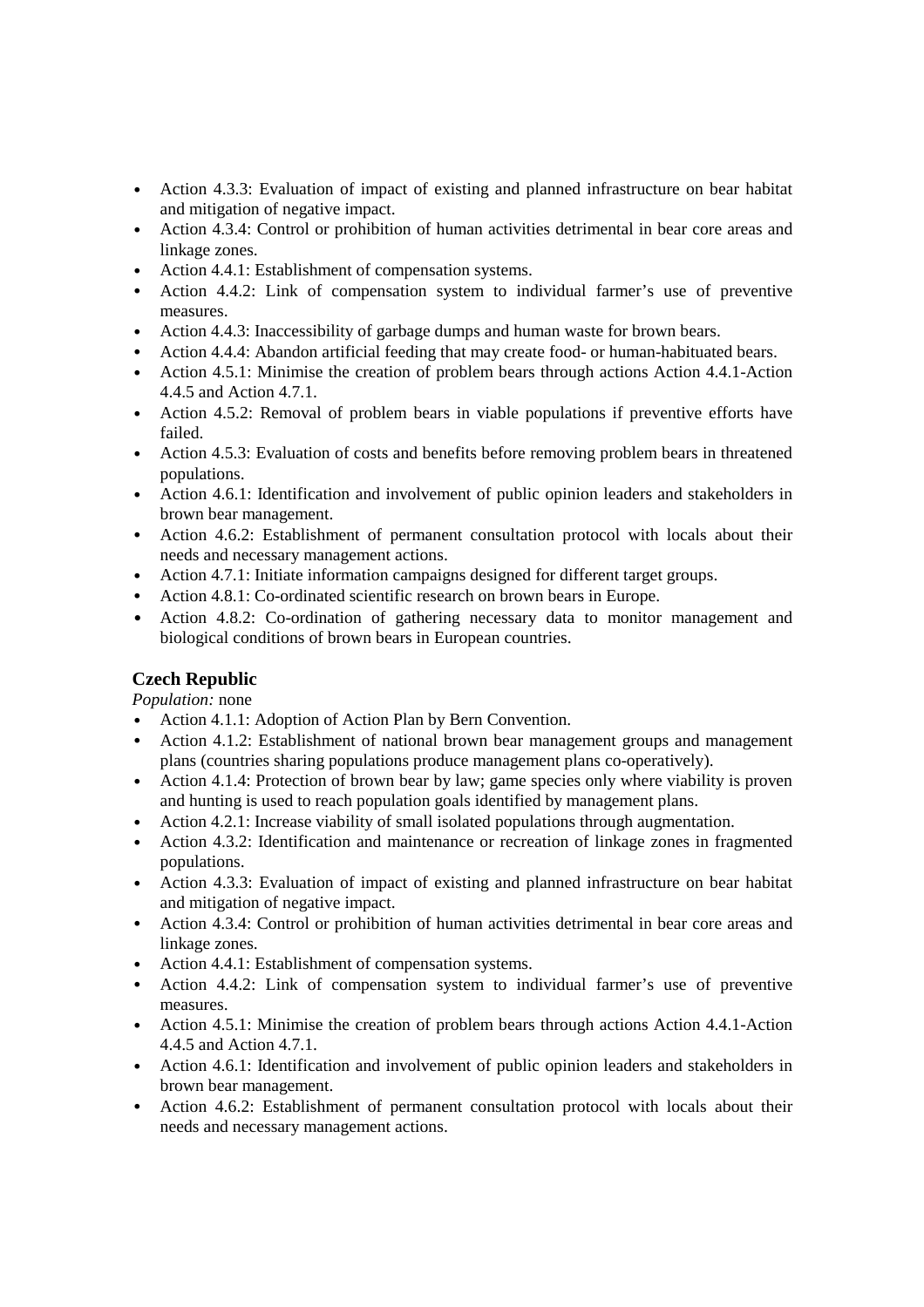- Action 4.3.3: Evaluation of impact of existing and planned infrastructure on bear habitat and mitigation of negative impact.
- Action 4.3.4: Control or prohibition of human activities detrimental in bear core areas and linkage zones.
- Action 4.4.1: Establishment of compensation systems.
- Action 4.4.2: Link of compensation system to individual farmer’s use of preventive measures.
- Action 4.4.3: Inaccessibility of garbage dumps and human waste for brown bears.
- Action 4.4.4: Abandon artificial feeding that may create food- or human-habituated bears.
- Action 4.5.1: Minimise the creation of problem bears through actions Action 4.4.1-Action 4.4.5 and Action 4.7.1.
- Action 4.5.2: Removal of problem bears in viable populations if preventive efforts have failed.
- Action 4.5.3: Evaluation of costs and benefits before removing problem bears in threatened populations.
- Action 4.6.1: Identification and involvement of public opinion leaders and stakeholders in brown bear management.
- Action 4.6.2: Establishment of permanent consultation protocol with locals about their needs and necessary management actions.
- Action 4.7.1: Initiate information campaigns designed for different target groups.
- Action 4.8.1: Co-ordinated scientific research on brown bears in Europe.
- Action 4.8.2: Co-ordination of gathering necessary data to monitor management and biological conditions of brown bears in European countries.

### Czech Republic

*Population:* none

- Action 4.1.1: Adoption of Action Plan by Bern Convention.
- Action 4.1.2: Establishment of national brown bear management groups and management plans (countries sharing populations produce management plans co-operatively).
- Action 4.1.4: Protection of brown bear by law; game species only where viability is proven and hunting is used to reach population goals identified by management plans.
- Action 4.2.1: Increase viability of small isolated populations through augmentation.
- Action 4.3.2: Identification and maintenance or recreation of linkage zones in fragmented populations.
- Action 4.3.3: Evaluation of impact of existing and planned infrastructure on bear habitat and mitigation of negative impact.
- Action 4.3.4: Control or prohibition of human activities detrimental in bear core areas and linkage zones.
- Action 4.4.1: Establishment of compensation systems.
- Action 4.4.2: Link of compensation system to individual farmer’s use of preventive measures.
- Action 4.5.1: Minimise the creation of problem bears through actions Action 4.4.1-Action 4.4.5 and Action 4.7.1.
- Action 4.6.1: Identification and involvement of public opinion leaders and stakeholders in brown bear management.
- Action 4.6.2: Establishment of permanent consultation protocol with locals about their needs and necessary management actions.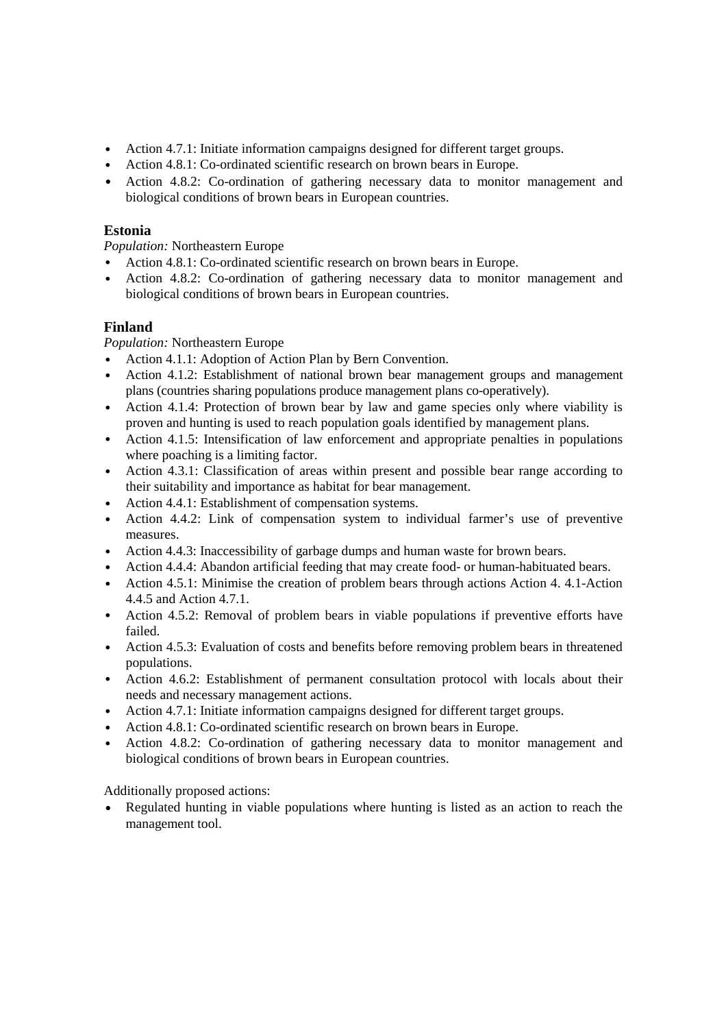- Action 4.7.1: Initiate information campaigns designed for different target groups.
- Action 4.8.1: Co-ordinated scientific research on brown bears in Europe.
- Action 4.8.2: Co-ordination of gathering necessary data to monitor management and biological conditions of brown bears in European countries.

### Estonia

*Population:* Northeastern Europe

- Action 4.8.1: Co-ordinated scientific research on brown bears in Europe.
- Action 4.8.2: Co-ordination of gathering necessary data to monitor management and biological conditions of brown bears in European countries.

### Finland

*Population:* Northeastern Europe

- Action 4.1.1: Adoption of Action Plan by Bern Convention.
- Action 4.1.2: Establishment of national brown bear management groups and management plans (countries sharing populations produce management plans co-operatively).
- Action 4.1.4: Protection of brown bear by law and game species only where viability is proven and hunting is used to reach population goals identified by management plans.
- Action 4.1.5: Intensification of law enforcement and appropriate penalties in populations where poaching is a limiting factor.
- Action 4.3.1: Classification of areas within present and possible bear range according to their suitability and importance as habitat for bear management.
- Action 4.4.1: Establishment of compensation systems.
- Action 4.4.2: Link of compensation system to individual farmer's use of preventive measures.
- Action 4.4.3: Inaccessibility of garbage dumps and human waste for brown bears.
- Action 4.4.4: Abandon artificial feeding that may create food- or human-habituated bears.
- Action 4.5.1: Minimise the creation of problem bears through actions Action 4. 4.1-Action 4.4.5 and Action 4.7.1.
- Action 4.5.2: Removal of problem bears in viable populations if preventive efforts have failed.
- Action 4.5.3: Evaluation of costs and benefits before removing problem bears in threatened populations.
- Action 4.6.2: Establishment of permanent consultation protocol with locals about their needs and necessary management actions.
- Action 4.7.1: Initiate information campaigns designed for different target groups.
- Action 4.8.1: Co-ordinated scientific research on brown bears in Europe.
- Action 4.8.2: Co-ordination of gathering necessary data to monitor management and biological conditions of brown bears in European countries.

Additionally proposed actions:

- Regulated hunting in viable populations where hunting is listed as an action to reach the management tool.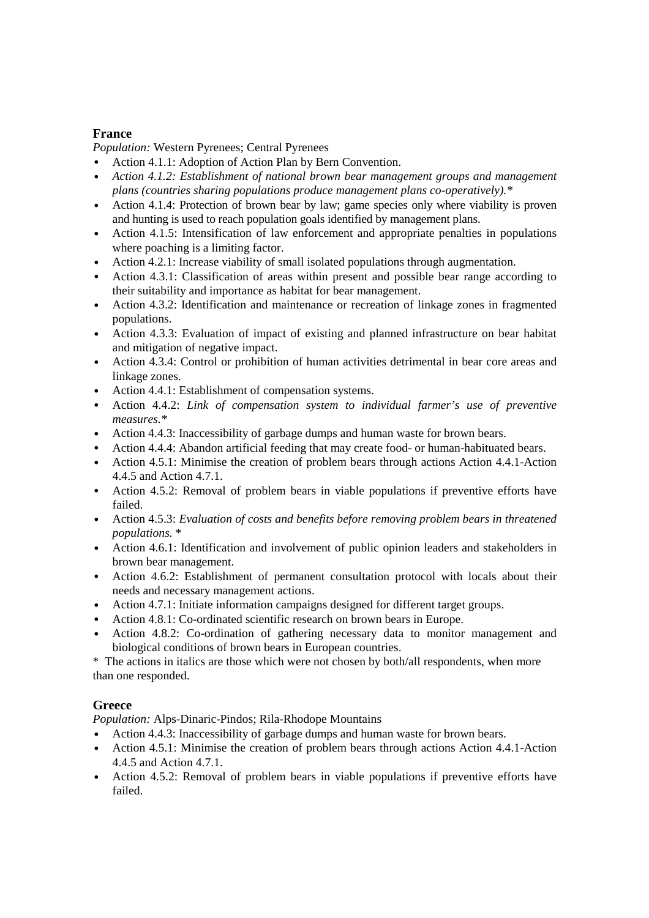### France

*Population:* Western Pyrenees; Central Pyrenees

- Action 4.1.1: Adoption of Action Plan by Bern Convention.
- *Action 4.1.2: Establishment of national brown bear management groups and management plans (countries sharing populations produce management plans co-operatively).**
- Action 4.1.4: Protection of brown bear by law; game species only where viability is proven and hunting is used to reach population goals identified by management plans.
- Action 4.1.5: Intensification of law enforcement and appropriate penalties in populations where poaching is a limiting factor.
- Action 4.2.1: Increase viability of small isolated populations through augmentation.
- Action 4.3.1: Classification of areas within present and possible bear range according to their suitability and importance as habitat for bear management.
- Action 4.3.2: Identification and maintenance or recreation of linkage zones in fragmented populations.
- Action 4.3.3: Evaluation of impact of existing and planned infrastructure on bear habitat and mitigation of negative impact.
- Action 4.3.4: Control or prohibition of human activities detrimental in bear core areas and linkage zones.
- Action 4.4.1: Establishment of compensation systems.
- Action 4.4.2: *Link of compensation system to individual farmer's use of preventive measures.**
- Action 4.4.3: Inaccessibility of garbage dumps and human waste for brown bears.
- Action 4.4.4: Abandon artificial feeding that may create food- or human-habituated bears.
- Action 4.5.1: Minimise the creation of problem bears through actions Action 4.4.1-Action 4.4.5 and Action 4.7.1.
- Action 4.5.2: Removal of problem bears in viable populations if preventive efforts have failed.
- Action 4.5.3: *Evaluation of costs and benefits before removing problem bears in threatened populations.* *
- Action 4.6.1: Identification and involvement of public opinion leaders and stakeholders in brown bear management.
- Action 4.6.2: Establishment of permanent consultation protocol with locals about their needs and necessary management actions.
- Action 4.7.1: Initiate information campaigns designed for different target groups.
- Action 4.8.1: Co-ordinated scientific research on brown bears in Europe.
- Action 4.8.2: Co-ordination of gathering necessary data to monitor management and biological conditions of brown bears in European countries.

\* The actions in italics are those which were not chosen by both/all respondents, when more than one responded.

### Greece

*Population:* Alps-Dinaric-Pindos; Rila-Rhodope Mountains

- Action 4.4.3: Inaccessibility of garbage dumps and human waste for brown bears.
- Action 4.5.1: Minimise the creation of problem bears through actions Action 4.4.1-Action 4.4.5 and Action 4.7.1.
- Action 4.5.2: Removal of problem bears in viable populations if preventive efforts have failed.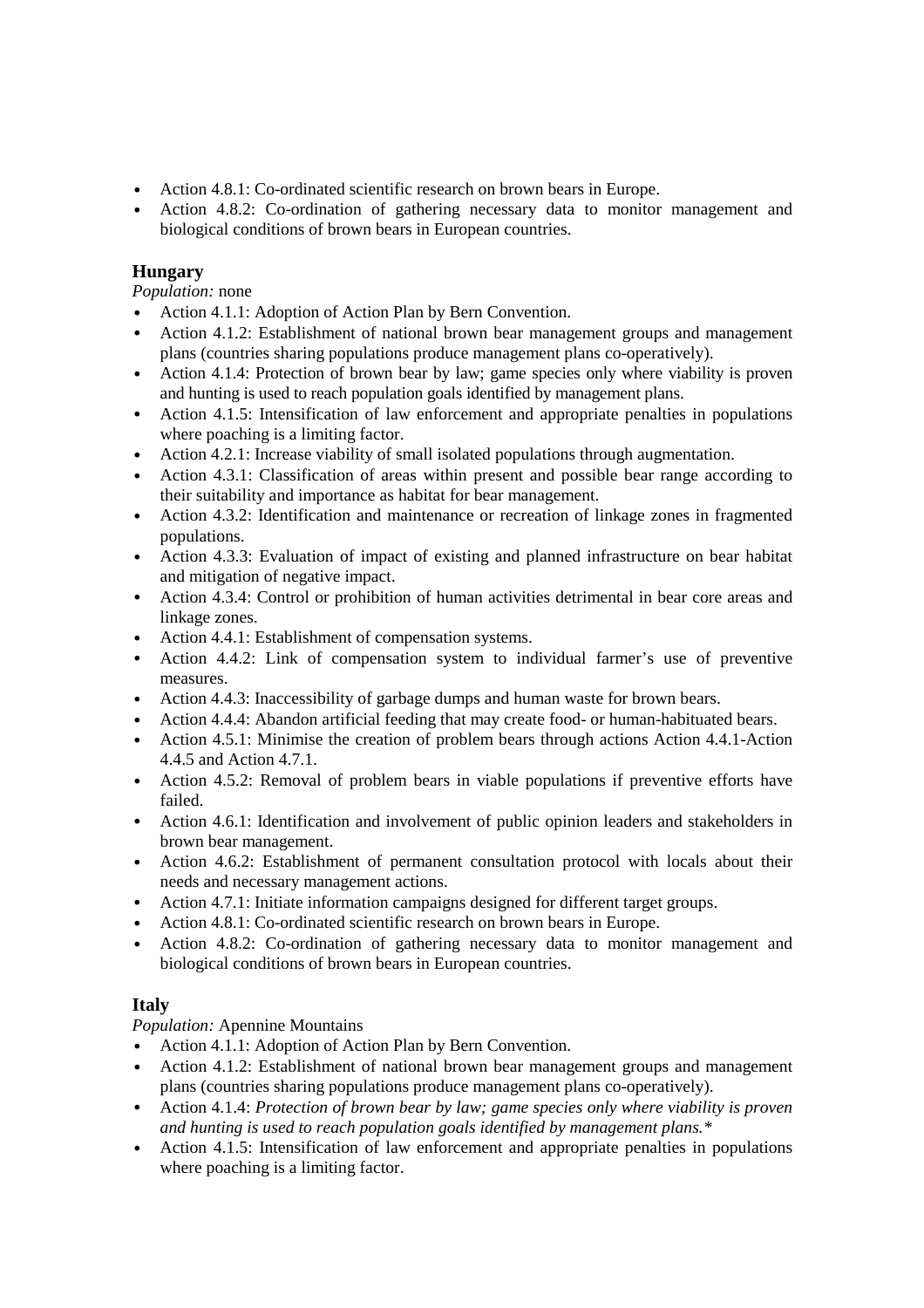- Action 4.8.1: Co-ordinated scientific research on brown bears in Europe.
- Action 4.8.2: Co-ordination of gathering necessary data to monitor management and biological conditions of brown bears in European countries.

### Hungary

*Population:* none

- Action 4.1.1: Adoption of Action Plan by Bern Convention.
- Action 4.1.2: Establishment of national brown bear management groups and management plans (countries sharing populations produce management plans co-operatively).
- Action 4.1.4: Protection of brown bear by law; game species only where viability is proven and hunting is used to reach population goals identified by management plans.
- Action 4.1.5: Intensification of law enforcement and appropriate penalties in populations where poaching is a limiting factor.
- Action 4.2.1: Increase viability of small isolated populations through augmentation.
- Action 4.3.1: Classification of areas within present and possible bear range according to their suitability and importance as habitat for bear management.
- Action 4.3.2: Identification and maintenance or recreation of linkage zones in fragmented populations.
- Action 4.3.3: Evaluation of impact of existing and planned infrastructure on bear habitat and mitigation of negative impact.
- Action 4.3.4: Control or prohibition of human activities detrimental in bear core areas and linkage zones.
- Action 4.4.1: Establishment of compensation systems.
- Action 4.4.2: Link of compensation system to individual farmer's use of preventive measures.
- Action 4.4.3: Inaccessibility of garbage dumps and human waste for brown bears.
- Action 4.4.4: Abandon artificial feeding that may create food- or human-habituated bears.
- Action 4.5.1: Minimise the creation of problem bears through actions Action 4.4.1-Action 4.4.5 and Action 4.7.1.
- Action 4.5.2: Removal of problem bears in viable populations if preventive efforts have failed.
- Action 4.6.1: Identification and involvement of public opinion leaders and stakeholders in brown bear management.
- Action 4.6.2: Establishment of permanent consultation protocol with locals about their needs and necessary management actions.
- Action 4.7.1: Initiate information campaigns designed for different target groups.
- Action 4.8.1: Co-ordinated scientific research on brown bears in Europe.
- Action 4.8.2: Co-ordination of gathering necessary data to monitor management and biological conditions of brown bears in European countries.

### Italy

*Population:* Apennine Mountains

- Action 4.1.1: Adoption of Action Plan by Bern Convention.
- Action 4.1.2: Establishment of national brown bear management groups and management plans (countries sharing populations produce management plans co-operatively).
- Action 4.1.4: *Protection of brown bear by law; game species only where viability is proven and hunting is used to reach population goals identified by management plans.**
- Action 4.1.5: Intensification of law enforcement and appropriate penalties in populations where poaching is a limiting factor.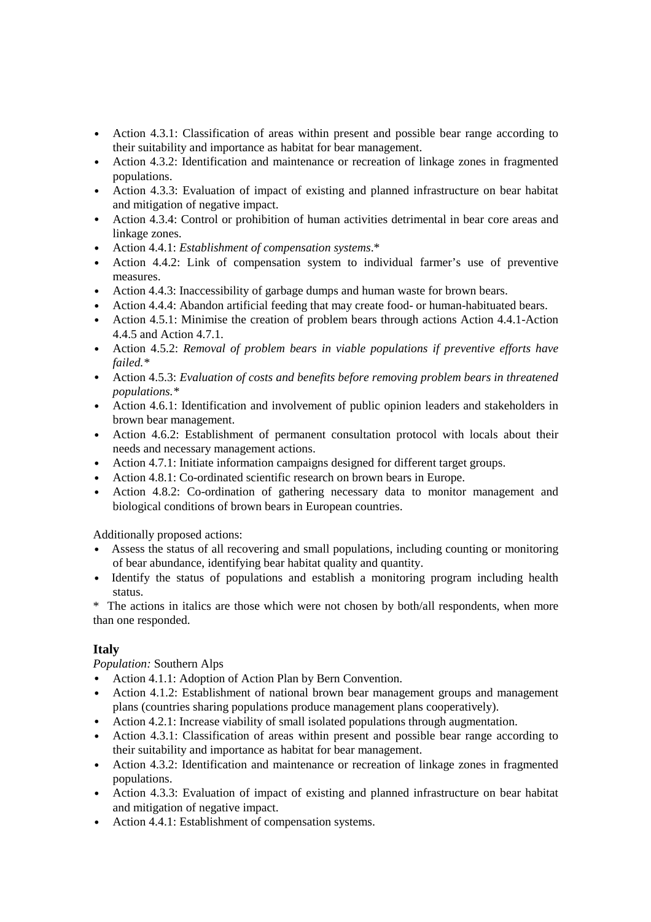- Action 4.3.1: Classification of areas within present and possible bear range according to their suitability and importance as habitat for bear management.
- Action 4.3.2: Identification and maintenance or recreation of linkage zones in fragmented populations.
- Action 4.3.3: Evaluation of impact of existing and planned infrastructure on bear habitat and mitigation of negative impact.
- Action 4.3.4: Control or prohibition of human activities detrimental in bear core areas and linkage zones.
- Action 4.4.1: *Establishment of compensation systems*.*
- Action 4.4.2: Link of compensation system to individual farmer's use of preventive measures.
- Action 4.4.3: Inaccessibility of garbage dumps and human waste for brown bears.
- Action 4.4.4: Abandon artificial feeding that may create food- or human-habituated bears.
- Action 4.5.1: Minimise the creation of problem bears through actions Action 4.4.1-Action 4.4.5 and Action 4.7.1.
- Action 4.5.2: *Removal of problem bears in viable populations if preventive efforts have failed.**
- Action 4.5.3: *Evaluation of costs and benefits before removing problem bears in threatened populations.**
- Action 4.6.1: Identification and involvement of public opinion leaders and stakeholders in brown bear management.
- Action 4.6.2: Establishment of permanent consultation protocol with locals about their needs and necessary management actions.
- Action 4.7.1: Initiate information campaigns designed for different target groups.
- Action 4.8.1: Co-ordinated scientific research on brown bears in Europe.
- Action 4.8.2: Co-ordination of gathering necessary data to monitor management and biological conditions of brown bears in European countries.

Additionally proposed actions:

- Assess the status of all recovering and small populations, including counting or monitoring of bear abundance, identifying bear habitat quality and quantity.
- Identify the status of populations and establish a monitoring program including health status.

* The actions in italics are those which were not chosen by both/all respondents, when more than one responded.

### Italy

*Population:* Southern Alps

- Action 4.1.1: Adoption of Action Plan by Bern Convention.
- Action 4.1.2: Establishment of national brown bear management groups and management plans (countries sharing populations produce management plans cooperatively).
- Action 4.2.1: Increase viability of small isolated populations through augmentation.
- Action 4.3.1: Classification of areas within present and possible bear range according to their suitability and importance as habitat for bear management.
- Action 4.3.2: Identification and maintenance or recreation of linkage zones in fragmented populations.
- Action 4.3.3: Evaluation of impact of existing and planned infrastructure on bear habitat and mitigation of negative impact.
- Action 4.4.1: Establishment of compensation systems.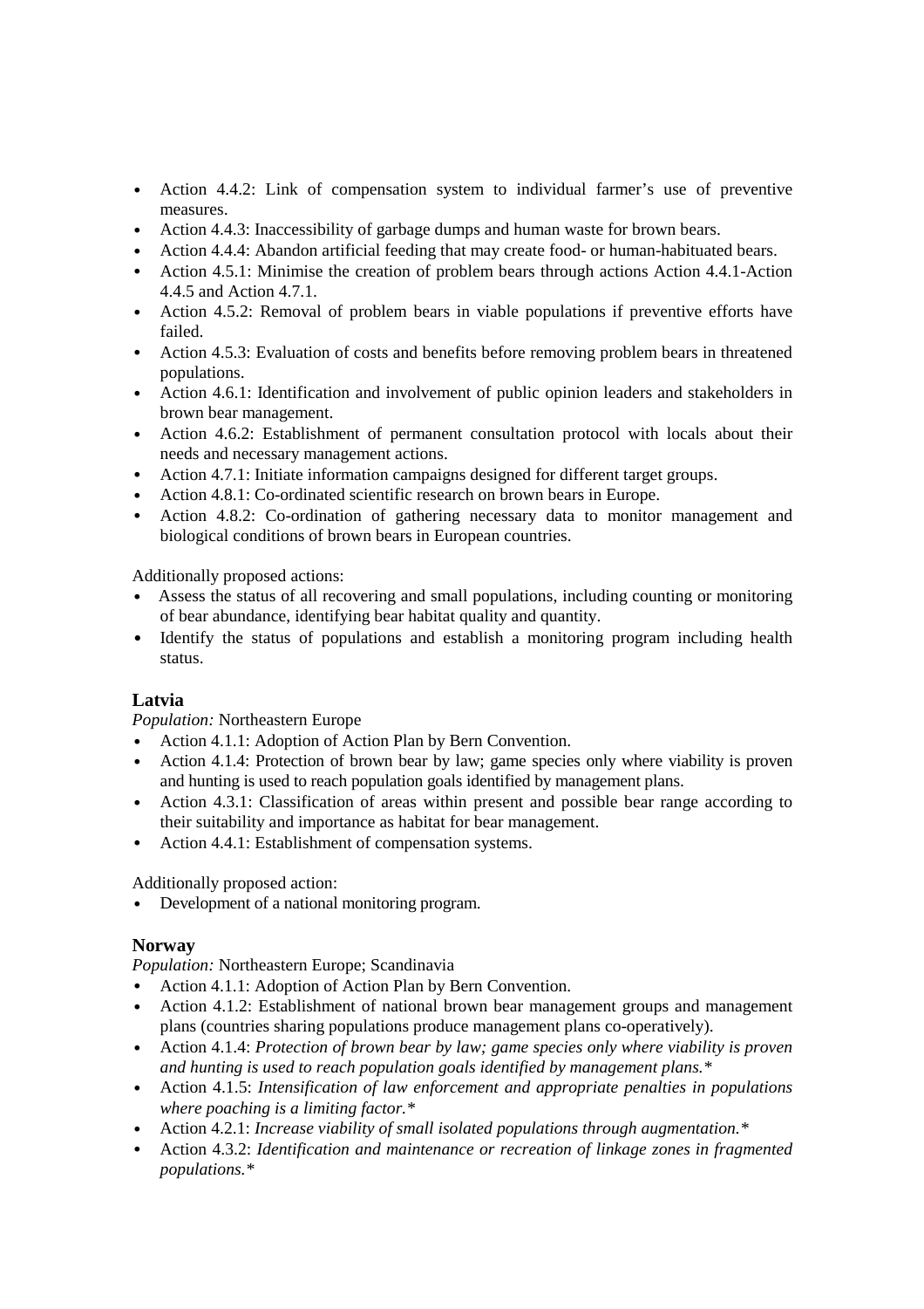- Action 4.4.2: Link of compensation system to individual farmer's use of preventive measures.
- Action 4.4.3: Inaccessibility of garbage dumps and human waste for brown bears.
- Action 4.4.4: Abandon artificial feeding that may create food- or human-habituated bears.
- Action 4.5.1: Minimise the creation of problem bears through actions Action 4.4.1-Action 4.4.5 and Action 4.7.1.
- Action 4.5.2: Removal of problem bears in viable populations if preventive efforts have failed.
- Action 4.5.3: Evaluation of costs and benefits before removing problem bears in threatened populations.
- Action 4.6.1: Identification and involvement of public opinion leaders and stakeholders in brown bear management.
- Action 4.6.2: Establishment of permanent consultation protocol with locals about their needs and necessary management actions.
- Action 4.7.1: Initiate information campaigns designed for different target groups.
- Action 4.8.1: Co-ordinated scientific research on brown bears in Europe.
- Action 4.8.2: Co-ordination of gathering necessary data to monitor management and biological conditions of brown bears in European countries.

Additionally proposed actions:
- Assess the status of all recovering and small populations, including counting or monitoring of bear abundance, identifying bear habitat quality and quantity.
- Identify the status of populations and establish a monitoring program including health status.

### Latvia

*Population:* Northeastern Europe
- Action 4.1.1: Adoption of Action Plan by Bern Convention.
- Action 4.1.4: Protection of brown bear by law; game species only where viability is proven and hunting is used to reach population goals identified by management plans.
- Action 4.3.1: Classification of areas within present and possible bear range according to their suitability and importance as habitat for bear management.
- Action 4.4.1: Establishment of compensation systems.

Additionally proposed action:
- Development of a national monitoring program.

### Norway

*Population:* Northeastern Europe; Scandinavia
- Action 4.1.1: Adoption of Action Plan by Bern Convention.
- Action 4.1.2: Establishment of national brown bear management groups and management plans (countries sharing populations produce management plans co-operatively).
- Action 4.1.4: *Protection of brown bear by law; game species only where viability is proven and hunting is used to reach population goals identified by management plans.**
- Action 4.1.5: *Intensification of law enforcement and appropriate penalties in populations where poaching is a limiting factor.**
- Action 4.2.1: *Increase viability of small isolated populations through augmentation.**
- Action 4.3.2: *Identification and maintenance or recreation of linkage zones in fragmented populations.**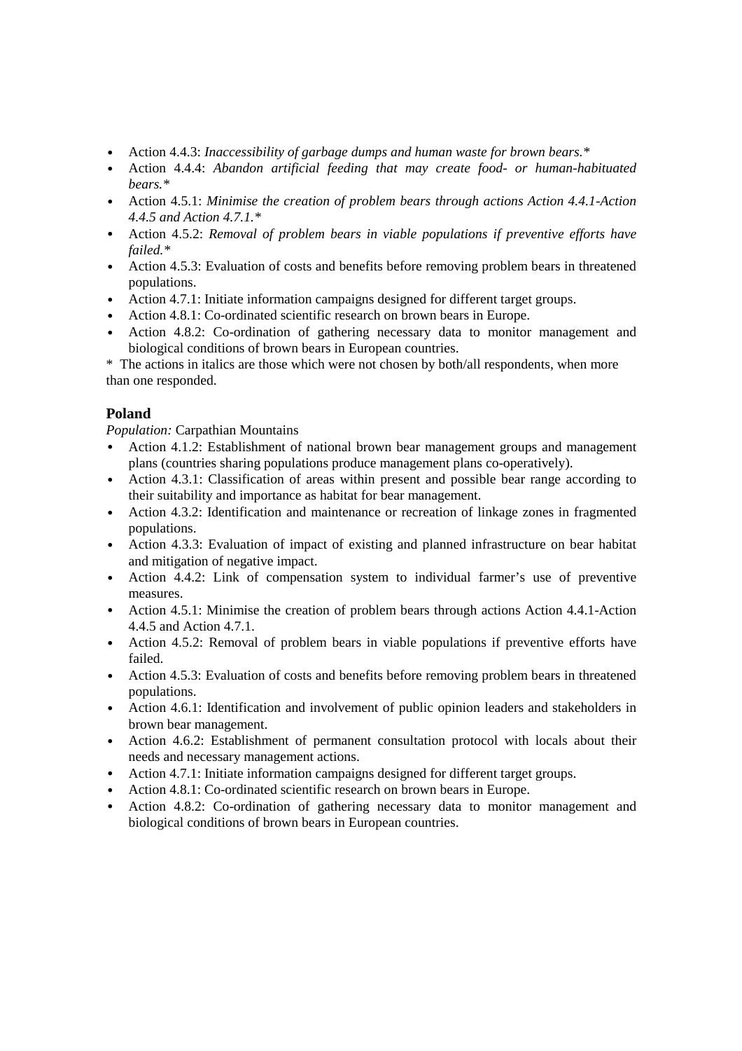- Action 4.4.3: *Inaccessibility of garbage dumps and human waste for brown bears.**
- Action 4.4.4: *Abandon artificial feeding that may create food- or human-habituated bears.**
- Action 4.5.1: *Minimise the creation of problem bears through actions Action 4.4.1-Action 4.4.5 and Action 4.7.1.**
- Action 4.5.2: *Removal of problem bears in viable populations if preventive efforts have failed.**
- Action 4.5.3: Evaluation of costs and benefits before removing problem bears in threatened populations.
- Action 4.7.1: Initiate information campaigns designed for different target groups.
- Action 4.8.1: Co-ordinated scientific research on brown bears in Europe.
- Action 4.8.2: Co-ordination of gathering necessary data to monitor management and biological conditions of brown bears in European countries.

\* The actions in italics are those which were not chosen by both/all respondents, when more than one responded.

### Poland

*Population:* Carpathian Mountains

- Action 4.1.2: Establishment of national brown bear management groups and management plans (countries sharing populations produce management plans co-operatively).
- Action 4.3.1: Classification of areas within present and possible bear range according to their suitability and importance as habitat for bear management.
- Action 4.3.2: Identification and maintenance or recreation of linkage zones in fragmented populations.
- Action 4.3.3: Evaluation of impact of existing and planned infrastructure on bear habitat and mitigation of negative impact.
- Action 4.4.2: Link of compensation system to individual farmer's use of preventive measures.
- Action 4.5.1: Minimise the creation of problem bears through actions Action 4.4.1-Action 4.4.5 and Action 4.7.1.
- Action 4.5.2: Removal of problem bears in viable populations if preventive efforts have failed.
- Action 4.5.3: Evaluation of costs and benefits before removing problem bears in threatened populations.
- Action 4.6.1: Identification and involvement of public opinion leaders and stakeholders in brown bear management.
- Action 4.6.2: Establishment of permanent consultation protocol with locals about their needs and necessary management actions.
- Action 4.7.1: Initiate information campaigns designed for different target groups.
- Action 4.8.1: Co-ordinated scientific research on brown bears in Europe.
- Action 4.8.2: Co-ordination of gathering necessary data to monitor management and biological conditions of brown bears in European countries.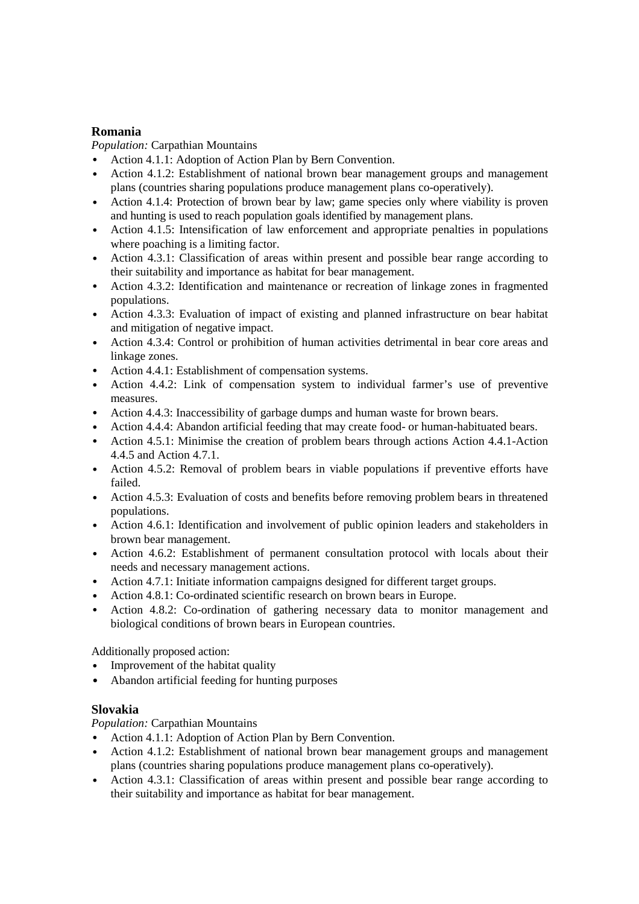### Romania

*Population:* Carpathian Mountains

- Action 4.1.1: Adoption of Action Plan by Bern Convention.
- Action 4.1.2: Establishment of national brown bear management groups and management plans (countries sharing populations produce management plans co-operatively).
- Action 4.1.4: Protection of brown bear by law; game species only where viability is proven and hunting is used to reach population goals identified by management plans.
- Action 4.1.5: Intensification of law enforcement and appropriate penalties in populations where poaching is a limiting factor.
- Action 4.3.1: Classification of areas within present and possible bear range according to their suitability and importance as habitat for bear management.
- Action 4.3.2: Identification and maintenance or recreation of linkage zones in fragmented populations.
- Action 4.3.3: Evaluation of impact of existing and planned infrastructure on bear habitat and mitigation of negative impact.
- Action 4.3.4: Control or prohibition of human activities detrimental in bear core areas and linkage zones.
- Action 4.4.1: Establishment of compensation systems.
- Action 4.4.2: Link of compensation system to individual farmer's use of preventive measures.
- Action 4.4.3: Inaccessibility of garbage dumps and human waste for brown bears.
- Action 4.4.4: Abandon artificial feeding that may create food- or human-habituated bears.
- Action 4.5.1: Minimise the creation of problem bears through actions Action 4.4.1-Action 4.4.5 and Action 4.7.1.
- Action 4.5.2: Removal of problem bears in viable populations if preventive efforts have failed.
- Action 4.5.3: Evaluation of costs and benefits before removing problem bears in threatened populations.
- Action 4.6.1: Identification and involvement of public opinion leaders and stakeholders in brown bear management.
- Action 4.6.2: Establishment of permanent consultation protocol with locals about their needs and necessary management actions.
- Action 4.7.1: Initiate information campaigns designed for different target groups.
- Action 4.8.1: Co-ordinated scientific research on brown bears in Europe.
- Action 4.8.2: Co-ordination of gathering necessary data to monitor management and biological conditions of brown bears in European countries.

Additionally proposed action:

- Improvement of the habitat quality
- Abandon artificial feeding for hunting purposes

### Slovakia

*Population:* Carpathian Mountains

- Action 4.1.1: Adoption of Action Plan by Bern Convention.
- Action 4.1.2: Establishment of national brown bear management groups and management plans (countries sharing populations produce management plans co-operatively).
- Action 4.3.1: Classification of areas within present and possible bear range according to their suitability and importance as habitat for bear management.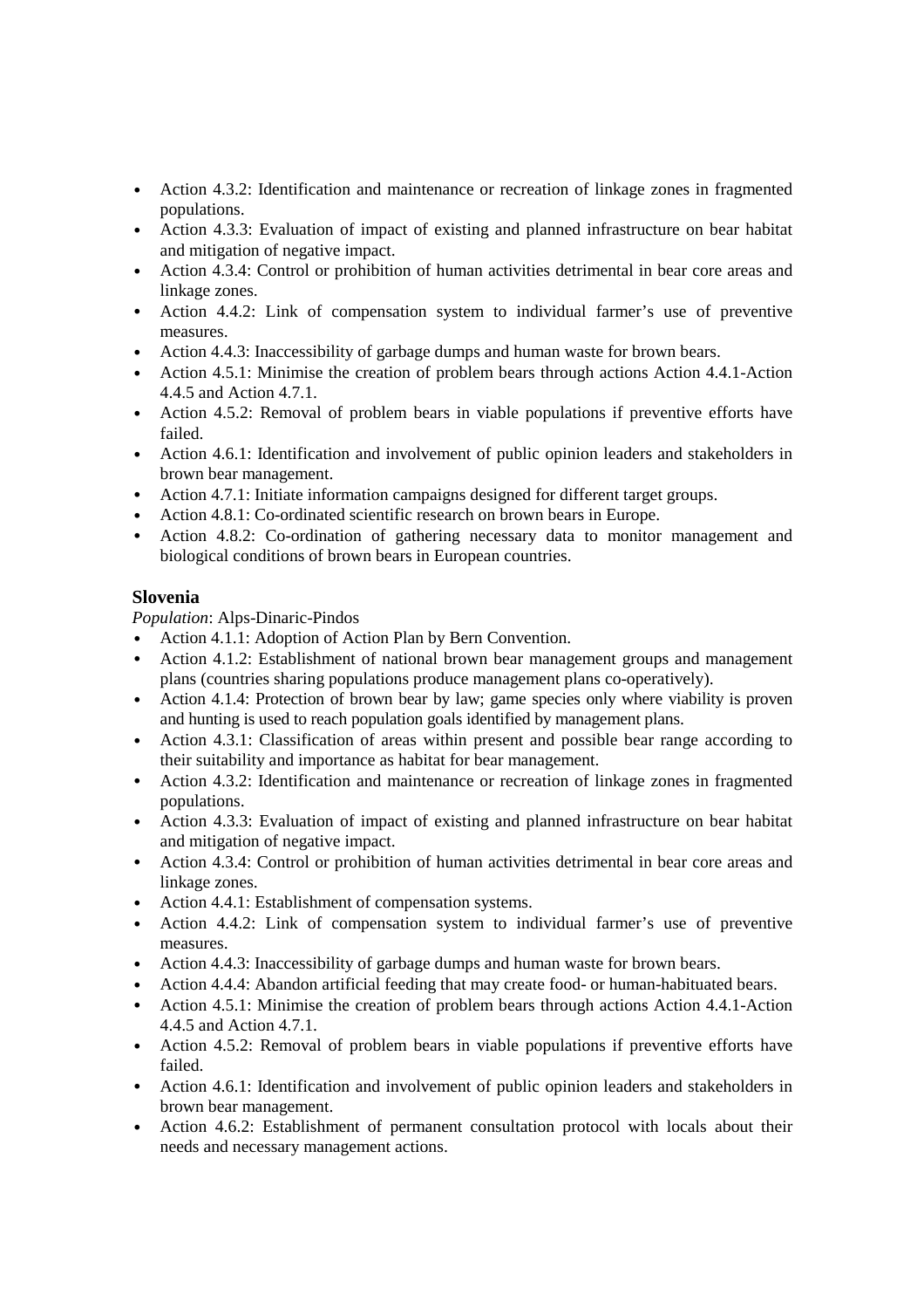- Action 4.3.2: Identification and maintenance or recreation of linkage zones in fragmented populations.
- Action 4.3.3: Evaluation of impact of existing and planned infrastructure on bear habitat and mitigation of negative impact.
- Action 4.3.4: Control or prohibition of human activities detrimental in bear core areas and linkage zones.
- Action 4.4.2: Link of compensation system to individual farmer's use of preventive measures.
- Action 4.4.3: Inaccessibility of garbage dumps and human waste for brown bears.
- Action 4.5.1: Minimise the creation of problem bears through actions Action 4.4.1-Action 4.4.5 and Action 4.7.1.
- Action 4.5.2: Removal of problem bears in viable populations if preventive efforts have failed.
- Action 4.6.1: Identification and involvement of public opinion leaders and stakeholders in brown bear management.
- Action 4.7.1: Initiate information campaigns designed for different target groups.
- Action 4.8.1: Co-ordinated scientific research on brown bears in Europe.
- Action 4.8.2: Co-ordination of gathering necessary data to monitor management and biological conditions of brown bears in European countries.

### Slovenia

*Population*: Alps-Dinaric-Pindos

- Action 4.1.1: Adoption of Action Plan by Bern Convention.
- Action 4.1.2: Establishment of national brown bear management groups and management plans (countries sharing populations produce management plans co-operatively).
- Action 4.1.4: Protection of brown bear by law; game species only where viability is proven and hunting is used to reach population goals identified by management plans.
- Action 4.3.1: Classification of areas within present and possible bear range according to their suitability and importance as habitat for bear management.
- Action 4.3.2: Identification and maintenance or recreation of linkage zones in fragmented populations.
- Action 4.3.3: Evaluation of impact of existing and planned infrastructure on bear habitat and mitigation of negative impact.
- Action 4.3.4: Control or prohibition of human activities detrimental in bear core areas and linkage zones.
- Action 4.4.1: Establishment of compensation systems.
- Action 4.4.2: Link of compensation system to individual farmer's use of preventive measures.
- Action 4.4.3: Inaccessibility of garbage dumps and human waste for brown bears.
- Action 4.4.4: Abandon artificial feeding that may create food- or human-habituated bears.
- Action 4.5.1: Minimise the creation of problem bears through actions Action 4.4.1-Action 4.4.5 and Action 4.7.1.
- Action 4.5.2: Removal of problem bears in viable populations if preventive efforts have failed.
- Action 4.6.1: Identification and involvement of public opinion leaders and stakeholders in brown bear management.
- Action 4.6.2: Establishment of permanent consultation protocol with locals about their needs and necessary management actions.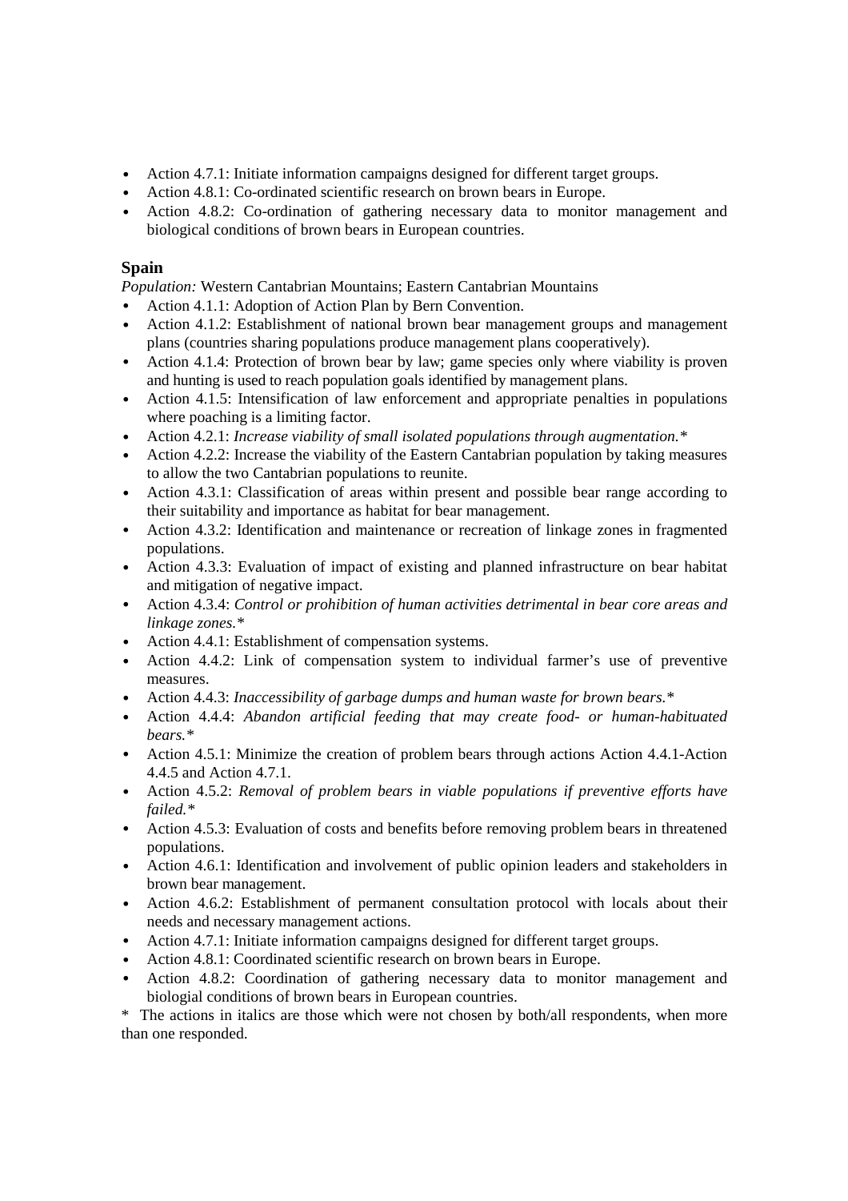- Action 4.7.1: Initiate information campaigns designed for different target groups.
- Action 4.8.1: Co-ordinated scientific research on brown bears in Europe.
- Action 4.8.2: Co-ordination of gathering necessary data to monitor management and biological conditions of brown bears in European countries.

### Spain

*Population:* Western Cantabrian Mountains; Eastern Cantabrian Mountains

- Action 4.1.1: Adoption of Action Plan by Bern Convention.
- Action 4.1.2: Establishment of national brown bear management groups and management plans (countries sharing populations produce management plans cooperatively).
- Action 4.1.4: Protection of brown bear by law; game species only where viability is proven and hunting is used to reach population goals identified by management plans.
- Action 4.1.5: Intensification of law enforcement and appropriate penalties in populations where poaching is a limiting factor.
- Action 4.2.1: *Increase viability of small isolated populations through augmentation.**
- Action 4.2.2: Increase the viability of the Eastern Cantabrian population by taking measures to allow the two Cantabrian populations to reunite.
- Action 4.3.1: Classification of areas within present and possible bear range according to their suitability and importance as habitat for bear management.
- Action 4.3.2: Identification and maintenance or recreation of linkage zones in fragmented populations.
- Action 4.3.3: Evaluation of impact of existing and planned infrastructure on bear habitat and mitigation of negative impact.
- Action 4.3.4: *Control or prohibition of human activities detrimental in bear core areas and linkage zones.**
- Action 4.4.1: Establishment of compensation systems.
- Action 4.4.2: Link of compensation system to individual farmer's use of preventive measures.
- Action 4.4.3: *Inaccessibility of garbage dumps and human waste for brown bears.**
- Action 4.4.4: *Abandon artificial feeding that may create food- or human-habituated bears.**
- Action 4.5.1: Minimize the creation of problem bears through actions Action 4.4.1-Action 4.4.5 and Action 4.7.1.
- Action 4.5.2: *Removal of problem bears in viable populations if preventive efforts have failed.**
- Action 4.5.3: Evaluation of costs and benefits before removing problem bears in threatened populations.
- Action 4.6.1: Identification and involvement of public opinion leaders and stakeholders in brown bear management.
- Action 4.6.2: Establishment of permanent consultation protocol with locals about their needs and necessary management actions.
- Action 4.7.1: Initiate information campaigns designed for different target groups.
- Action 4.8.1: Coordinated scientific research on brown bears in Europe.
- Action 4.8.2: Coordination of gathering necessary data to monitor management and biologial conditions of brown bears in European countries.

\* The actions in italics are those which were not chosen by both/all respondents, when more than one responded.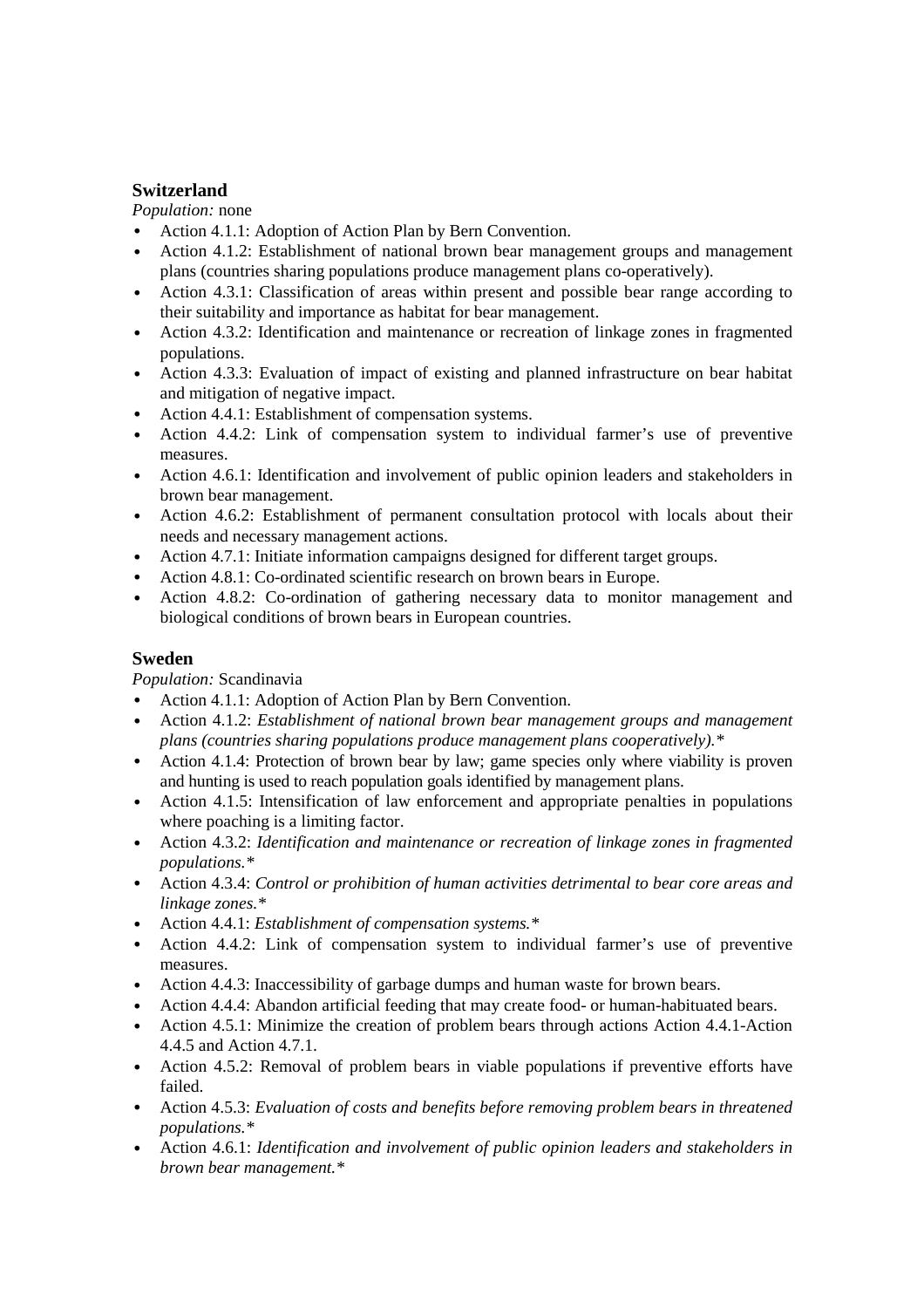## Switzerland

*Population:* none

- Action 4.1.1: Adoption of Action Plan by Bern Convention.
- Action 4.1.2: Establishment of national brown bear management groups and management plans (countries sharing populations produce management plans co-operatively).
- Action 4.3.1: Classification of areas within present and possible bear range according to their suitability and importance as habitat for bear management.
- Action 4.3.2: Identification and maintenance or recreation of linkage zones in fragmented populations.
- Action 4.3.3: Evaluation of impact of existing and planned infrastructure on bear habitat and mitigation of negative impact.
- Action 4.4.1: Establishment of compensation systems.
- Action 4.4.2: Link of compensation system to individual farmer's use of preventive measures.
- Action 4.6.1: Identification and involvement of public opinion leaders and stakeholders in brown bear management.
- Action 4.6.2: Establishment of permanent consultation protocol with locals about their needs and necessary management actions.
- Action 4.7.1: Initiate information campaigns designed for different target groups.
- Action 4.8.1: Co-ordinated scientific research on brown bears in Europe.
- Action 4.8.2: Co-ordination of gathering necessary data to monitor management and biological conditions of brown bears in European countries.

## Sweden

*Population:* Scandinavia

- Action 4.1.1: Adoption of Action Plan by Bern Convention.
- Action 4.1.2: *Establishment of national brown bear management groups and management plans (countries sharing populations produce management plans cooperatively).**
- Action 4.1.4: Protection of brown bear by law; game species only where viability is proven and hunting is used to reach population goals identified by management plans.
- Action 4.1.5: Intensification of law enforcement and appropriate penalties in populations where poaching is a limiting factor.
- Action 4.3.2: *Identification and maintenance or recreation of linkage zones in fragmented populations.**
- Action 4.3.4: *Control or prohibition of human activities detrimental to bear core areas and linkage zones.**
- Action 4.4.1: *Establishment of compensation systems.**
- Action 4.4.2: Link of compensation system to individual farmer's use of preventive measures.
- Action 4.4.3: Inaccessibility of garbage dumps and human waste for brown bears.
- Action 4.4.4: Abandon artificial feeding that may create food- or human-habituated bears.
- Action 4.5.1: Minimize the creation of problem bears through actions Action 4.4.1-Action 4.4.5 and Action 4.7.1.
- Action 4.5.2: Removal of problem bears in viable populations if preventive efforts have failed.
- Action 4.5.3: *Evaluation of costs and benefits before removing problem bears in threatened populations.**
- Action 4.6.1: *Identification and involvement of public opinion leaders and stakeholders in brown bear management.**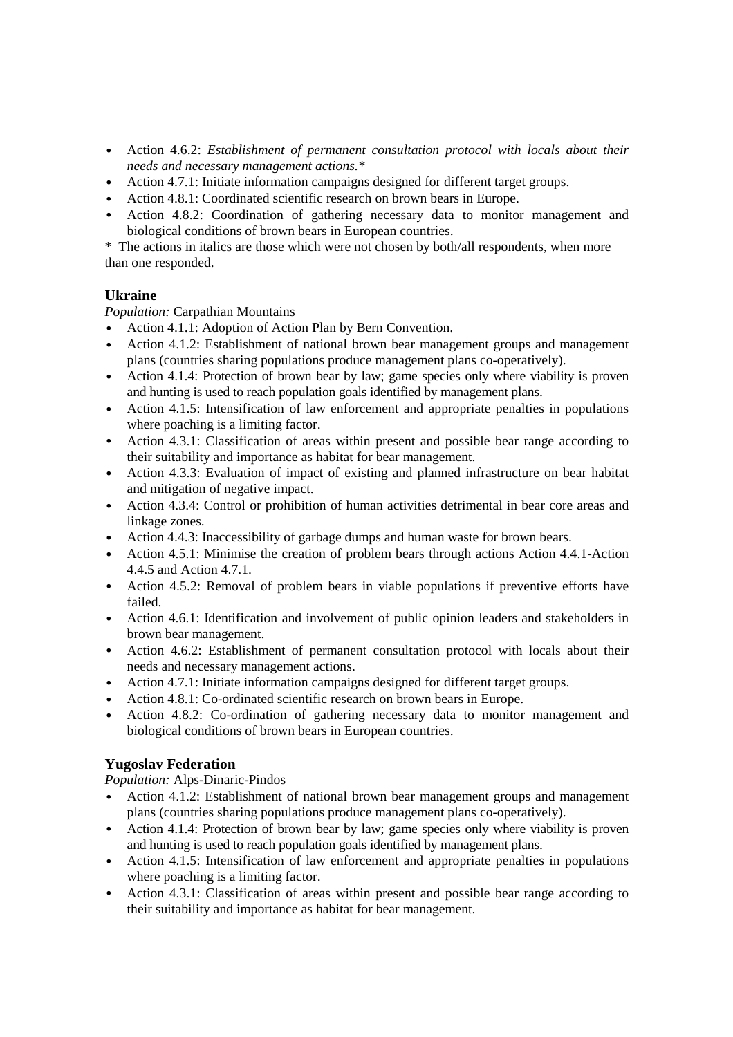- Action 4.6.2: *Establishment of permanent consultation protocol with locals about their needs and necessary management actions.**
- Action 4.7.1: Initiate information campaigns designed for different target groups.
- Action 4.8.1: Coordinated scientific research on brown bears in Europe.
- Action 4.8.2: Coordination of gathering necessary data to monitor management and biological conditions of brown bears in European countries.

\* The actions in italics are those which were not chosen by both/all respondents, when more than one responded.

### Ukraine

*Population:* Carpathian Mountains

- Action 4.1.1: Adoption of Action Plan by Bern Convention.
- Action 4.1.2: Establishment of national brown bear management groups and management plans (countries sharing populations produce management plans co-operatively).
- Action 4.1.4: Protection of brown bear by law; game species only where viability is proven and hunting is used to reach population goals identified by management plans.
- Action 4.1.5: Intensification of law enforcement and appropriate penalties in populations where poaching is a limiting factor.
- Action 4.3.1: Classification of areas within present and possible bear range according to their suitability and importance as habitat for bear management.
- Action 4.3.3: Evaluation of impact of existing and planned infrastructure on bear habitat and mitigation of negative impact.
- Action 4.3.4: Control or prohibition of human activities detrimental in bear core areas and linkage zones.
- Action 4.4.3: Inaccessibility of garbage dumps and human waste for brown bears.
- Action 4.5.1: Minimise the creation of problem bears through actions Action 4.4.1-Action 4.4.5 and Action 4.7.1.
- Action 4.5.2: Removal of problem bears in viable populations if preventive efforts have failed.
- Action 4.6.1: Identification and involvement of public opinion leaders and stakeholders in brown bear management.
- Action 4.6.2: Establishment of permanent consultation protocol with locals about their needs and necessary management actions.
- Action 4.7.1: Initiate information campaigns designed for different target groups.
- Action 4.8.1: Co-ordinated scientific research on brown bears in Europe.
- Action 4.8.2: Co-ordination of gathering necessary data to monitor management and biological conditions of brown bears in European countries.

### Yugoslav Federation

*Population:* Alps-Dinaric-Pindos

- Action 4.1.2: Establishment of national brown bear management groups and management plans (countries sharing populations produce management plans co-operatively).
- Action 4.1.4: Protection of brown bear by law; game species only where viability is proven and hunting is used to reach population goals identified by management plans.
- Action 4.1.5: Intensification of law enforcement and appropriate penalties in populations where poaching is a limiting factor.
- Action 4.3.1: Classification of areas within present and possible bear range according to their suitability and importance as habitat for bear management.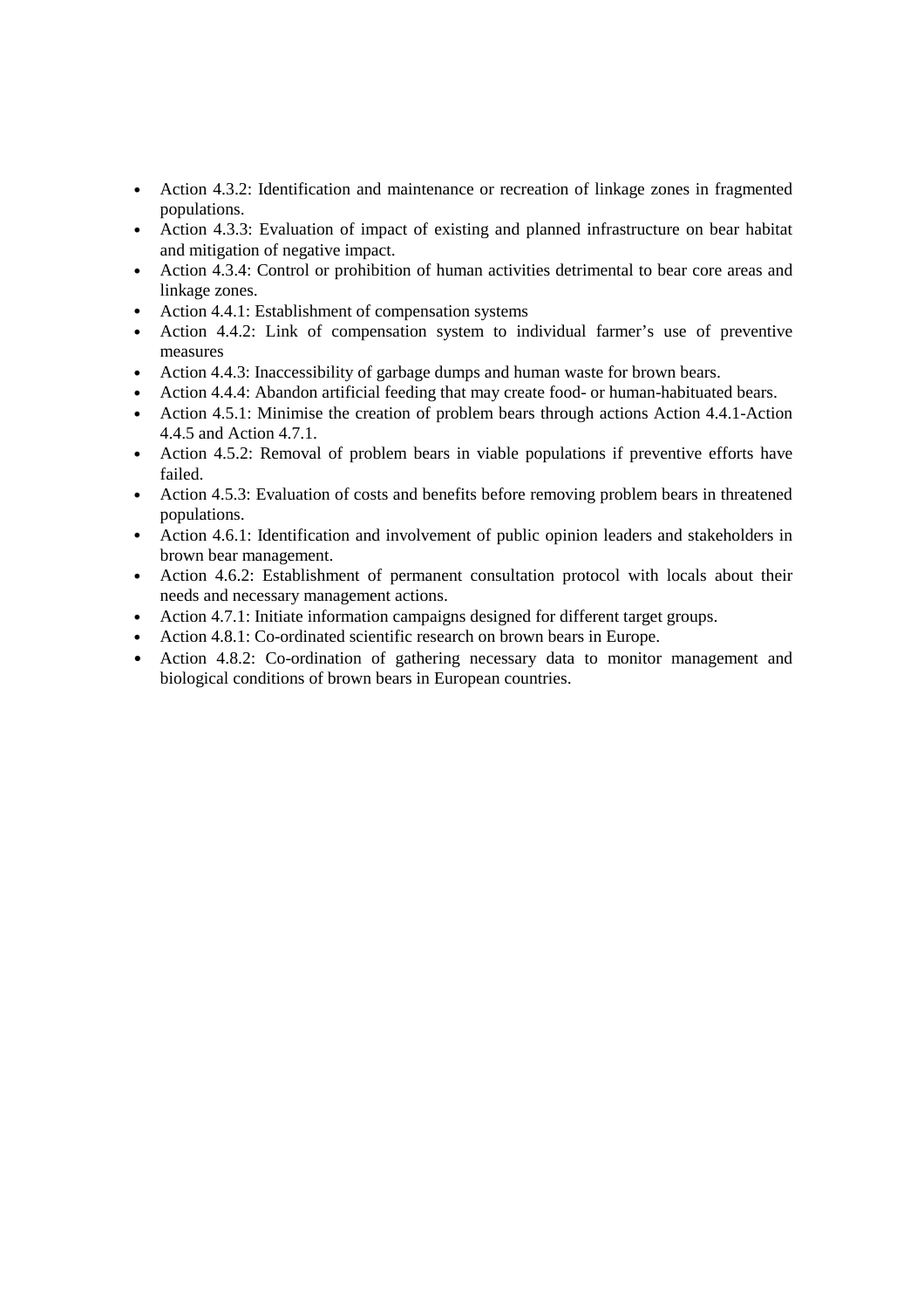- Action 4.3.2: Identification and maintenance or recreation of linkage zones in fragmented populations.
- Action 4.3.3: Evaluation of impact of existing and planned infrastructure on bear habitat and mitigation of negative impact.
- Action 4.3.4: Control or prohibition of human activities detrimental to bear core areas and linkage zones.
- Action 4.4.1: Establishment of compensation systems
- Action 4.4.2: Link of compensation system to individual farmer's use of preventive measures
- Action 4.4.3: Inaccessibility of garbage dumps and human waste for brown bears.
- Action 4.4.4: Abandon artificial feeding that may create food- or human-habituated bears.
- Action 4.5.1: Minimise the creation of problem bears through actions Action 4.4.1-Action 4.4.5 and Action 4.7.1.
- Action 4.5.2: Removal of problem bears in viable populations if preventive efforts have failed.
- Action 4.5.3: Evaluation of costs and benefits before removing problem bears in threatened populations.
- Action 4.6.1: Identification and involvement of public opinion leaders and stakeholders in brown bear management.
- Action 4.6.2: Establishment of permanent consultation protocol with locals about their needs and necessary management actions.
- Action 4.7.1: Initiate information campaigns designed for different target groups.
- Action 4.8.1: Co-ordinated scientific research on brown bears in Europe.
- Action 4.8.2: Co-ordination of gathering necessary data to monitor management and biological conditions of brown bears in European countries.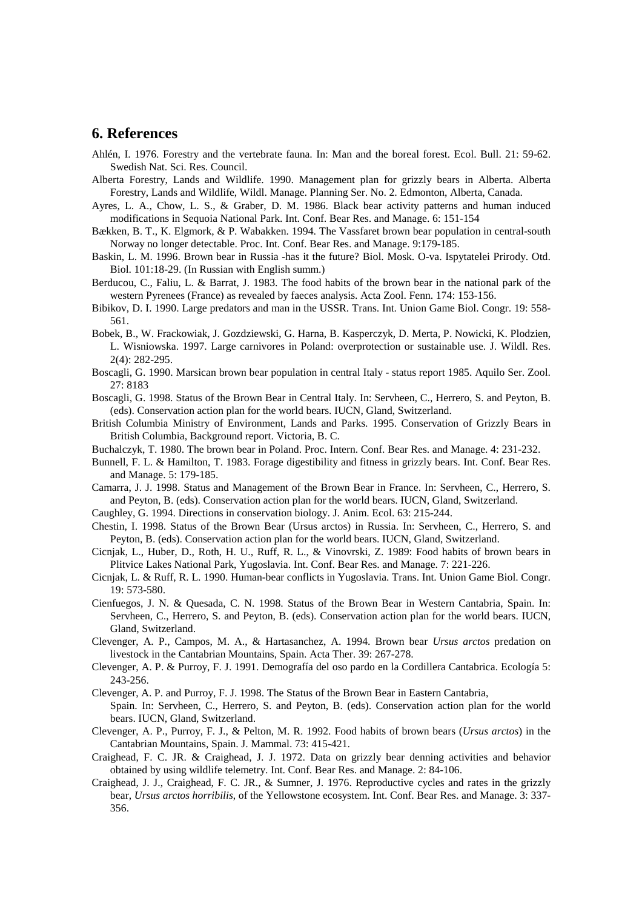## 6. References

Ahlén, I. 1976. Forestry and the vertebrate fauna. In: Man and the boreal forest. Ecol. Bull. 21: 59-62. Swedish Nat. Sci. Res. Council.

Alberta Forestry, Lands and Wildlife. 1990. Management plan for grizzly bears in Alberta. Alberta Forestry, Lands and Wildlife, Wildl. Manage. Planning Ser. No. 2. Edmonton, Alberta, Canada.

Ayres, L. A., Chow, L. S., & Graber, D. M. 1986. Black bear activity patterns and human induced modifications in Sequoia National Park. Int. Conf. Bear Res. and Manage. 6: 151-154

Bækken, B. T., K. Elgmork, & P. Wabakken. 1994. The Vassfaret brown bear population in central-south Norway no longer detectable. Proc. Int. Conf. Bear Res. and Manage. 9:179-185.

Baskin, L. M. 1996. Brown bear in Russia -has it the future? Biol. Mosk. O-va. Ispytatelei Prirody. Otd. Biol. 101:18-29. (In Russian with English summ.)

Berducou, C., Faliu, L. & Barrat, J. 1983. The food habits of the brown bear in the national park of the western Pyrenees (France) as revealed by faeces analysis. Acta Zool. Fenn. 174: 153-156.

Bibikov, D. I. 1990. Large predators and man in the USSR. Trans. Int. Union Game Biol. Congr. 19: 558-561.

Bobek, B., W. Frackowiak, J. Gozdziewski, G. Harna, B. Kasperczyk, D. Merta, P. Nowicki, K. Plodzien, L. Wisniowska. 1997. Large carnivores in Poland: overprotection or sustainable use. J. Wildl. Res. 2(4): 282-295.

Boscagli, G. 1990. Marsican brown bear population in central Italy - status report 1985. Aquilo Ser. Zool. 27: 8183

Boscagli, G. 1998. Status of the Brown Bear in Central Italy. In: Servheen, C., Herrero, S. and Peyton, B. (eds). Conservation action plan for the world bears. IUCN, Gland, Switzerland.

British Columbia Ministry of Environment, Lands and Parks. 1995. Conservation of Grizzly Bears in British Columbia, Background report. Victoria, B. C.

Buchalczyk, T. 1980. The brown bear in Poland. Proc. Intern. Conf. Bear Res. and Manage. 4: 231-232.

Bunnell, F. L. & Hamilton, T. 1983. Forage digestibility and fitness in grizzly bears. Int. Conf. Bear Res. and Manage. 5: 179-185.

Camarra, J. J. 1998. Status and Management of the Brown Bear in France. In: Servheen, C., Herrero, S. and Peyton, B. (eds). Conservation action plan for the world bears. IUCN, Gland, Switzerland.

Caughley, G. 1994. Directions in conservation biology. J. Anim. Ecol. 63: 215-244.

Chestin, I. 1998. Status of the Brown Bear (Ursus arctos) in Russia. In: Servheen, C., Herrero, S. and Peyton, B. (eds). Conservation action plan for the world bears. IUCN, Gland, Switzerland.

Cicnjak, L., Huber, D., Roth, H. U., Ruff, R. L., & Vinovrski, Z. 1989: Food habits of brown bears in Plitvice Lakes National Park, Yugoslavia. Int. Conf. Bear Res. and Manage. 7: 221-226.

Cicnjak, L. & Ruff, R. L. 1990. Human-bear conflicts in Yugoslavia. Trans. Int. Union Game Biol. Congr. 19: 573-580.

Cienfuegos, J. N. & Quesada, C. N. 1998. Status of the Brown Bear in Western Cantabria, Spain. In: Servheen, C., Herrero, S. and Peyton, B. (eds). Conservation action plan for the world bears. IUCN, Gland, Switzerland.

Clevenger, A. P., Campos, M. A., & Hartasanchez, A. 1994. Brown bear *Ursus arctos* predation on livestock in the Cantabrian Mountains, Spain. Acta Ther. 39: 267-278.

Clevenger, A. P. & Purroy, F. J. 1991. Demografía del oso pardo en la Cordillera Cantabrica. Ecología 5: 243-256.

Clevenger, A. P. and Purroy, F. J. 1998. The Status of the Brown Bear in Eastern Cantabria, Spain. In: Servheen, C., Herrero, S. and Peyton, B. (eds). Conservation action plan for the world bears. IUCN, Gland, Switzerland.

Clevenger, A. P., Purroy, F. J., & Pelton, M. R. 1992. Food habits of brown bears (*Ursus arctos*) in the Cantabrian Mountains, Spain. J. Mammal. 73: 415-421.

Craighead, F. C. JR. & Craighead, J. J. 1972. Data on grizzly bear denning activities and behavior obtained by using wildlife telemetry. Int. Conf. Bear Res. and Manage. 2: 84-106.

Craighead, J. J., Craighead, F. C. JR., & Sumner, J. 1976. Reproductive cycles and rates in the grizzly bear, *Ursus arctos horribilis*, of the Yellowstone ecosystem. Int. Conf. Bear Res. and Manage. 3: 337-356.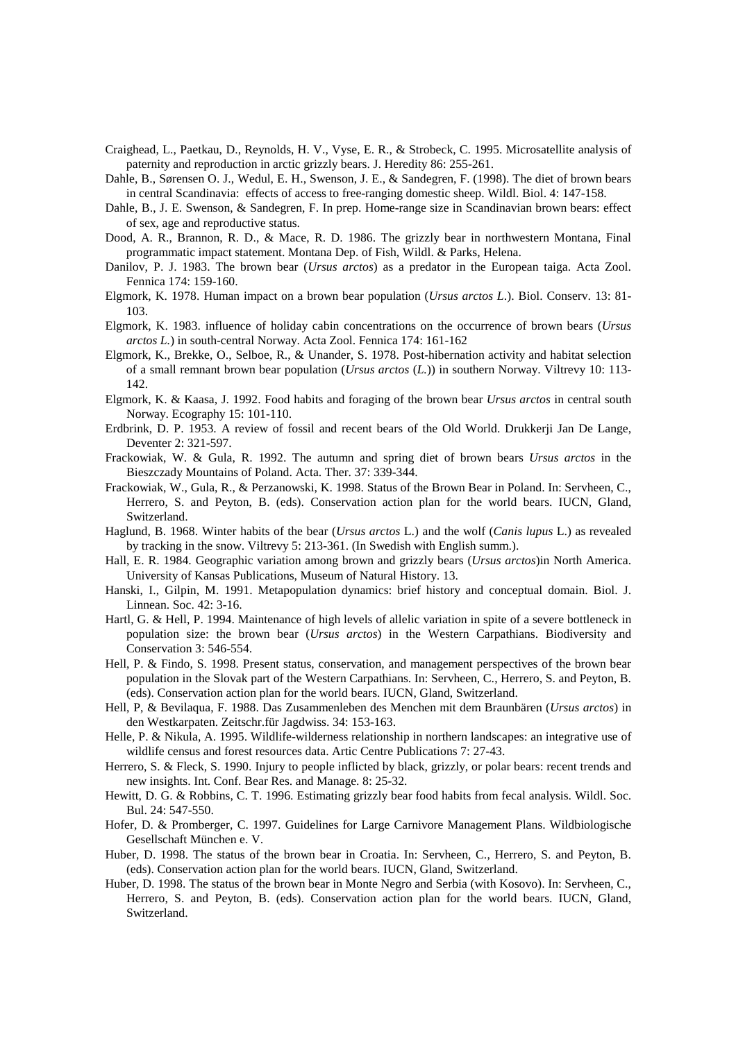Craighead, L., Paetkau, D., Reynolds, H. V., Vyse, E. R., & Strobeck, C. 1995. Microsatellite analysis of paternity and reproduction in arctic grizzly bears. J. Heredity 86: 255-261.

Dahle, B., Sørensen O. J., Wedul, E. H., Swenson, J. E., & Sandegren, F. (1998). The diet of brown bears in central Scandinavia: effects of access to free-ranging domestic sheep. Wildl. Biol. 4: 147-158.

Dahle, B., J. E. Swenson, & Sandegren, F. In prep. Home-range size in Scandinavian brown bears: effect of sex, age and reproductive status.

Dood, A. R., Brannon, R. D., & Mace, R. D. 1986. The grizzly bear in northwestern Montana, Final programmatic impact statement. Montana Dep. of Fish, Wildl. & Parks, Helena.

Danilov, P. J. 1983. The brown bear (*Ursus arctos*) as a predator in the European taiga. Acta Zool. Fennica 174: 159-160.

Elgmork, K. 1978. Human impact on a brown bear population (*Ursus arctos L*.). Biol. Conserv. 13: 81-103.

Elgmork, K. 1983. influence of holiday cabin concentrations on the occurrence of brown bears (*Ursus arctos L.*) in south-central Norway. Acta Zool. Fennica 174: 161-162

Elgmork, K., Brekke, O., Selboe, R., & Unander, S. 1978. Post-hibernation activity and habitat selection of a small remnant brown bear population (*Ursus arctos* (*L.*)) in southern Norway. Viltrevy 10: 113-142.

Elgmork, K. & Kaasa, J. 1992. Food habits and foraging of the brown bear *Ursus arctos* in central south Norway. Ecography 15: 101-110.

Erdbrink, D. P. 1953. A review of fossil and recent bears of the Old World. Drukkerji Jan De Lange, Deventer 2: 321-597.

Frackowiak, W. & Gula, R. 1992. The autumn and spring diet of brown bears *Ursus arctos* in the Bieszczady Mountains of Poland. Acta. Ther. 37: 339-344.

Frackowiak, W., Gula, R., & Perzanowski, K. 1998. Status of the Brown Bear in Poland. In: Servheen, C., Herrero, S. and Peyton, B. (eds). Conservation action plan for the world bears. IUCN, Gland, Switzerland.

Haglund, B. 1968. Winter habits of the bear (*Ursus arctos* L.) and the wolf (*Canis lupus* L.) as revealed by tracking in the snow. Viltrevy 5: 213-361. (In Swedish with English summ.).

Hall, E. R. 1984. Geographic variation among brown and grizzly bears (*Ursus arctos*)in North America. University of Kansas Publications, Museum of Natural History. 13.

Hanski, I., Gilpin, M. 1991. Metapopulation dynamics: brief history and conceptual domain. Biol. J. Linnean. Soc. 42: 3-16.

Hartl, G. & Hell, P. 1994. Maintenance of high levels of allelic variation in spite of a severe bottleneck in population size: the brown bear (*Ursus arctos*) in the Western Carpathians. Biodiversity and Conservation 3: 546-554.

Hell, P. & Findo, S. 1998. Present status, conservation, and management perspectives of the brown bear population in the Slovak part of the Western Carpathians. In: Servheen, C., Herrero, S. and Peyton, B. (eds). Conservation action plan for the world bears. IUCN, Gland, Switzerland.

Hell, P, & Bevilaqua, F. 1988. Das Zusammenleben des Menchen mit dem Braunbären (*Ursus arctos*) in den Westkarpaten. Zeitschr.für Jagdwiss. 34: 153-163.

Helle, P. & Nikula, A. 1995. Wildlife-wilderness relationship in northern landscapes: an integrative use of wildlife census and forest resources data. Artic Centre Publications 7: 27-43.

Herrero, S. & Fleck, S. 1990. Injury to people inflicted by black, grizzly, or polar bears: recent trends and new insights. Int. Conf. Bear Res. and Manage. 8: 25-32.

Hewitt, D. G. & Robbins, C. T. 1996. Estimating grizzly bear food habits from fecal analysis. Wildl. Soc. Bul. 24: 547-550.

Hofer, D. & Promberger, C. 1997. Guidelines for Large Carnivore Management Plans. Wildbiologische Gesellschaft München e. V.

Huber, D. 1998. The status of the brown bear in Croatia. In: Servheen, C., Herrero, S. and Peyton, B. (eds). Conservation action plan for the world bears. IUCN, Gland, Switzerland.

Huber, D. 1998. The status of the brown bear in Monte Negro and Serbia (with Kosovo). In: Servheen, C., Herrero, S. and Peyton, B. (eds). Conservation action plan for the world bears. IUCN, Gland, Switzerland.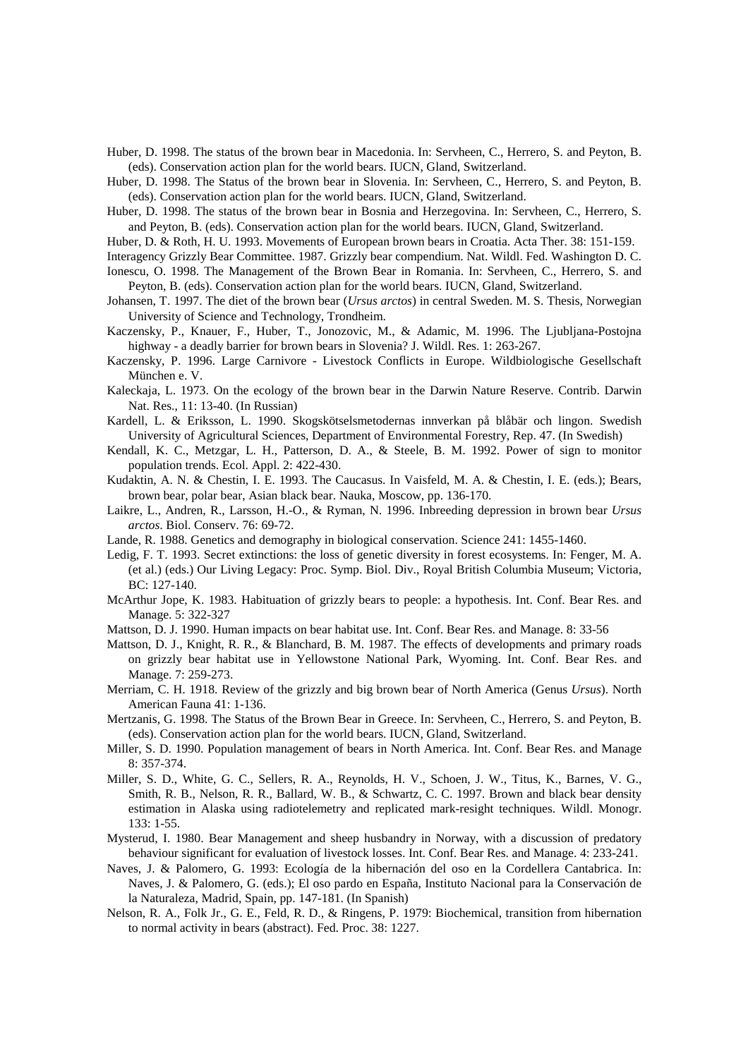Huber, D. 1998. The status of the brown bear in Macedonia. In: Servheen, C., Herrero, S. and Peyton, B. (eds). Conservation action plan for the world bears. IUCN, Gland, Switzerland.

Huber, D. 1998. The Status of the brown bear in Slovenia. In: Servheen, C., Herrero, S. and Peyton, B. (eds). Conservation action plan for the world bears. IUCN, Gland, Switzerland.

Huber, D. 1998. The status of the brown bear in Bosnia and Herzegovina. In: Servheen, C., Herrero, S. and Peyton, B. (eds). Conservation action plan for the world bears. IUCN, Gland, Switzerland.

Huber, D. & Roth, H. U. 1993. Movements of European brown bears in Croatia. Acta Ther. 38: 151-159.

Interagency Grizzly Bear Committee. 1987. Grizzly bear compendium. Nat. Wildl. Fed. Washington D. C.

Ionescu, O. 1998. The Management of the Brown Bear in Romania. In: Servheen, C., Herrero, S. and Peyton, B. (eds). Conservation action plan for the world bears. IUCN, Gland, Switzerland.

Johansen, T. 1997. The diet of the brown bear (*Ursus arctos*) in central Sweden. M. S. Thesis, Norwegian University of Science and Technology, Trondheim.

Kaczensky, P., Knauer, F., Huber, T., Jonozovic, M., & Adamic, M. 1996. The Ljubljana-Postojna highway - a deadly barrier for brown bears in Slovenia? J. Wildl. Res. 1: 263-267.

Kaczensky, P. 1996. Large Carnivore - Livestock Conflicts in Europe. Wildbiologische Gesellschaft München e. V.

Kaleckaja, L. 1973. On the ecology of the brown bear in the Darwin Nature Reserve. Contrib. Darwin Nat. Res., 11: 13-40. (In Russian)

Kardell, L. & Eriksson, L. 1990. Skogskötselsmetodernas innverkan på blåbär och lingon. Swedish University of Agricultural Sciences, Department of Environmental Forestry, Rep. 47. (In Swedish)

Kendall, K. C., Metzgar, L. H., Patterson, D. A., & Steele, B. M. 1992. Power of sign to monitor population trends. Ecol. Appl. 2: 422-430.

Kudaktin, A. N. & Chestin, I. E. 1993. The Caucasus. In Vaisfeld, M. A. & Chestin, I. E. (eds.); Bears, brown bear, polar bear, Asian black bear. Nauka, Moscow, pp. 136-170.

Laikre, L., Andren, R., Larsson, H.-O., & Ryman, N. 1996. Inbreeding depression in brown bear *Ursus arctos*. Biol. Conserv. 76: 69-72.

Lande, R. 1988. Genetics and demography in biological conservation. Science 241: 1455-1460.

Ledig, F. T. 1993. Secret extinctions: the loss of genetic diversity in forest ecosystems. In: Fenger, M. A. (et al.) (eds.) Our Living Legacy: Proc. Symp. Biol. Div., Royal British Columbia Museum; Victoria, BC: 127-140.

McArthur Jope, K. 1983. Habituation of grizzly bears to people: a hypothesis. Int. Conf. Bear Res. and Manage. 5: 322-327

Mattson, D. J. 1990. Human impacts on bear habitat use. Int. Conf. Bear Res. and Manage. 8: 33-56

Mattson, D. J., Knight, R. R., & Blanchard, B. M. 1987. The effects of developments and primary roads on grizzly bear habitat use in Yellowstone National Park, Wyoming. Int. Conf. Bear Res. and Manage. 7: 259-273.

Merriam, C. H. 1918. Review of the grizzly and big brown bear of North America (Genus *Ursus*). North American Fauna 41: 1-136.

Mertzanis, G. 1998. The Status of the Brown Bear in Greece. In: Servheen, C., Herrero, S. and Peyton, B. (eds). Conservation action plan for the world bears. IUCN, Gland, Switzerland.

Miller, S. D. 1990. Population management of bears in North America. Int. Conf. Bear Res. and Manage 8: 357-374.

Miller, S. D., White, G. C., Sellers, R. A., Reynolds, H. V., Schoen, J. W., Titus, K., Barnes, V. G., Smith, R. B., Nelson, R. R., Ballard, W. B., & Schwartz, C. C. 1997. Brown and black bear density estimation in Alaska using radiotelemetry and replicated mark-resight techniques. Wildl. Monogr. 133: 1-55.

Mysterud, I. 1980. Bear Management and sheep husbandry in Norway, with a discussion of predatory behaviour significant for evaluation of livestock losses. Int. Conf. Bear Res. and Manage. 4: 233-241.

Naves, J. & Palomero, G. 1993: Ecología de la hibernación del oso en la Cordellera Cantabrica. In: Naves, J. & Palomero, G. (eds.); El oso pardo en España, Instituto Nacional para la Conservación de la Naturaleza, Madrid, Spain, pp. 147-181. (In Spanish)

Nelson, R. A., Folk Jr., G. E., Feld, R. D., & Ringens, P. 1979: Biochemical, transition from hibernation to normal activity in bears (abstract). Fed. Proc. 38: 1227.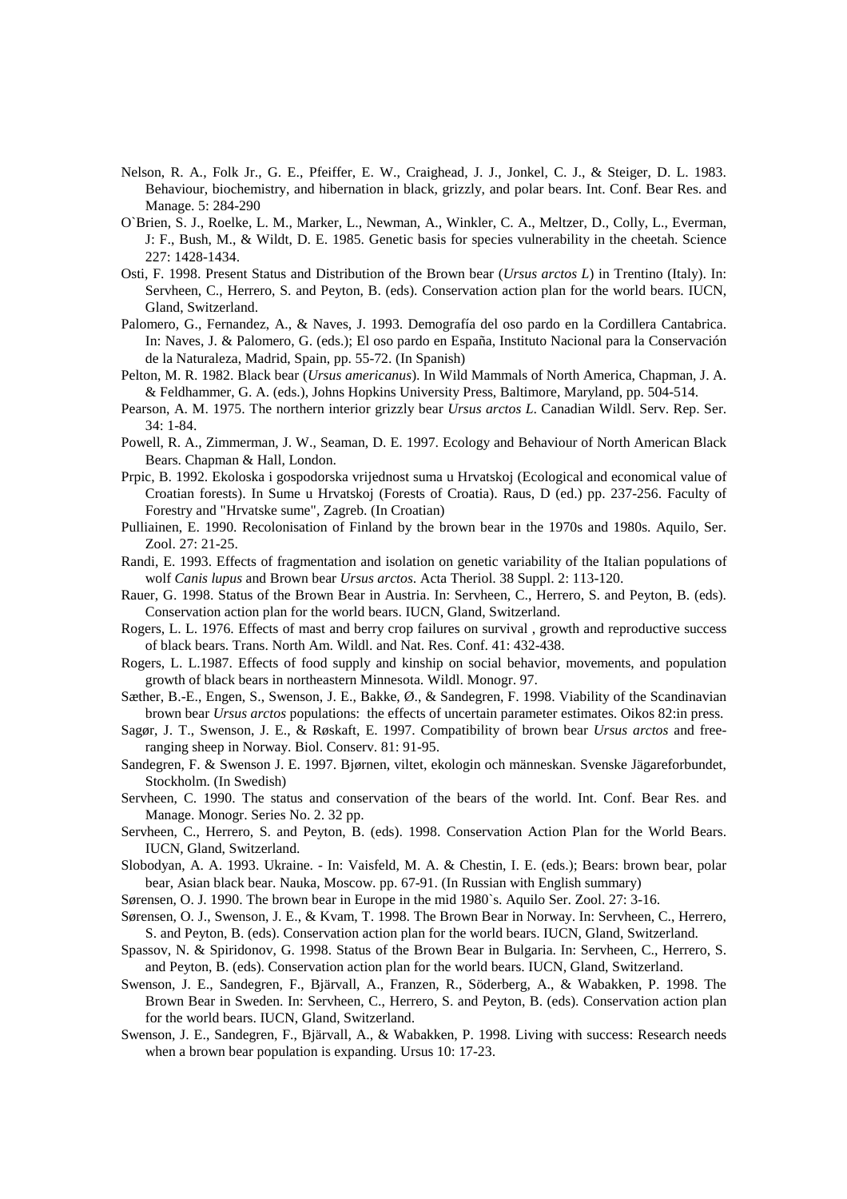Nelson, R. A., Folk Jr., G. E., Pfeiffer, E. W., Craighead, J. J., Jonkel, C. J., & Steiger, D. L. 1983. Behaviour, biochemistry, and hibernation in black, grizzly, and polar bears. Int. Conf. Bear Res. and Manage. 5: 284-290

O`Brien, S. J., Roelke, L. M., Marker, L., Newman, A., Winkler, C. A., Meltzer, D., Colly, L., Everman, J: F., Bush, M., & Wildt, D. E. 1985. Genetic basis for species vulnerability in the cheetah. Science 227: 1428-1434.

Osti, F. 1998. Present Status and Distribution of the Brown bear (*Ursus arctos L*) in Trentino (Italy). In: Servheen, C., Herrero, S. and Peyton, B. (eds). Conservation action plan for the world bears. IUCN, Gland, Switzerland.

Palomero, G., Fernandez, A., & Naves, J. 1993. Demografía del oso pardo en la Cordillera Cantabrica. In: Naves, J. & Palomero, G. (eds.); El oso pardo en España, Instituto Nacional para la Conservación de la Naturaleza, Madrid, Spain, pp. 55-72. (In Spanish)

Pelton, M. R. 1982. Black bear (*Ursus americanus*). In Wild Mammals of North America, Chapman, J. A. & Feldhammer, G. A. (eds.), Johns Hopkins University Press, Baltimore, Maryland, pp. 504-514.

Pearson, A. M. 1975. The northern interior grizzly bear *Ursus arctos L*. Canadian Wildl. Serv. Rep. Ser. 34: 1-84.

Powell, R. A., Zimmerman, J. W., Seaman, D. E. 1997. Ecology and Behaviour of North American Black Bears. Chapman & Hall, London.

Prpic, B. 1992. Ekoloska i gospodorska vrijednost suma u Hrvatskoj (Ecological and economical value of Croatian forests). In Sume u Hrvatskoj (Forests of Croatia). Raus, D (ed.) pp. 237-256. Faculty of Forestry and "Hrvatske sume", Zagreb. (In Croatian)

Pulliainen, E. 1990. Recolonisation of Finland by the brown bear in the 1970s and 1980s. Aquilo, Ser. Zool. 27: 21-25.

Randi, E. 1993. Effects of fragmentation and isolation on genetic variability of the Italian populations of wolf *Canis lupus* and Brown bear *Ursus arctos*. Acta Theriol. 38 Suppl. 2: 113-120.

Rauer, G. 1998. Status of the Brown Bear in Austria. In: Servheen, C., Herrero, S. and Peyton, B. (eds). Conservation action plan for the world bears. IUCN, Gland, Switzerland.

Rogers, L. L. 1976. Effects of mast and berry crop failures on survival , growth and reproductive success of black bears. Trans. North Am. Wildl. and Nat. Res. Conf. 41: 432-438.

Rogers, L. L.1987. Effects of food supply and kinship on social behavior, movements, and population growth of black bears in northeastern Minnesota. Wildl. Monogr. 97.

Sæther, B.-E., Engen, S., Swenson, J. E., Bakke, Ø., & Sandegren, F. 1998. Viability of the Scandinavian brown bear *Ursus arctos* populations: the effects of uncertain parameter estimates. Oikos 82:in press.

Sagør, J. T., Swenson, J. E., & Røskaft, E. 1997. Compatibility of brown bear *Ursus arctos* and free-ranging sheep in Norway. Biol. Conserv. 81: 91-95.

Sandegren, F. & Swenson J. E. 1997. Bjørnen, viltet, ekologin och människan. Svenske Jägareforbundet, Stockholm. (In Swedish)

Servheen, C. 1990. The status and conservation of the bears of the world. Int. Conf. Bear Res. and Manage. Monogr. Series No. 2. 32 pp.

Servheen, C., Herrero, S. and Peyton, B. (eds). 1998. Conservation Action Plan for the World Bears. IUCN, Gland, Switzerland.

Slobodyan, A. A. 1993. Ukraine. - In: Vaisfeld, M. A. & Chestin, I. E. (eds.); Bears: brown bear, polar bear, Asian black bear. Nauka, Moscow. pp. 67-91. (In Russian with English summary)

Sørensen, O. J. 1990. The brown bear in Europe in the mid 1980`s. Aquilo Ser. Zool. 27: 3-16.

Sørensen, O. J., Swenson, J. E., & Kvam, T. 1998. The Brown Bear in Norway. In: Servheen, C., Herrero, S. and Peyton, B. (eds). Conservation action plan for the world bears. IUCN, Gland, Switzerland.

Spassov, N. & Spiridonov, G. 1998. Status of the Brown Bear in Bulgaria. In: Servheen, C., Herrero, S. and Peyton, B. (eds). Conservation action plan for the world bears. IUCN, Gland, Switzerland.

Swenson, J. E., Sandegren, F., Bjärvall, A., Franzen, R., Söderberg, A., & Wabakken, P. 1998. The Brown Bear in Sweden. In: Servheen, C., Herrero, S. and Peyton, B. (eds). Conservation action plan for the world bears. IUCN, Gland, Switzerland.

Swenson, J. E., Sandegren, F., Bjärvall, A., & Wabakken, P. 1998. Living with success: Research needs when a brown bear population is expanding. Ursus 10: 17-23.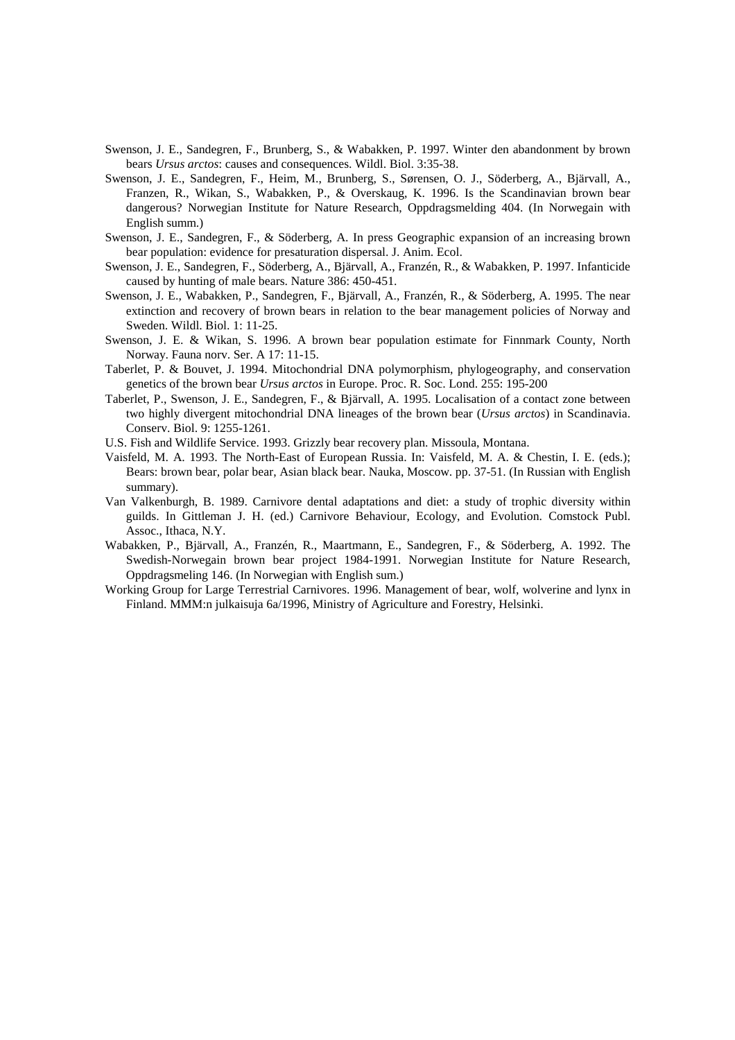Swenson, J. E., Sandegren, F., Brunberg, S., & Wabakken, P. 1997. Winter den abandonment by brown bears *Ursus arctos*: causes and consequences. Wildl. Biol. 3:35-38.

Swenson, J. E., Sandegren, F., Heim, M., Brunberg, S., Sørensen, O. J., Söderberg, A., Bjärvall, A., Franzen, R., Wikan, S., Wabakken, P., & Overskaug, K. 1996. Is the Scandinavian brown bear dangerous? Norwegian Institute for Nature Research, Oppdragsmelding 404. (In Norwegain with English summ.)

Swenson, J. E., Sandegren, F., & Söderberg, A. In press Geographic expansion of an increasing brown bear population: evidence for presaturation dispersal. J. Anim. Ecol.

Swenson, J. E., Sandegren, F., Söderberg, A., Bjärvall, A., Franzén, R., & Wabakken, P. 1997. Infanticide caused by hunting of male bears. Nature 386: 450-451.

Swenson, J. E., Wabakken, P., Sandegren, F., Bjärvall, A., Franzén, R., & Söderberg, A. 1995. The near extinction and recovery of brown bears in relation to the bear management policies of Norway and Sweden. Wildl. Biol. 1: 11-25.

Swenson, J. E. & Wikan, S. 1996. A brown bear population estimate for Finnmark County, North Norway. Fauna norv. Ser. A 17: 11-15.

Taberlet, P. & Bouvet, J. 1994. Mitochondrial DNA polymorphism, phylogeography, and conservation genetics of the brown bear *Ursus arctos* in Europe. Proc. R. Soc. Lond. 255: 195-200

Taberlet, P., Swenson, J. E., Sandegren, F., & Bjärvall, A. 1995. Localisation of a contact zone between two highly divergent mitochondrial DNA lineages of the brown bear (*Ursus arctos*) in Scandinavia. Conserv. Biol. 9: 1255-1261.

U.S. Fish and Wildlife Service. 1993. Grizzly bear recovery plan. Missoula, Montana.

Vaisfeld, M. A. 1993. The North-East of European Russia. In: Vaisfeld, M. A. & Chestin, I. E. (eds.); Bears: brown bear, polar bear, Asian black bear. Nauka, Moscow. pp. 37-51. (In Russian with English summary).

Van Valkenburgh, B. 1989. Carnivore dental adaptations and diet: a study of trophic diversity within guilds. In Gittleman J. H. (ed.) Carnivore Behaviour, Ecology, and Evolution. Comstock Publ. Assoc., Ithaca, N.Y.

Wabakken, P., Bjärvall, A., Franzén, R., Maartmann, E., Sandegren, F., & Söderberg, A. 1992. The Swedish-Norwegain brown bear project 1984-1991. Norwegian Institute for Nature Research, Oppdragsmeling 146. (In Norwegian with English sum.)

Working Group for Large Terrestrial Carnivores. 1996. Management of bear, wolf, wolverine and lynx in Finland. MMM:n julkaisuja 6a/1996, Ministry of Agriculture and Forestry, Helsinki.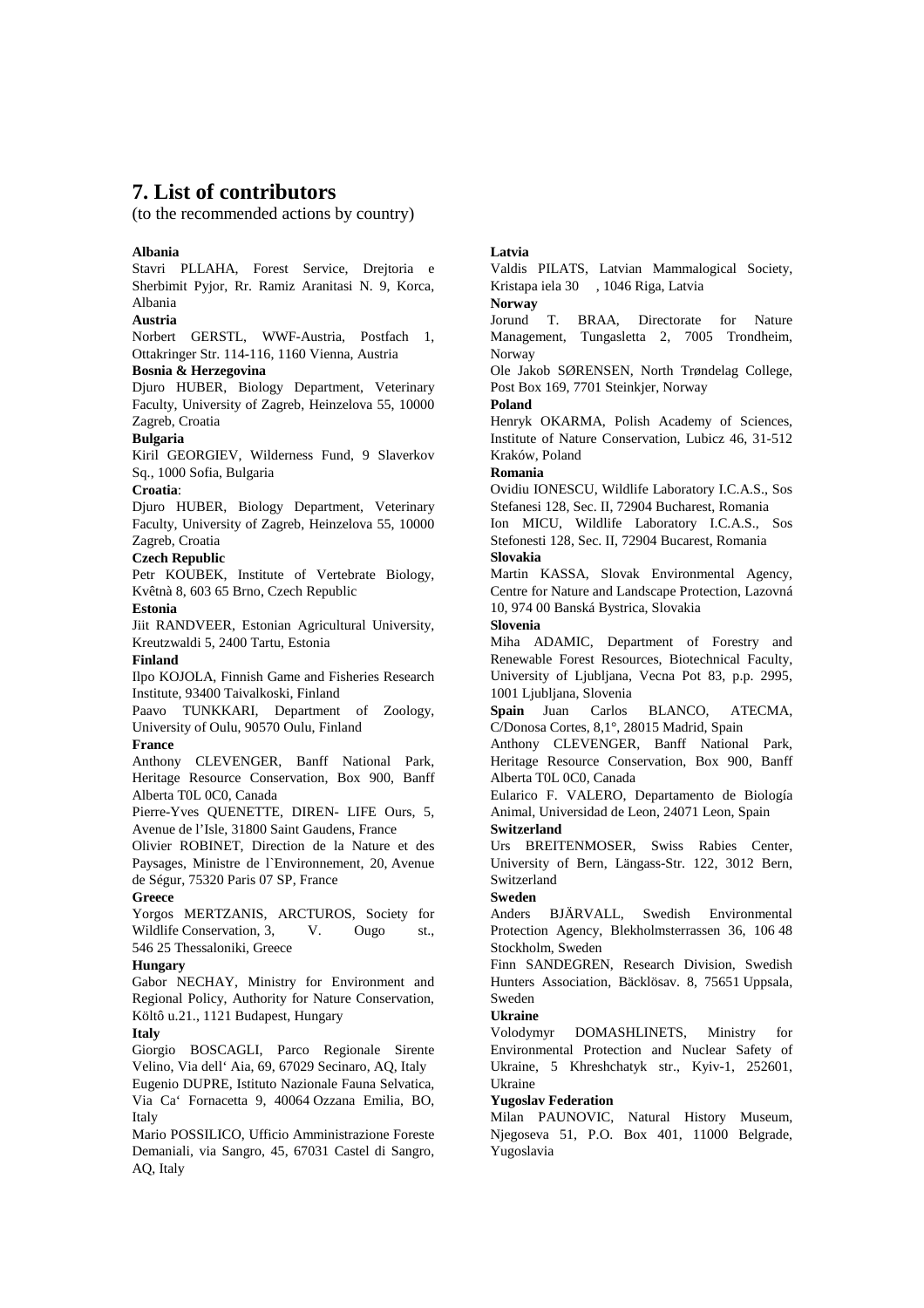# 7. List of contributors

(to the recommended actions by country)

**Albania**

Stavri PLLAHA, Forest Service, Drejtoria e Sherbimit Pyjor, Rr. Ramiz Aranitasi N. 9, Korca, Albania

**Austria**

Norbert GERSTL, WWF-Austria, Postfach 1, Ottakringer Str. 114-116, 1160 Vienna, Austria

**Bosnia & Herzegovina**

Djuro HUBER, Biology Department, Veterinary Faculty, University of Zagreb, Heinzelova 55, 10000 Zagreb, Croatia

**Bulgaria**

Kiril GEORGIEV, Wilderness Fund, 9 Slaverkov Sq., 1000 Sofia, Bulgaria

**Croatia**:

Djuro HUBER, Biology Department, Veterinary Faculty, University of Zagreb, Heinzelova 55, 10000 Zagreb, Croatia

**Czech Republic**

Petr KOUBEK, Institute of Vertebrate Biology, Kvêtnà 8, 603 65 Brno, Czech Republic

**Estonia**

Jiit RANDVEER, Estonian Agricultural University, Kreutzwaldi 5, 2400 Tartu, Estonia

**Finland**

Ilpo KOJOLA, Finnish Game and Fisheries Research Institute, 93400 Taivalkoski, Finland

Paavo TUNKKARI, Department of Zoology, University of Oulu, 90570 Oulu, Finland

**France**

Anthony CLEVENGER, Banff National Park, Heritage Resource Conservation, Box 900, Banff Alberta T0L 0C0, Canada

Pierre-Yves QUENETTE, DIREN- LIFE Ours, 5, Avenue de l'Isle, 31800 Saint Gaudens, France

Olivier ROBINET, Direction de la Nature et des Paysages, Ministre de l`Environnement, 20, Avenue de Ségur, 75320 Paris 07 SP, France

**Greece**

Yorgos MERTZANIS, ARCTUROS, Society for Wildlife Conservation, 3, V. Ougo st., 546 25 Thessaloniki, Greece

**Hungary**

Gabor NECHAY, Ministry for Environment and Regional Policy, Authority for Nature Conservation, Költô u.21., 1121 Budapest, Hungary

**Italy**

Giorgio BOSCAGLI, Parco Regionale Sirente Velino, Via dell' Aia, 69, 67029 Secinaro, AQ, Italy

Eugenio DUPRE, Istituto Nazionale Fauna Selvatica, Via Ca' Fornacetta 9, 40064 Ozzana Emilia, BO, Italy

Mario POSSILICO, Ufficio Amministrazione Foreste Demaniali, via Sangro, 45, 67031 Castel di Sangro, AQ, Italy

**Latvia**

Valdis PILATS, Latvian Mammalogical Society, Kristapa iela 30 , 1046 Riga, Latvia

**Norway**

Jorund T. BRAA, Directorate for Nature Management, Tungasletta 2, 7005 Trondheim, Norway

Ole Jakob SØRENSEN, North Trøndelag College, Post Box 169, 7701 Steinkjer, Norway

**Poland**

Henryk OKARMA, Polish Academy of Sciences, Institute of Nature Conservation, Lubicz 46, 31-512 Kraków, Poland

**Romania**

Ovidiu IONESCU, Wildlife Laboratory I.C.A.S., Sos Stefanesi 128, Sec. II, 72904 Bucharest, Romania

Ion MICU, Wildlife Laboratory I.C.A.S., Sos Stefonesti 128, Sec. II, 72904 Bucarest, Romania

**Slovakia**

Martin KASSA, Slovak Environmental Agency, Centre for Nature and Landscape Protection, Lazovná 10, 974 00 Banská Bystrica, Slovakia

**Slovenia**

Miha ADAMIC, Department of Forestry and Renewable Forest Resources, Biotechnical Faculty, University of Ljubljana, Vecna Pot 83, p.p. 2995, 1001 Ljubljana, Slovenia

**Spain** Juan Carlos BLANCO, ATECMA, C/Donosa Cortes, 8,1°, 28015 Madrid, Spain

Anthony CLEVENGER, Banff National Park, Heritage Resource Conservation, Box 900, Banff Alberta T0L 0C0, Canada

Eularico F. VALERO, Departamento de Biología Animal, Universidad de Leon, 24071 Leon, Spain

**Switzerland**

Urs BREITENMOSER, Swiss Rabies Center, University of Bern, Längass-Str. 122, 3012 Bern, Switzerland

**Sweden**

Anders BJÄRVALL, Swedish Environmental Protection Agency, Blekholmsterrassen 36, 106 48 Stockholm, Sweden

Finn SANDEGREN, Research Division, Swedish Hunters Association, Bäcklösav. 8, 75651 Uppsala, Sweden

**Ukraine**

Volodymyr DOMASHLINETS, Ministry for Environmental Protection and Nuclear Safety of Ukraine, 5 Khreshchatyk str., Kyiv-1, 252601, Ukraine

**Yugoslav Federation**

Milan PAUNOVIC, Natural History Museum, Njegoseva 51, P.O. Box 401, 11000 Belgrade, Yugoslavia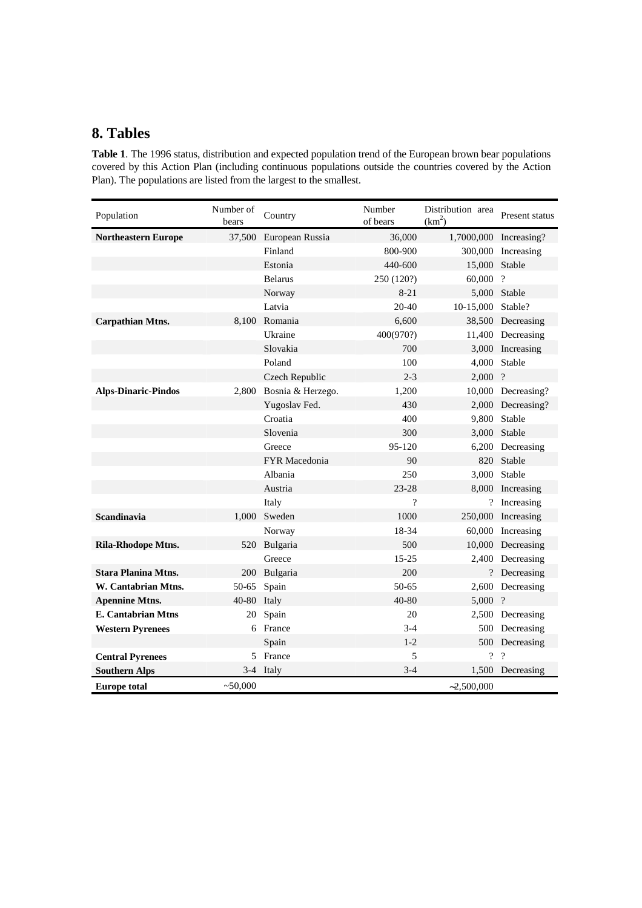## 8. Tables

**Table 1**. The 1996 status, distribution and expected population trend of the European brown bear populations covered by this Action Plan (including continuous populations outside the countries covered by the Action Plan). The populations are listed from the largest to the smallest.

| Population | Number of bears | Country | Number of bears | Distribution area (km$^2$) | Present status |
|---|---|---|---|---|---|
| **Northeastern Europe** | 37,500 | European Russia | 36,000 | 1,7000,000 | Increasing? |
| | | Finland | 800-900 | 300,000 | Increasing |
| | | Estonia | 440-600 | 15,000 | Stable |
| | | Belarus | 250 (120?) | 60,000 | ? |
| | | Norway | 8-21 | 5,000 | Stable |
| | | Latvia | 20-40 | 10-15,000 | Stable? |
| **Carpathian Mtns.** | 8,100 | Romania | 6,600 | 38,500 | Decreasing |
| | | Ukraine | 400(970?) | 11,400 | Decreasing |
| | | Slovakia | 700 | 3,000 | Increasing |
| | | Poland | 100 | 4,000 | Stable |
| | | Czech Republic | 2-3 | 2,000 | ? |
| **Alps-Dinaric-Pindos** | 2,800 | Bosnia & Herzego. | 1,200 | 10,000 | Decreasing? |
| | | Yugoslav Fed. | 430 | 2,000 | Decreasing? |
| | | Croatia | 400 | 9,800 | Stable |
| | | Slovenia | 300 | 3,000 | Stable |
| | | Greece | 95-120 | 6,200 | Decreasing |
| | | FYR Macedonia | 90 | 820 | Stable |
| | | Albania | 250 | 3,000 | Stable |
| | | Austria | 23-28 | 8,000 | Increasing |
| | | Italy | ? | ? | Increasing |
| **Scandinavia** | 1,000 | Sweden | 1000 | 250,000 | Increasing |
| | | Norway | 18-34 | 60,000 | Increasing |
| **Rila-Rhodope Mtns.** | 520 | Bulgaria | 500 | 10,000 | Decreasing |
| | | Greece | 15-25 | 2,400 | Decreasing |
| **Stara Planina Mtns.** | 200 | Bulgaria | 200 | ? | Decreasing |
| **W. Cantabrian Mtns.** | 50-65 | Spain | 50-65 | 2,600 | Decreasing |
| **Apennine Mtns.** | 40-80 | Italy | 40-80 | 5,000 | ? |
| **E. Cantabrian Mtns** | 20 | Spain | 20 | 2,500 | Decreasing |
| **Western Pyrenees** | 6 | France | 3-4 | 500 | Decreasing |
| | | Spain | 1-2 | 500 | Decreasing |
| **Central Pyrenees** | 5 | France | 5 | ? | ? |
| **Southern Alps** | 3-4 | Italy | 3-4 | 1,500 | Decreasing |
| **Europe total** | ~50,000 | | | ~2,500,000 | |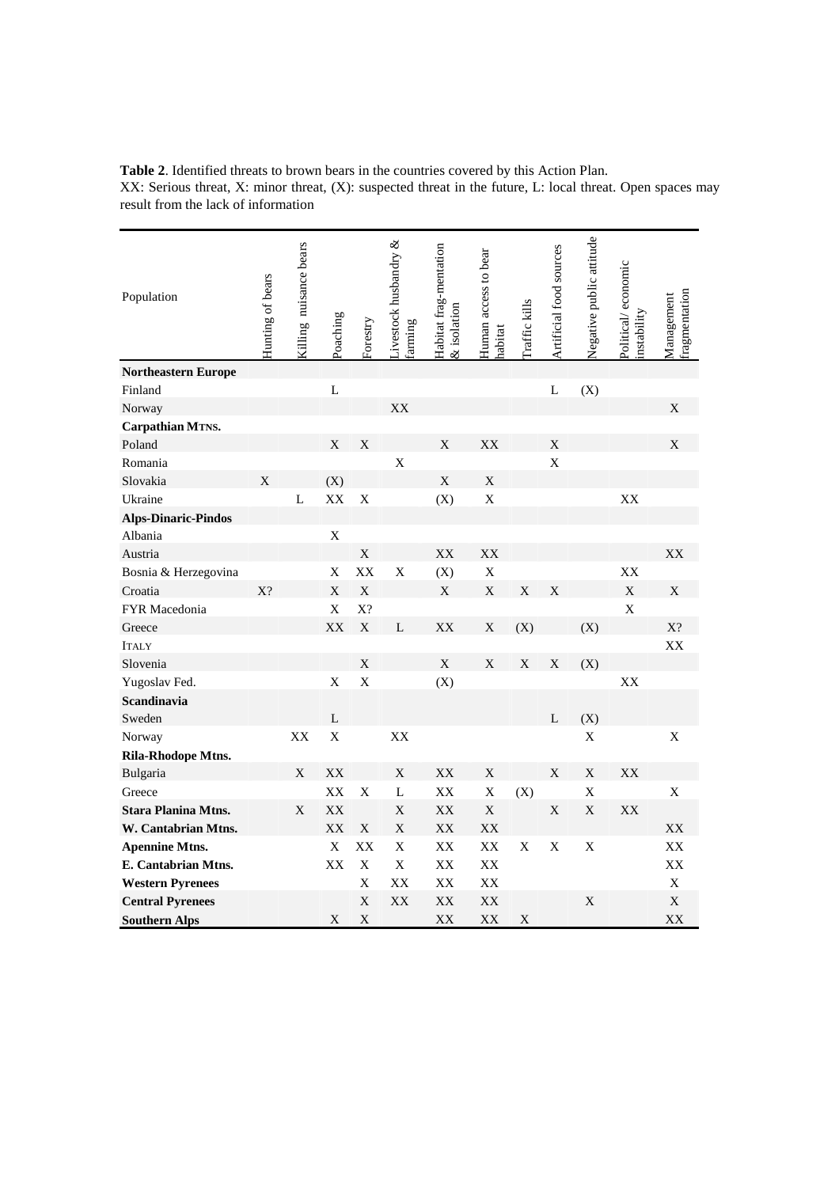**Table 2**. Identified threats to brown bears in the countries covered by this Action Plan.
XX: Serious threat, X: minor threat, (X): suspected threat in the future, L: local threat. Open spaces may result from the lack of information

| Population | Hunting of bears | Killing nuisance bears | Poaching | Forestry | Livestock husbandry & farming | Habitat frag-mentation & isolation | Human access to bear habitat | Traffic kills | Artificial food sources | Negative public attitude | Political/ economic instability | Management fragmentation |
|---|---|---|---|---|---|---|---|---|---|---|---|---|
| **Northeastern Europe** | | | | | | | | | | | | |
| Finland | | | L | | | | | | L | (X) | | |
| Norway | | | | | XX | | | | | | | X |
| **Carpathian Mtns.** | | | | | | | | | | | | |
| Poland | | | X | X | | X | XX | | X | | | X |
| Romania | | | | | X | | | | X | | | |
| Slovakia | X | | (X) | | | X | X | | | | | |
| Ukraine | | L | XX | X | | (X) | X | | | | XX | |
| **Alps-Dinaric-Pindos** | | | | | | | | | | | | |
| Albania | | | X | | | | | | | | | |
| Austria | | | | X | | XX | XX | | | | | XX |
| Bosnia & Herzegovina | | | X | XX | X | (X) | X | | | | XX | |
| Croatia | X? | | X | X | | X | X | X | X | | X | X |
| FYR Macedonia | | | X | X? | | | | | | | X | |
| Greece | | | XX | X | L | XX | X | (X) | | (X) | | X? |
| Italy | | | | | | | | | | | | XX |
| Slovenia | | | | X | | X | X | X | X | (X) | | |
| Yugoslav Fed. | | | X | X | | (X) | | | | | XX | |
| **Scandinavia** | | | | | | | | | | | | |
| Sweden | | | L | | | | | | L | (X) | | |
| Norway | | XX | X | | XX | | | | | X | | X |
| **Rila-Rhodope Mtns.** | | | | | | | | | | | | |
| Bulgaria | | X | XX | | X | XX | X | | X | X | XX | |
| Greece | | | XX | X | L | XX | X | (X) | | X | | X |
| **Stara Planina Mtns.** | | X | XX | | X | XX | X | | X | X | XX | |
| **W. Cantabrian Mtns.** | | | XX | X | X | XX | XX | | | | | XX |
| **Apennine Mtns.** | | | X | XX | X | XX | XX | X | X | X | | XX |
| **E. Cantabrian Mtns.** | | | XX | X | X | XX | XX | | | | | XX |
| **Western Pyrenees** | | | | X | XX | XX | XX | | | | | X |
| **Central Pyrenees** | | | | X | XX | XX | XX | | | X | | X |
| **Southern Alps** | | | X | X | | XX | XX | X | | | | XX |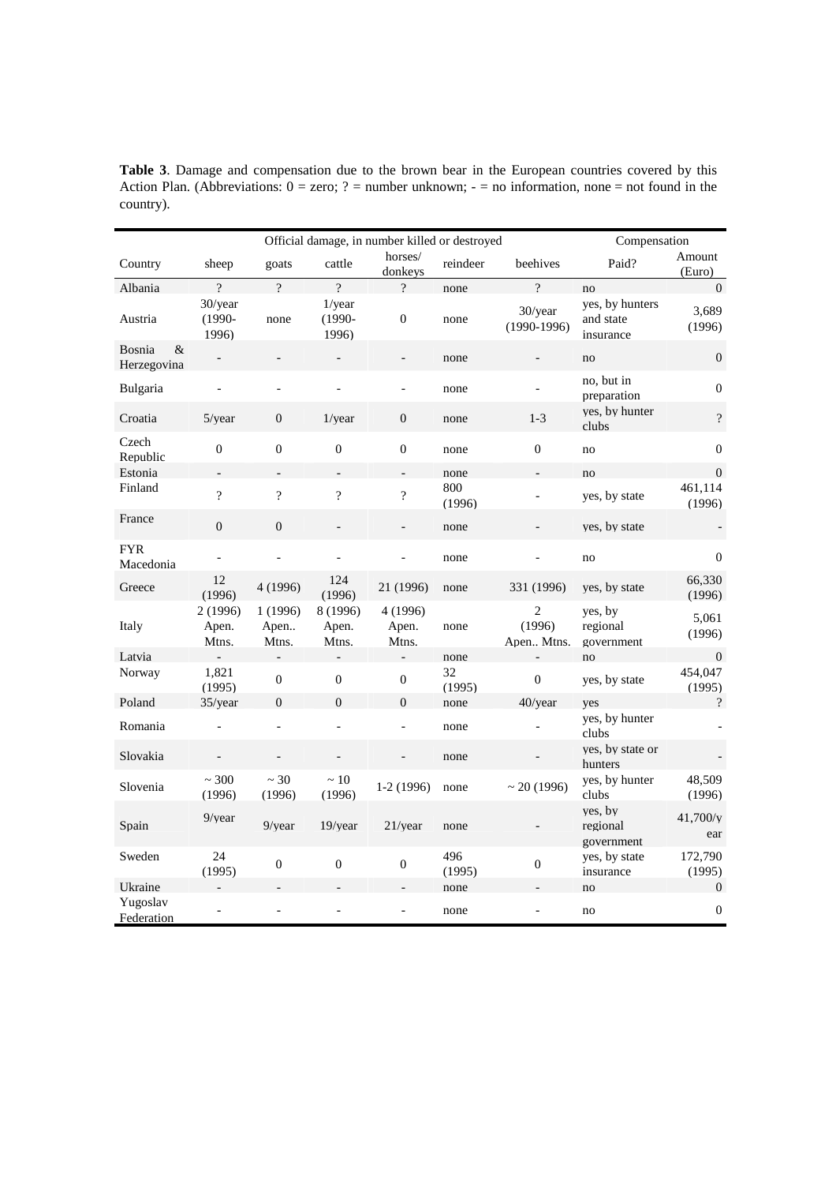**Table 3**. Damage and compensation due to the brown bear in the European countries covered by this Action Plan. (Abbreviations: 0 = zero; ? = number unknown; - = no information, none = not found in the country).

| | Official damage, in number killed or destroyed | | | | | | Compensation | |
|---|---|---|---|---|---|---|---|---|
| Country | sheep | goats | cattle | horses/ donkeys | reindeer | beehives | Paid? | Amount (Euro) |
| Albania | ? | ? | ? | ? | none | ? | no | 0 |
| Austria | 30/year (1990-1996) | none | 1/year (1990-1996) | 0 | none | 30/year (1990-1996) | yes, by hunters and state insurance | 3,689 (1996) |
| Bosnia & Herzegovina | - | - | - | - | none | - | no | 0 |
| Bulgaria | - | - | - | - | none | - | no, but in preparation | 0 |
| Croatia | 5/year | 0 | 1/year | 0 | none | 1-3 | yes, by hunter clubs | ? |
| Czech Republic | 0 | 0 | 0 | 0 | none | 0 | no | 0 |
| Estonia | - | - | - | - | none | - | no | 0 |
| Finland | ? | ? | ? | ? | 800 (1996) | - | yes, by state | 461,114 (1996) |
| France | 0 | 0 | - | - | none | - | yes, by state | - |
| FYR Macedonia | - | - | - | - | none | - | no | 0 |
| Greece | 12 (1996) | 4 (1996) | 124 (1996) | 21 (1996) | none | 331 (1996) | yes, by state | 66,330 (1996) |
| Italy | 2 (1996) Apen. Mtns. | 1 (1996) Apen.. Mtns. | 8 (1996) Apen. Mtns. | 4 (1996) Apen. Mtns. | none | 2 (1996) Apen.. Mtns. | yes, by regional government | 5,061 (1996) |
| Latvia | - | - | - | - | none | - | no | 0 |
| Norway | 1,821 (1995) | 0 | 0 | 0 | 32 (1995) | 0 | yes, by state | 454,047 (1995) |
| Poland | 35/year | 0 | 0 | 0 | none | 40/year | yes | ? |
| Romania | - | - | - | - | none | - | yes, by hunter clubs | - |
| Slovakia | - | - | - | - | none | - | yes, by state or hunters | - |
| Slovenia | ~ 300 (1996) | ~ 30 (1996) | ~ 10 (1996) | 1-2 (1996) | none | ~ 20 (1996) | yes, by hunter clubs | 48,509 (1996) |
| Spain | 9/year | 9/year | 19/year | 21/year | none | - | yes, by regional government | 41,700/year |
| Sweden | 24 (1995) | 0 | 0 | 0 | 496 (1995) | 0 | yes, by state insurance | 172,790 (1995) |
| Ukraine | - | - | - | - | none | - | no | 0 |
| Yugoslav Federation | - | - | - | - | none | - | no | 0 |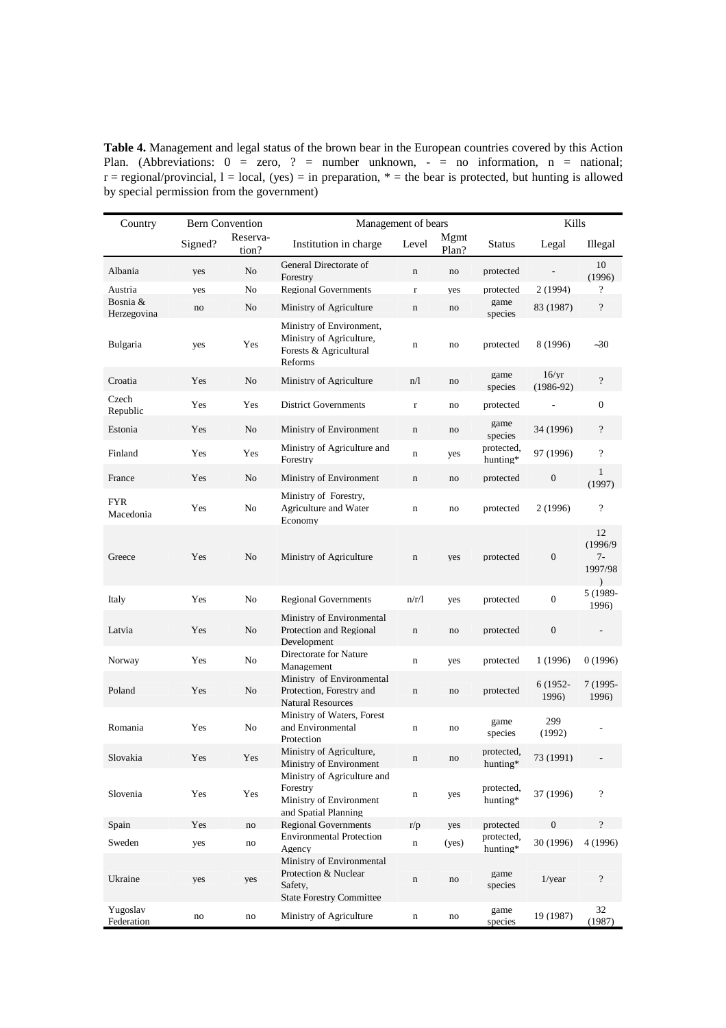**Table 4.** Management and legal status of the brown bear in the European countries covered by this Action Plan. (Abbreviations: 0 = zero, ? = number unknown, - = no information, n = national; r = regional/provincial, l = local, (yes) = in preparation, * = the bear is protected, but hunting is allowed by special permission from the government)

| Country | Bern Convention | | Management of bears | | | | Kills | |
|---|---|---|---|---|---|---|---|---|
| | Signed? | Reservation? | Institution in charge | Level | Mgmt Plan? | Status | Legal | Illegal |
| Albania | yes | No | General Directorate of Forestry | n | no | protected | - | 10 (1996) |
| Austria | yes | No | Regional Governments | r | yes | protected | 2 (1994) | ? |
| Bosnia & Herzegovina | no | No | Ministry of Agriculture | n | no | game species | 83 (1987) | ? |
| Bulgaria | yes | Yes | Ministry of Environment, Ministry of Agriculture, Forests & Agricultural Reforms | n | no | protected | 8 (1996) | ~30 |
| Croatia | Yes | No | Ministry of Agriculture | n/l | no | game species | 16/yr (1986-92) | ? |
| Czech Republic | Yes | Yes | District Governments | r | no | protected | - | 0 |
| Estonia | Yes | No | Ministry of Environment | n | no | game species | 34 (1996) | ? |
| Finland | Yes | Yes | Ministry of Agriculture and Forestry | n | yes | protected, hunting* | 97 (1996) | ? |
| France | Yes | No | Ministry of Environment | n | no | protected | 0 | 1 (1997) |
| FYR Macedonia | Yes | No | Ministry of Forestry, Agriculture and Water Economy | n | no | protected | 2 (1996) | ? |
| Greece | Yes | No | Ministry of Agriculture | n | yes | protected | 0 | 12 (1996/97-1997/98) |
| Italy | Yes | No | Regional Governments | n/r/l | yes | protected | 0 | 5 (1989-1996) |
| Latvia | Yes | No | Ministry of Environmental Protection and Regional Development | n | no | protected | 0 | - |
| Norway | Yes | No | Directorate for Nature Management | n | yes | protected | 1 (1996) | 0 (1996) |
| Poland | Yes | No | Ministry of Environmental Protection, Forestry and Natural Resources | n | no | protected | 6 (1952-1996) | 7 (1995-1996) |
| Romania | Yes | No | Ministry of Waters, Forest and Environmental Protection | n | no | game species | 299 (1992) | - |
| Slovakia | Yes | Yes | Ministry of Agriculture, Ministry of Environment | n | no | protected, hunting* | 73 (1991) | - |
| Slovenia | Yes | Yes | Ministry of Agriculture and Forestry Ministry of Environment and Spatial Planning | n | yes | protected, hunting* | 37 (1996) | ? |
| Spain | Yes | no | Regional Governments | r/p | yes | protected | 0 | ? |
| Sweden | yes | no | Environmental Protection Agency | n | (yes) | protected, hunting* | 30 (1996) | 4 (1996) |
| Ukraine | yes | yes | Ministry of Environmental Protection & Nuclear Safety, State Forestry Committee | n | no | game species | 1/year | ? |
| Yugoslav Federation | no | no | Ministry of Agriculture | n | no | game species | 19 (1987) | 32 (1987) |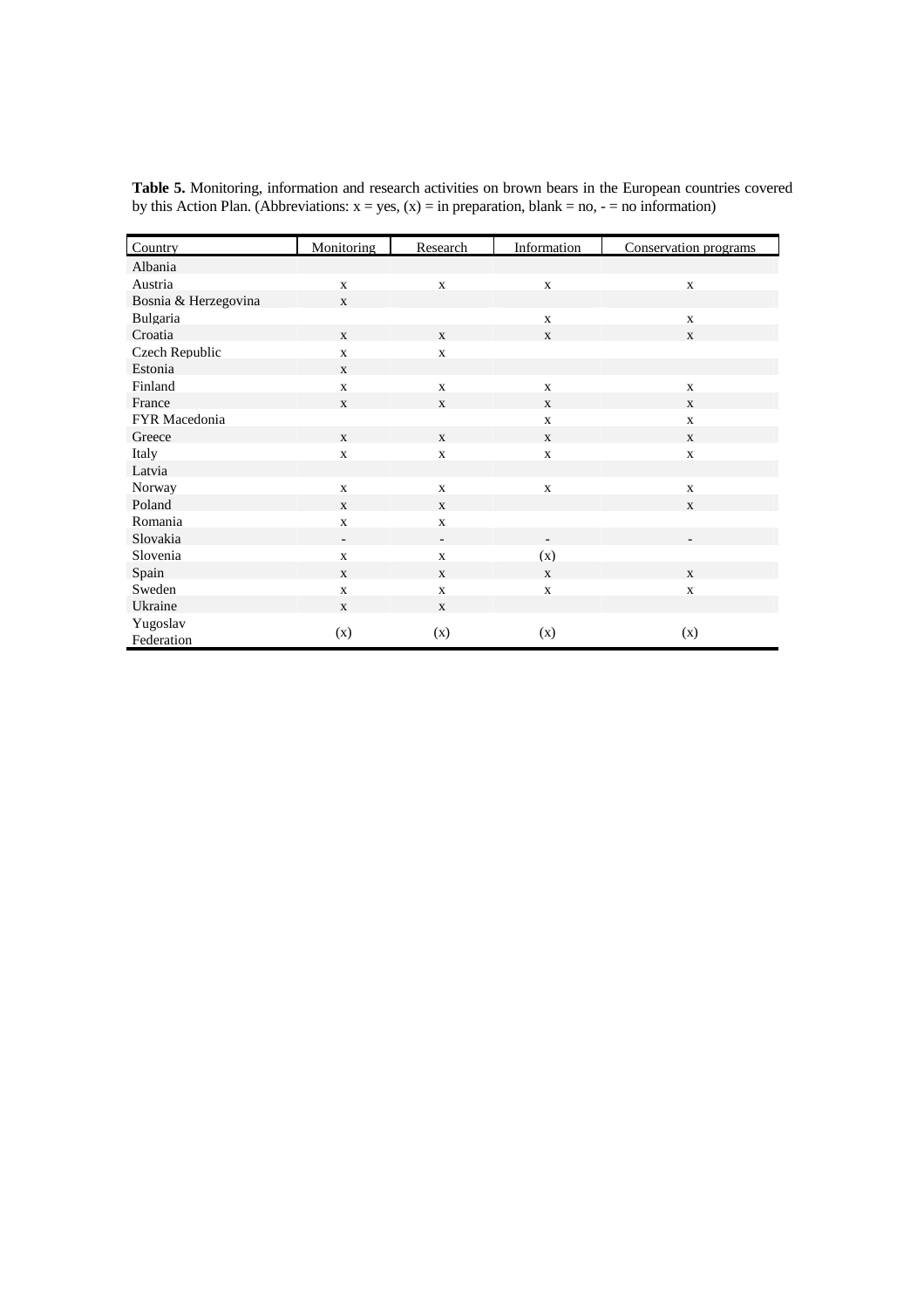**Table 5.** Monitoring, information and research activities on brown bears in the European countries covered by this Action Plan. (Abbreviations: x = yes, (x) = in preparation, blank = no, - = no information)

| Country | Monitoring | Research | Information | Conservation programs |
|---|---|---|---|---|
| Albania | | | | |
| Austria | x | x | x | x |
| Bosnia & Herzegovina | x | | | |
| Bulgaria | | | x | x |
| Croatia | x | x | x | x |
| Czech Republic | x | x | | |
| Estonia | x | | | |
| Finland | x | x | x | x |
| France | x | x | x | x |
| FYR Macedonia | | | x | x |
| Greece | x | x | x | x |
| Italy | x | x | x | x |
| Latvia | | | | |
| Norway | x | x | x | x |
| Poland | x | x | | x |
| Romania | x | x | | |
| Slovakia | - | - | - | - |
| Slovenia | x | x | (x) | |
| Spain | x | x | x | x |
| Sweden | x | x | x | x |
| Ukraine | x | x | | |
| Yugoslav Federation | (x) | (x) | (x) | (x) |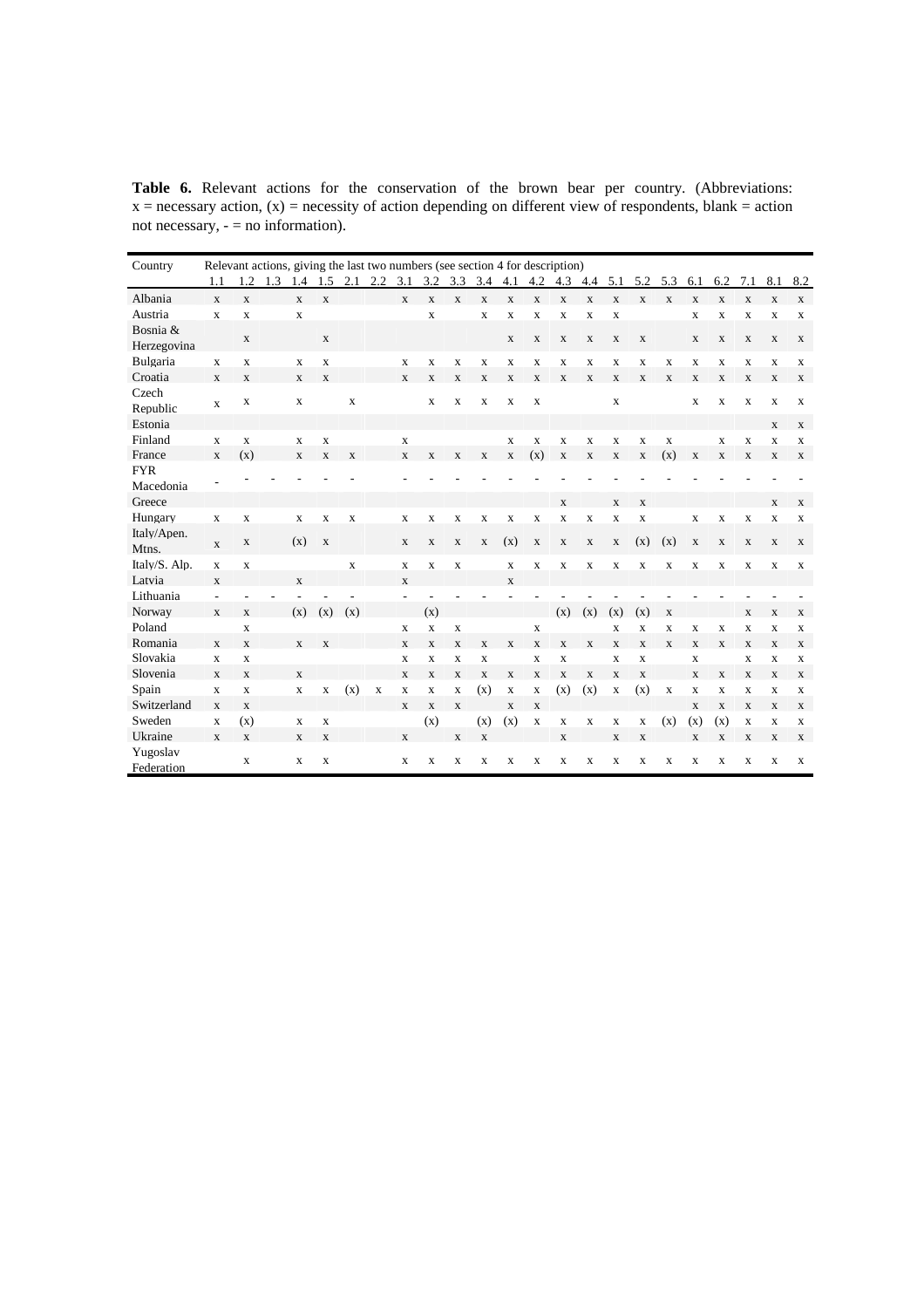**Table 6.** Relevant actions for the conservation of the brown bear per country. (Abbreviations: x = necessary action, (x) = necessity of action depending on different view of respondents, blank = action not necessary, - = no information).

| Country | Relevant actions, giving the last two numbers (see section 4 for description) | | | | | | | | | | | | | | | | | | | | | | |
|---|---|---|---|---|---|---|---|---|---|---|---|---|---|---|---|---|---|---|---|---|---|---|---|
| | 1.1 | 1.2 | 1.3 | 1.4 | 1.5 | 2.1 | 2.2 | 3.1 | 3.2 | 3.3 | 3.4 | 4.1 | 4.2 | 4.3 | 4.4 | 5.1 | 5.2 | 5.3 | 6.1 | 6.2 | 7.1 | 8.1 | 8.2 |
| Albania | x | x | | x | x | | | x | x | x | x | x | x | x | x | x | x | x | x | x | x | x | x |
| Austria | x | x | | x | | | | | x | | x | x | x | x | x | x | | | x | x | x | x | x |
| Bosnia & Herzegovina | | x | | | x | | | | | | | x | x | x | x | x | x | | x | x | x | x | x |
| Bulgaria | x | x | | x | x | | | x | x | x | x | x | x | x | x | x | x | x | x | x | x | x | x |
| Croatia | x | x | | x | x | | | x | x | x | x | x | x | x | x | x | x | x | x | x | x | x | x |
| Czech Republic | x | x | | x | | x | | | x | x | x | x | x | | | x | | | x | x | x | x | x |
| Estonia | | | | | | | | | | | | | | | | | | | | | | x | x |
| Finland | x | x | | x | x | | | x | | | | x | x | x | x | x | x | x | | x | x | x | x |
| France | x | (x) | | x | x | x | | x | x | x | x | x | (x) | x | x | x | x | (x) | x | x | x | x | x |
| FYR Macedonia | - | - | - | - | - | - | | - | - | - | - | - | - | - | - | - | - | - | - | - | - | - | - |
| Greece | | | | | | | | | | | | | | x | | x | x | | | | | x | x |
| Hungary | x | x | | x | x | x | | x | x | x | x | x | x | x | x | x | x | | x | x | x | x | x |
| Italy/Apen. Mtns. | x | x | | (x) | x | | | x | x | x | x | (x) | x | x | x | x | (x) | (x) | x | x | x | x | x |
| Italy/S. Alp. | x | x | | | | x | | x | x | x | | x | x | x | x | x | x | x | x | x | x | x | x |
| Latvia | x | | | x | | | | x | | | | x | | | | | | | | | | | |
| Lithuania | - | - | - | - | - | - | | - | - | - | - | - | - | - | - | - | - | - | - | - | - | - | - |
| Norway | x | x | | (x) | (x) | (x) | | | (x) | | | | | (x) | (x) | (x) | (x) | x | | | x | x | x |
| Poland | | x | | | | | | x | x | x | | | x | | | x | x | x | x | x | x | x | x |
| Romania | x | x | | x | x | | | x | x | x | x | x | x | x | x | x | x | x | x | x | x | x | x |
| Slovakia | x | x | | | | | | x | x | x | x | | x | x | | x | x | | x | | x | x | x |
| Slovenia | x | x | | x | | | | x | x | x | x | x | x | x | x | x | x | | x | x | x | x | x |
| Spain | x | x | | x | x | (x) | x | x | x | x | (x) | x | x | (x) | (x) | x | (x) | x | x | x | x | x | x |
| Switzerland | x | x | | | | | | x | x | x | | x | x | | | | | | x | x | x | x | x |
| Sweden | x | (x) | | x | x | | | | (x) | | (x) | (x) | x | x | x | x | x | (x) | (x) | (x) | x | x | x |
| Ukraine | x | x | | x | x | | | x | | x | x | | | x | | x | x | | x | x | x | x | x |
| Yugoslav Federation | | x | | x | x | | | x | x | x | x | x | x | x | x | x | x | x | x | x | x | x | x |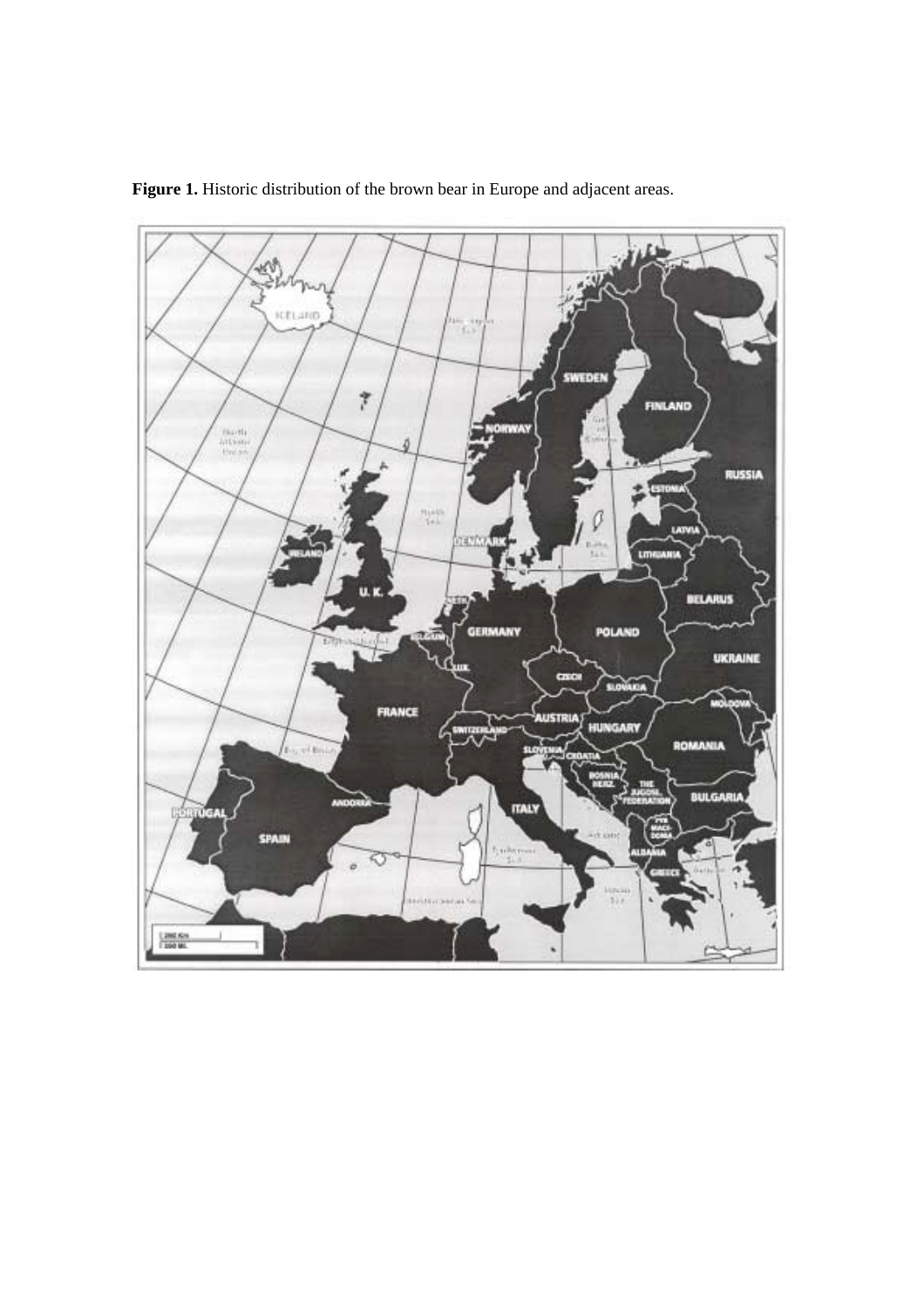**Figure 1.** Historic distribution of the brown bear in Europe and adjacent areas.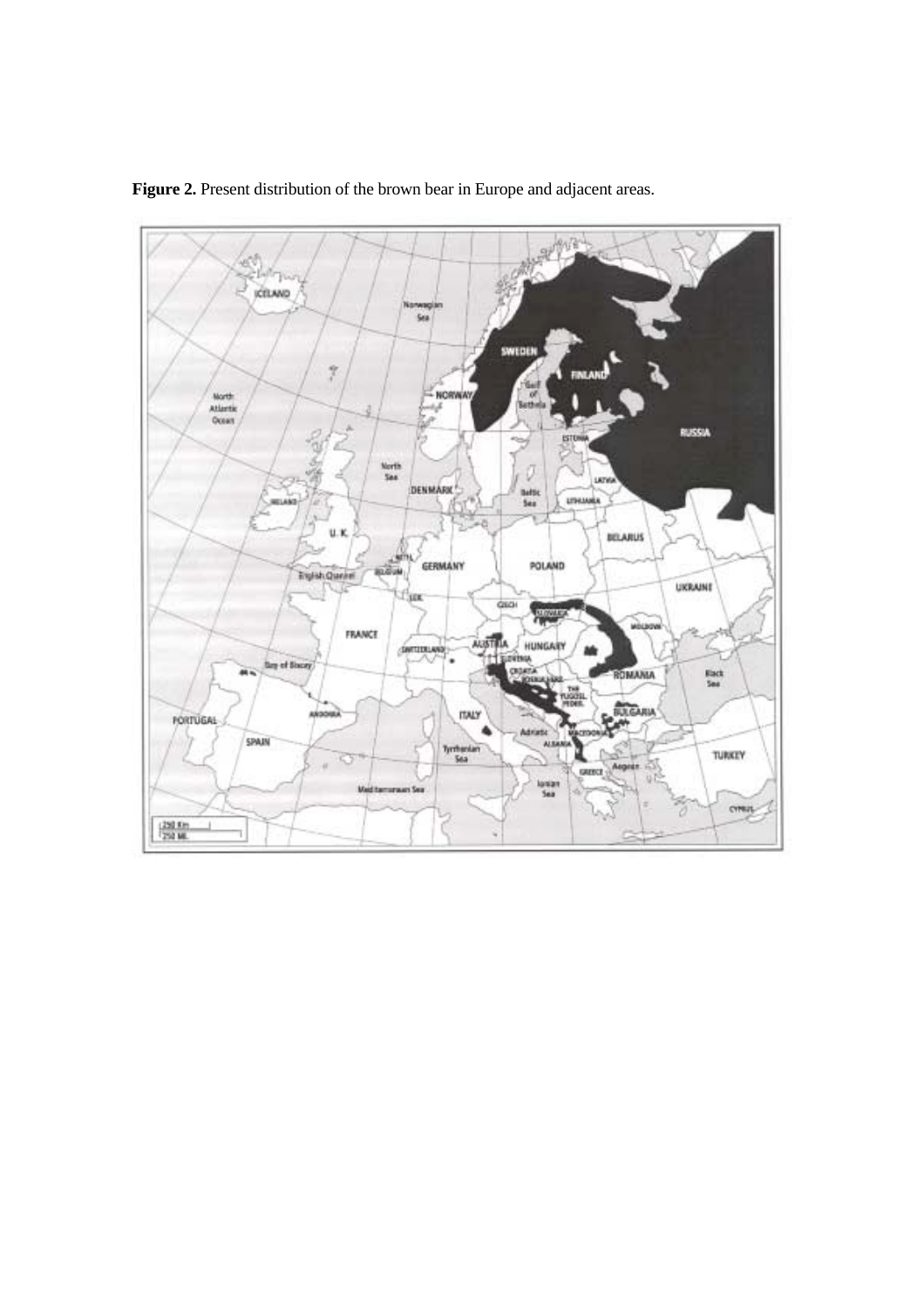**Figure 2.** Present distribution of the brown bear in Europe and adjacent areas.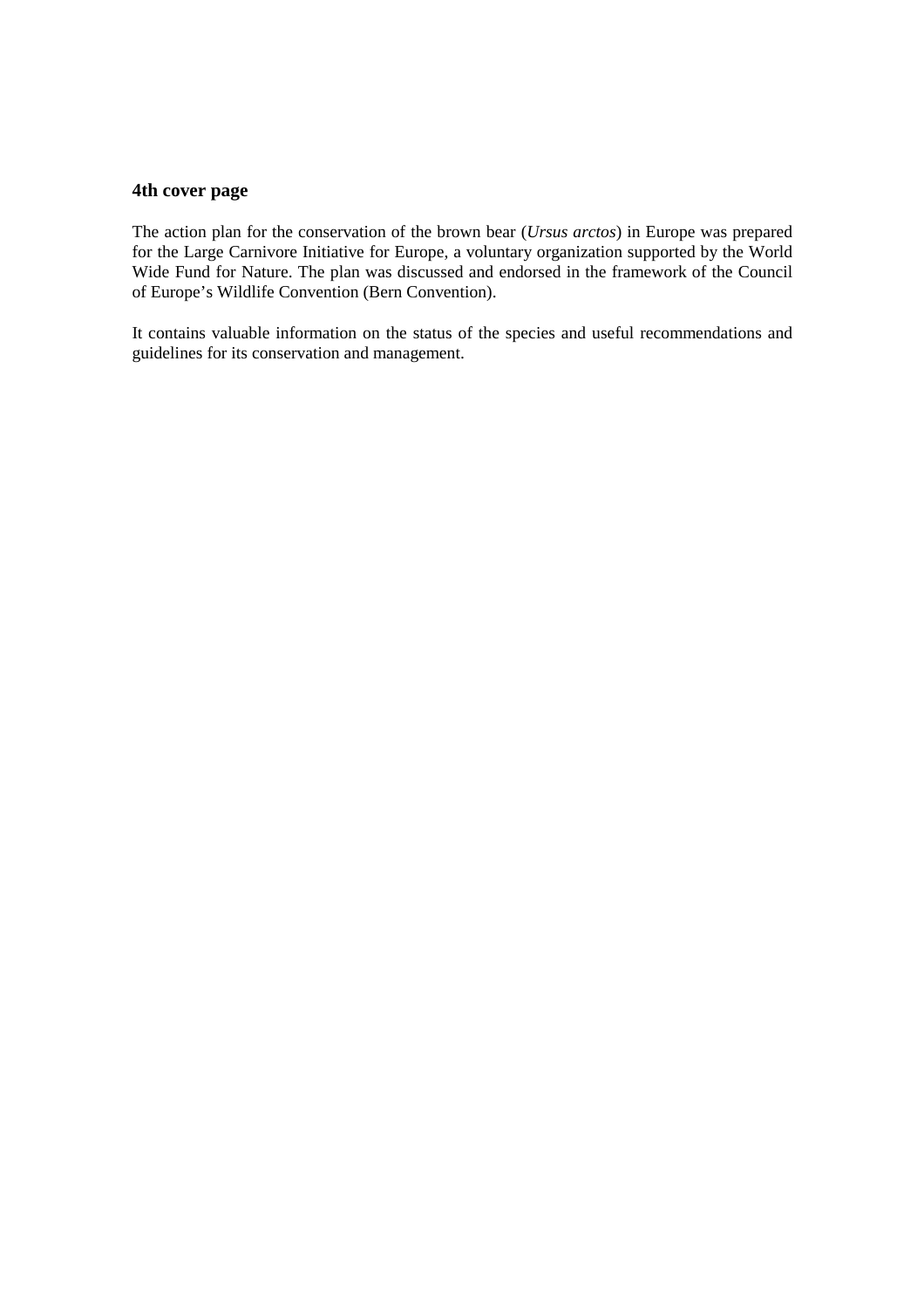### 4th cover page

The action plan for the conservation of the brown bear (*Ursus arctos*) in Europe was prepared for the Large Carnivore Initiative for Europe, a voluntary organization supported by the World Wide Fund for Nature. The plan was discussed and endorsed in the framework of the Council of Europe's Wildlife Convention (Bern Convention).

It contains valuable information on the status of the species and useful recommendations and guidelines for its conservation and management.